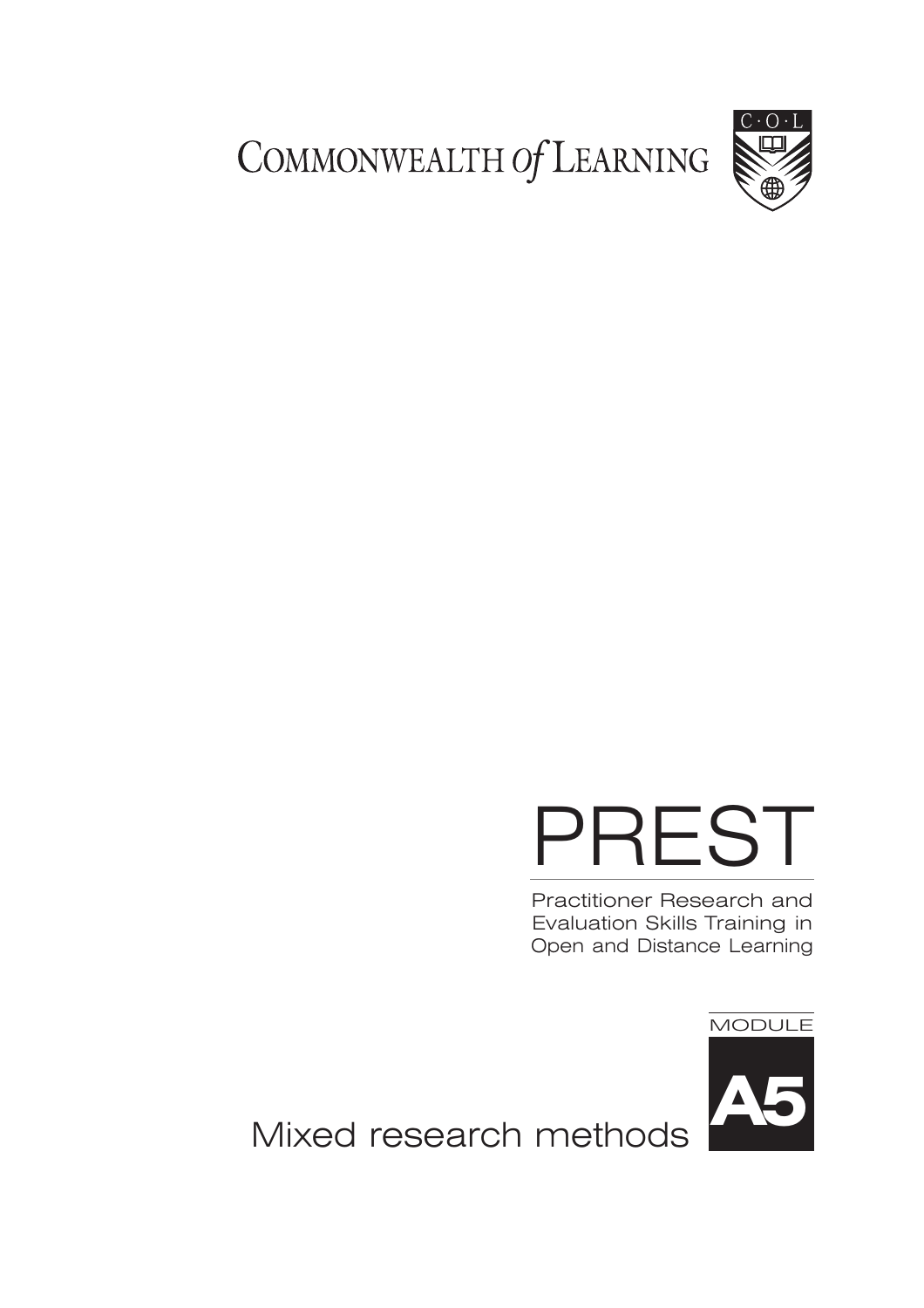COMMONWEALTH *of* LEARNING

C·O·L

# PREST

Practitioner Research and Evaluation Skills Training in Open and Distance Learning

MODULE

**A5**

## Mixed research methods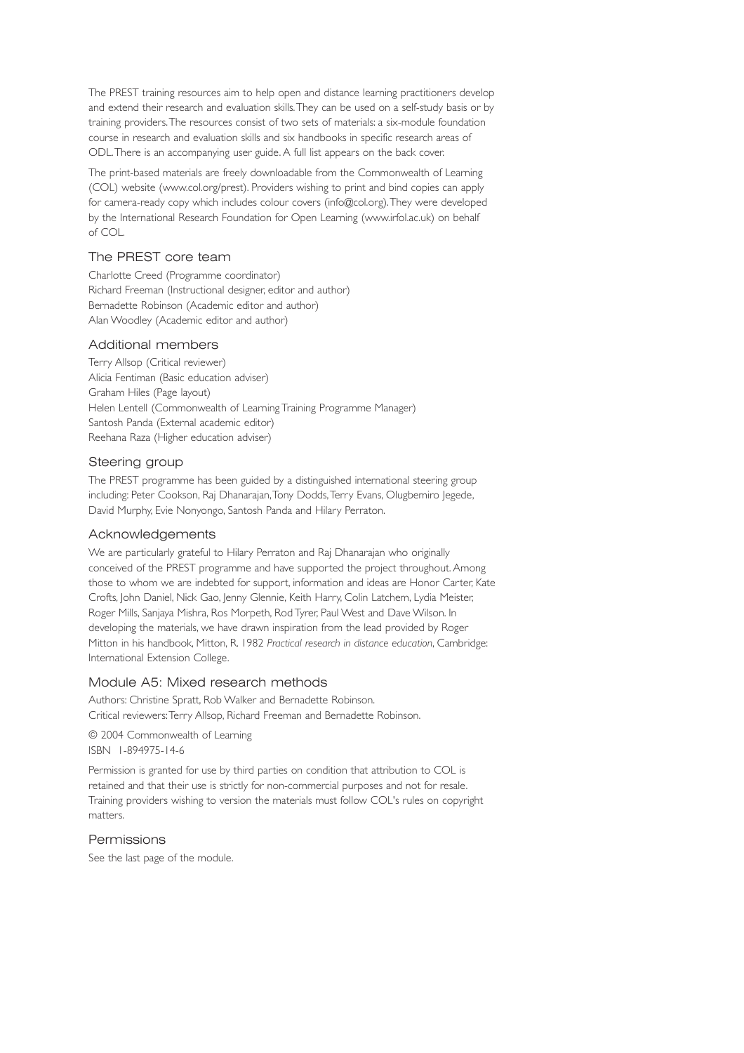The PREST training resources aim to help open and distance learning practitioners develop and extend their research and evaluation skills. They can be used on a self-study basis or by training providers. The resources consist of two sets of materials: a six-module foundation course in research and evaluation skills and six handbooks in specific research areas of ODL. There is an accompanying user guide. A full list appears on the back cover.

The print-based materials are freely downloadable from the Commonwealth of Learning (COL) website (www.col.org/prest). Providers wishing to print and bind copies can apply for camera-ready copy which includes colour covers (info@col.org). They were developed by the International Research Foundation for Open Learning (www.irfol.ac.uk) on behalf of COL.

## The PREST core team

Charlotte Creed (Programme coordinator)
Richard Freeman (Instructional designer, editor and author)
Bernadette Robinson (Academic editor and author)
Alan Woodley (Academic editor and author)

## Additional members

Terry Allsop (Critical reviewer)
Alicia Fentiman (Basic education adviser)
Graham Hiles (Page layout)
Helen Lentell (Commonwealth of Learning Training Programme Manager)
Santosh Panda (External academic editor)
Reehana Raza (Higher education adviser)

## Steering group

The PREST programme has been guided by a distinguished international steering group including: Peter Cookson, Raj Dhanarajan, Tony Dodds, Terry Evans, Olugbemiro Jegede, David Murphy, Evie Nonyongo, Santosh Panda and Hilary Perraton.

## Acknowledgements

We are particularly grateful to Hilary Perraton and Raj Dhanarajan who originally conceived of the PREST programme and have supported the project throughout. Among those to whom we are indebted for support, information and ideas are Honor Carter, Kate Crofts, John Daniel, Nick Gao, Jenny Glennie, Keith Harry, Colin Latchem, Lydia Meister, Roger Mills, Sanjaya Mishra, Ros Morpeth, Rod Tyrer, Paul West and Dave Wilson. In developing the materials, we have drawn inspiration from the lead provided by Roger Mitton in his handbook, Mitton, R. 1982 *Practical research in distance education*, Cambridge: International Extension College.

## Module A5: Mixed research methods

Authors: Christine Spratt, Rob Walker and Bernadette Robinson.
Critical reviewers: Terry Allsop, Richard Freeman and Bernadette Robinson.

© 2004 Commonwealth of Learning
ISBN 1-894975-14-6

Permission is granted for use by third parties on condition that attribution to COL is retained and that their use is strictly for non-commercial purposes and not for resale. Training providers wishing to version the materials must follow COL's rules on copyright matters.

## Permissions

See the last page of the module.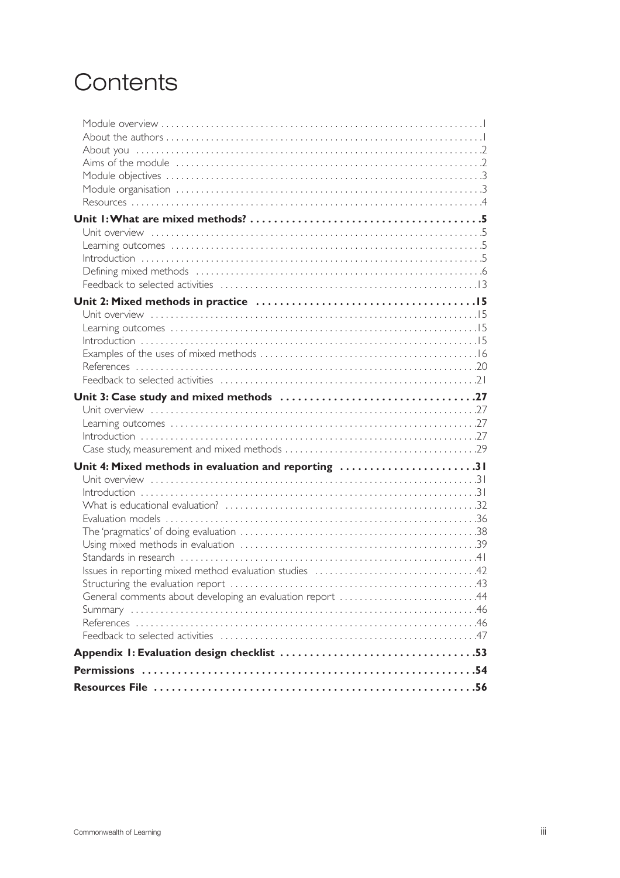# Contents

Module overview . . . . . . . . . . . . . . . . . . . . . . . . . . . . . . . . . . . . . . . . . . . . . . . . . . . . . . . . . . . . . . . . .1
About the authors . . . . . . . . . . . . . . . . . . . . . . . . . . . . . . . . . . . . . . . . . . . . . . . . . . . . . . . . . . . . . . . .1
About you . . . . . . . . . . . . . . . . . . . . . . . . . . . . . . . . . . . . . . . . . . . . . . . . . . . . . . . . . . . . . . . . . . . .2
Aims of the module . . . . . . . . . . . . . . . . . . . . . . . . . . . . . . . . . . . . . . . . . . . . . . . . . . . . . . . . . . . . . .2
Module objectives . . . . . . . . . . . . . . . . . . . . . . . . . . . . . . . . . . . . . . . . . . . . . . . . . . . . . . . . . . . . . . .3
Module organisation . . . . . . . . . . . . . . . . . . . . . . . . . . . . . . . . . . . . . . . . . . . . . . . . . . . . . . . . . . . . .3
Resources . . . . . . . . . . . . . . . . . . . . . . . . . . . . . . . . . . . . . . . . . . . . . . . . . . . . . . . . . . . . . . . . . . . . .4

**Unit 1: What are mixed methods? . . . . . . . . . . . . . . . . . . . . . . . . . . . . . . . . . . . . . . .5**
Unit overview . . . . . . . . . . . . . . . . . . . . . . . . . . . . . . . . . . . . . . . . . . . . . . . . . . . . . . . . . . . . . . . . . .5
Learning outcomes . . . . . . . . . . . . . . . . . . . . . . . . . . . . . . . . . . . . . . . . . . . . . . . . . . . . . . . . . . . . . .5
Introduction . . . . . . . . . . . . . . . . . . . . . . . . . . . . . . . . . . . . . . . . . . . . . . . . . . . . . . . . . . . . . . . . . . .5
Defining mixed methods . . . . . . . . . . . . . . . . . . . . . . . . . . . . . . . . . . . . . . . . . . . . . . . . . . . . . . . . .6
Feedback to selected activities . . . . . . . . . . . . . . . . . . . . . . . . . . . . . . . . . . . . . . . . . . . . . . . . . . .13

**Unit 2: Mixed methods in practice . . . . . . . . . . . . . . . . . . . . . . . . . . . . . . . . . . . . . .15**
Unit overview . . . . . . . . . . . . . . . . . . . . . . . . . . . . . . . . . . . . . . . . . . . . . . . . . . . . . . . . . . . . . . . . .15
Learning outcomes . . . . . . . . . . . . . . . . . . . . . . . . . . . . . . . . . . . . . . . . . . . . . . . . . . . . . . . . . . . . .15
Introduction . . . . . . . . . . . . . . . . . . . . . . . . . . . . . . . . . . . . . . . . . . . . . . . . . . . . . . . . . . . . . . . . . .15
Examples of the uses of mixed methods . . . . . . . . . . . . . . . . . . . . . . . . . . . . . . . . . . . . . . . . . . .16
References . . . . . . . . . . . . . . . . . . . . . . . . . . . . . . . . . . . . . . . . . . . . . . . . . . . . . . . . . . . . . . . . . . .20
Feedback to selected activities . . . . . . . . . . . . . . . . . . . . . . . . . . . . . . . . . . . . . . . . . . . . . . . . . . .21

**Unit 3: Case study and mixed methods . . . . . . . . . . . . . . . . . . . . . . . . . . . . . . . . .27**
Unit overview . . . . . . . . . . . . . . . . . . . . . . . . . . . . . . . . . . . . . . . . . . . . . . . . . . . . . . . . . . . . . . . . .27
Learning outcomes . . . . . . . . . . . . . . . . . . . . . . . . . . . . . . . . . . . . . . . . . . . . . . . . . . . . . . . . . . . . .27
Introduction . . . . . . . . . . . . . . . . . . . . . . . . . . . . . . . . . . . . . . . . . . . . . . . . . . . . . . . . . . . . . . . . . .27
Case study, measurement and mixed methods . . . . . . . . . . . . . . . . . . . . . . . . . . . . . . . . . . . . . .29

**Unit 4: Mixed methods in evaluation and reporting . . . . . . . . . . . . . . . . . . . . . .31**
Unit overview . . . . . . . . . . . . . . . . . . . . . . . . . . . . . . . . . . . . . . . . . . . . . . . . . . . . . . . . . . . . . . . . .31
Introduction . . . . . . . . . . . . . . . . . . . . . . . . . . . . . . . . . . . . . . . . . . . . . . . . . . . . . . . . . . . . . . . . . .31
What is educational evaluation? . . . . . . . . . . . . . . . . . . . . . . . . . . . . . . . . . . . . . . . . . . . . . . . . . .32
Evaluation models . . . . . . . . . . . . . . . . . . . . . . . . . . . . . . . . . . . . . . . . . . . . . . . . . . . . . . . . . . . . . .36
The 'pragmatics' of doing evaluation . . . . . . . . . . . . . . . . . . . . . . . . . . . . . . . . . . . . . . . . . . . . . . .38
Using mixed methods in evaluation . . . . . . . . . . . . . . . . . . . . . . . . . . . . . . . . . . . . . . . . . . . . . . .39
Standards in research . . . . . . . . . . . . . . . . . . . . . . . . . . . . . . . . . . . . . . . . . . . . . . . . . . . . . . . . . . .41
Issues in reporting mixed method evaluation studies . . . . . . . . . . . . . . . . . . . . . . . . . . . . . . . .42
Structuring the evaluation report . . . . . . . . . . . . . . . . . . . . . . . . . . . . . . . . . . . . . . . . . . . . . . . . .43
General comments about developing an evaluation report . . . . . . . . . . . . . . . . . . . . . . . . . . .44
Summary . . . . . . . . . . . . . . . . . . . . . . . . . . . . . . . . . . . . . . . . . . . . . . . . . . . . . . . . . . . . . . . . . . . . .46
References . . . . . . . . . . . . . . . . . . . . . . . . . . . . . . . . . . . . . . . . . . . . . . . . . . . . . . . . . . . . . . . . . . .46
Feedback to selected activities . . . . . . . . . . . . . . . . . . . . . . . . . . . . . . . . . . . . . . . . . . . . . . . . . . .47

**Appendix 1: Evaluation design checklist . . . . . . . . . . . . . . . . . . . . . . . . . . . . . . . .53**

**Permissions . . . . . . . . . . . . . . . . . . . . . . . . . . . . . . . . . . . . . . . . . . . . . . . . . . . . . . . .54**

**Resources File . . . . . . . . . . . . . . . . . . . . . . . . . . . . . . . . . . . . . . . . . . . . . . . . . . . . . .56**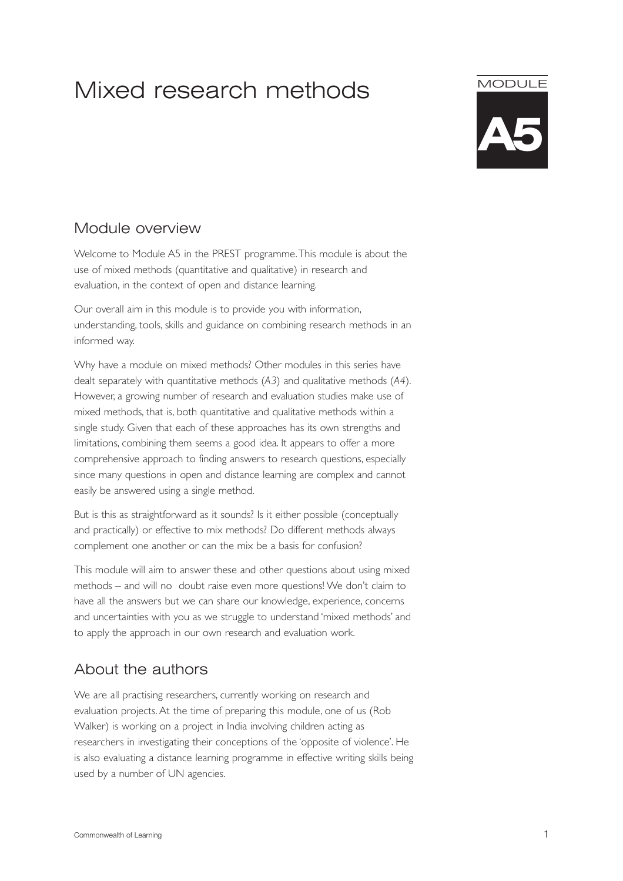# Mixed research methods

MODULE

**A5**

## Module overview

Welcome to Module A5 in the PREST programme. This module is about the use of mixed methods (quantitative and qualitative) in research and evaluation, in the context of open and distance learning.

Our overall aim in this module is to provide you with information, understanding, tools, skills and guidance on combining research methods in an informed way.

Why have a module on mixed methods? Other modules in this series have dealt separately with quantitative methods (*A3*) and qualitative methods (*A4*). However, a growing number of research and evaluation studies make use of mixed methods, that is, both quantitative and qualitative methods within a single study. Given that each of these approaches has its own strengths and limitations, combining them seems a good idea. It appears to offer a more comprehensive approach to finding answers to research questions, especially since many questions in open and distance learning are complex and cannot easily be answered using a single method.

But is this as straightforward as it sounds? Is it either possible (conceptually and practically) or effective to mix methods? Do different methods always complement one another or can the mix be a basis for confusion?

This module will aim to answer these and other questions about using mixed methods – and will no doubt raise even more questions! We don't claim to have all the answers but we can share our knowledge, experience, concerns and uncertainties with you as we struggle to understand 'mixed methods' and to apply the approach in our own research and evaluation work.

## About the authors

We are all practising researchers, currently working on research and evaluation projects. At the time of preparing this module, one of us (Rob Walker) is working on a project in India involving children acting as researchers in investigating their conceptions of the 'opposite of violence'. He is also evaluating a distance learning programme in effective writing skills being used by a number of UN agencies.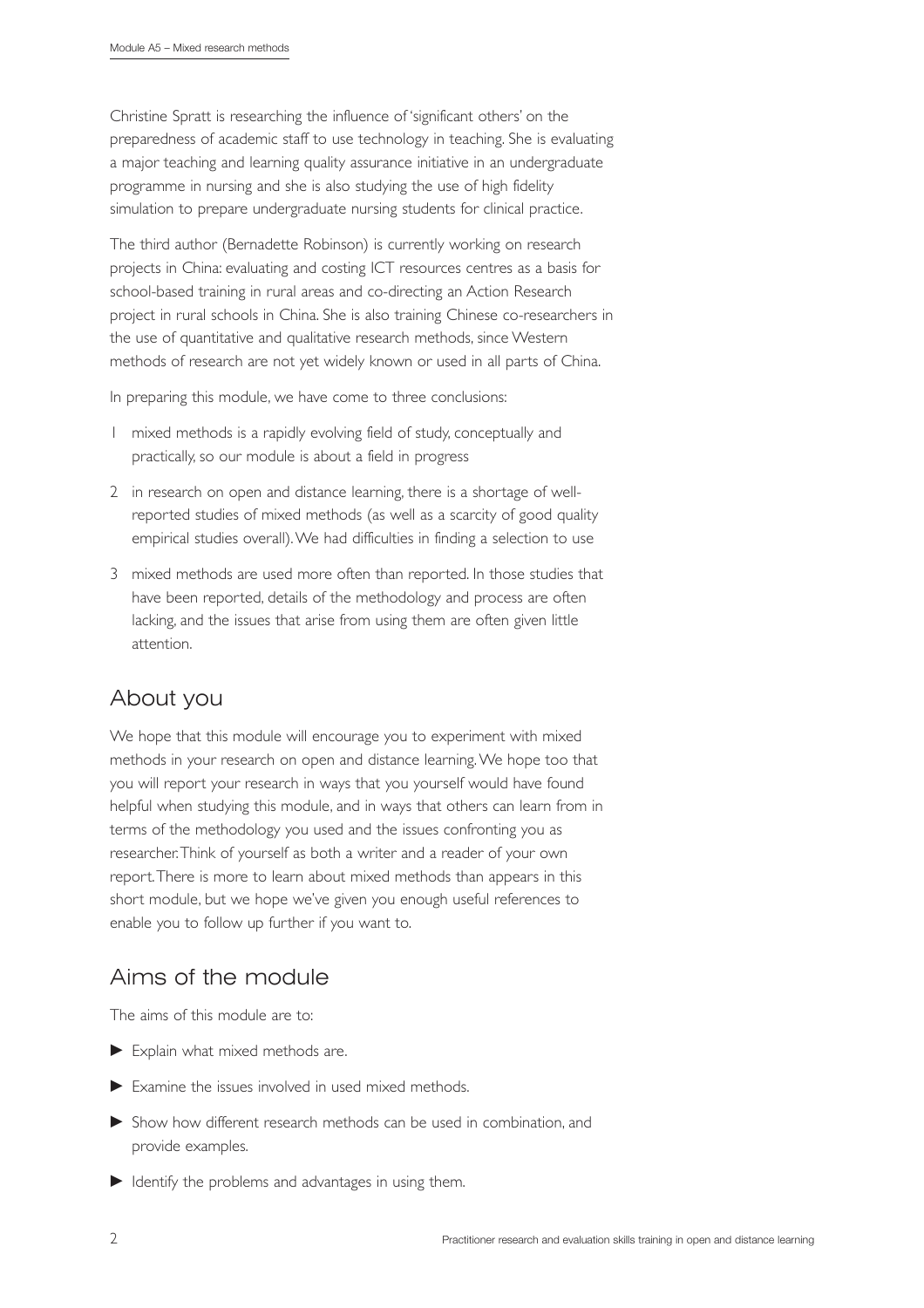Christine Spratt is researching the influence of 'significant others' on the preparedness of academic staff to use technology in teaching. She is evaluating a major teaching and learning quality assurance initiative in an undergraduate programme in nursing and she is also studying the use of high fidelity simulation to prepare undergraduate nursing students for clinical practice.

The third author (Bernadette Robinson) is currently working on research projects in China: evaluating and costing ICT resources centres as a basis for school-based training in rural areas and co-directing an Action Research project in rural schools in China. She is also training Chinese co-researchers in the use of quantitative and qualitative research methods, since Western methods of research are not yet widely known or used in all parts of China.

In preparing this module, we have come to three conclusions:

1. mixed methods is a rapidly evolving field of study, conceptually and practically, so our module is about a field in progress
2. in research on open and distance learning, there is a shortage of well-reported studies of mixed methods (as well as a scarcity of good quality empirical studies overall). We had difficulties in finding a selection to use
3. mixed methods are used more often than reported. In those studies that have been reported, details of the methodology and process are often lacking, and the issues that arise from using them are often given little attention.

## About you

We hope that this module will encourage you to experiment with mixed methods in your research on open and distance learning. We hope too that you will report your research in ways that you yourself would have found helpful when studying this module, and in ways that others can learn from in terms of the methodology you used and the issues confronting you as researcher. Think of yourself as both a writer and a reader of your own report. There is more to learn about mixed methods than appears in this short module, but we hope we've given you enough useful references to enable you to follow up further if you want to.

## Aims of the module

The aims of this module are to:

- Explain what mixed methods are.
- Examine the issues involved in used mixed methods.
- Show how different research methods can be used in combination, and provide examples.
- Identify the problems and advantages in using them.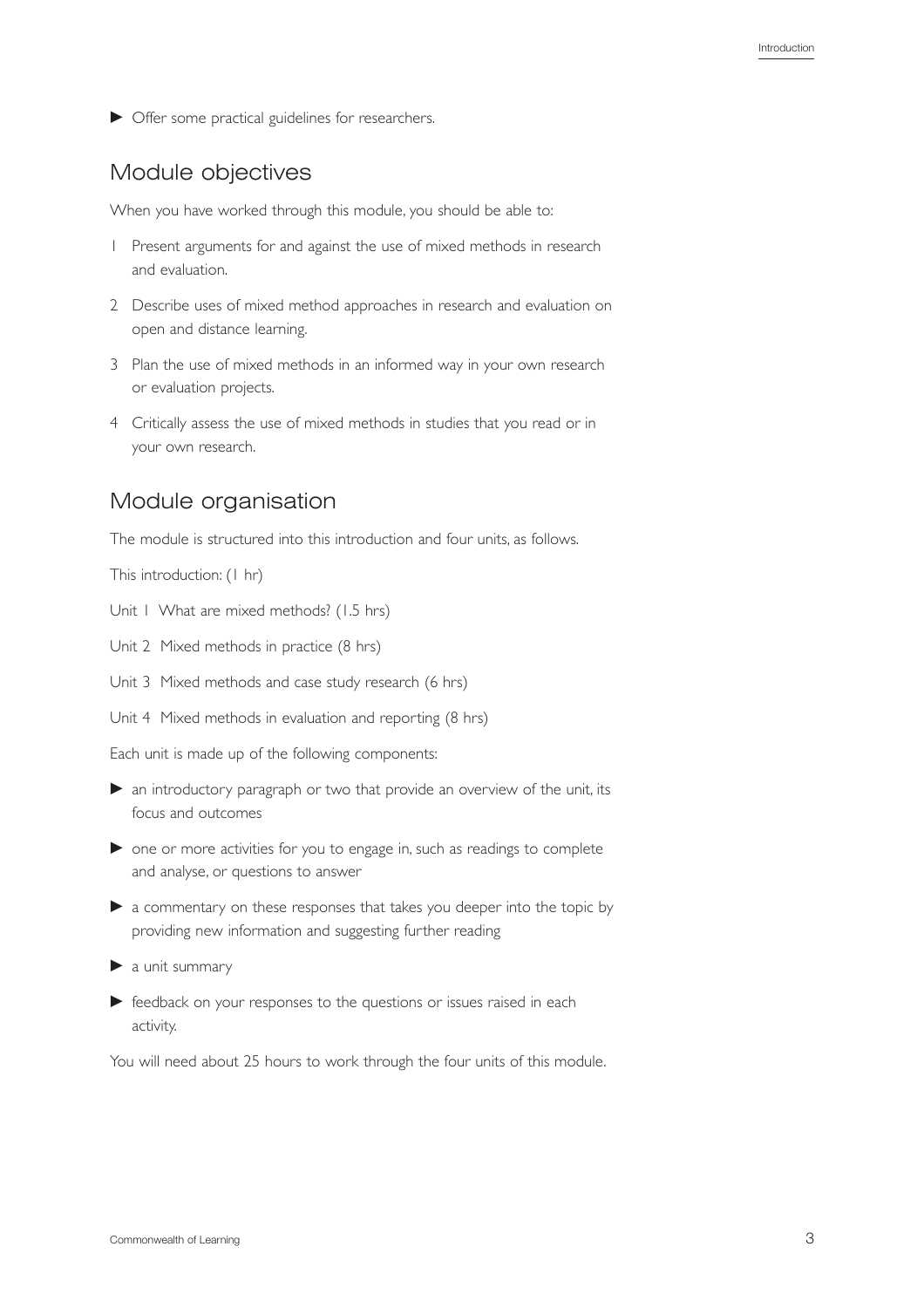- Offer some practical guidelines for researchers.

## Module objectives

When you have worked through this module, you should be able to:

1. Present arguments for and against the use of mixed methods in research and evaluation.
2. Describe uses of mixed method approaches in research and evaluation on open and distance learning.
3. Plan the use of mixed methods in an informed way in your own research or evaluation projects.
4. Critically assess the use of mixed methods in studies that you read or in your own research.

## Module organisation

The module is structured into this introduction and four units, as follows.

This introduction: (1 hr)

Unit 1 What are mixed methods? (1.5 hrs)

Unit 2 Mixed methods in practice (8 hrs)

Unit 3 Mixed methods and case study research (6 hrs)

Unit 4 Mixed methods in evaluation and reporting (8 hrs)

Each unit is made up of the following components:

- an introductory paragraph or two that provide an overview of the unit, its focus and outcomes
- one or more activities for you to engage in, such as readings to complete and analyse, or questions to answer
- a commentary on these responses that takes you deeper into the topic by providing new information and suggesting further reading
- a unit summary
- feedback on your responses to the questions or issues raised in each activity.

You will need about 25 hours to work through the four units of this module.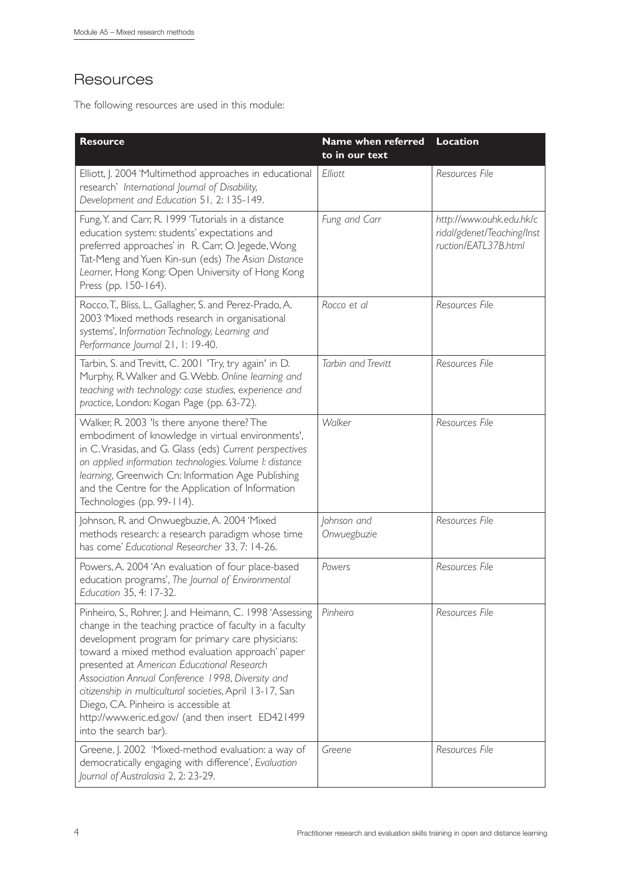## Resources

The following resources are used in this module:

| Resource | Name when referred to in our text | Location |
|---|---|---|
| Elliott, J. 2004 'Multimethod approaches in educational research' *International Journal of Disability, Development and Education* 51, 2: 135-149. | *Elliott* | *Resources File* |
| Fung, Y. and Carr, R. 1999 'Tutorials in a distance education system: students' expectations and preferred approaches' in R. Carr, O. Jegede, Wong Tat-Meng and Yuen Kin-sun (eds) *The Asian Distance Learner*, Hong Kong: Open University of Hong Kong Press (pp. 150-164). | *Fung and Carr* | *http://www.ouhk.edu.hk/cridal/gdenet/Teaching/Instruction/EATL37B.html* |
| Rocco, T., Bliss, L., Gallagher, S. and Perez-Prado, A. 2003 'Mixed methods research in organisational systems', *Information Technology, Learning and Performance Journal* 21, 1: 19-40. | *Rocco et al* | *Resources File* |
| Tarbin, S. and Trevitt, C. 2001 'Try, try again' in D. Murphy, R. Walker and G. Webb. *Online learning and teaching with technology: case studies, experience and practice*, London: Kogan Page (pp. 63-72). | *Tarbin and Trevitt* | *Resources File* |
| Walker, R. 2003 'Is there anyone there? The embodiment of knowledge in virtual environments', in C. Vrasidas, and G. Glass (eds) *Current perspectives on applied information technologies. Volume I: distance learning*, Greenwich Cn: Information Age Publishing and the Centre for the Application of Information Technologies (pp. 99-114). | *Walker* | *Resources File* |
| Johnson, R. and Onwuegbuzie, A. 2004 'Mixed methods research: a research paradigm whose time has come' *Educational Researcher* 33, 7: 14-26. | *Johnson and Onwuegbuzie* | *Resources File* |
| Powers, A. 2004 'An evaluation of four place-based education programs', *The Journal of Environmental Education* 35, 4: 17-32. | *Powers* | *Resources File* |
| Pinheiro, S., Rohrer, J. and Heimann, C. 1998 'Assessing change in the teaching practice of faculty in a faculty development program for primary care physicians: toward a mixed method evaluation approach' paper presented at *American Educational Research Association Annual Conference 1998, Diversity and citizenship in multicultural societies*, April 13-17, San Diego, CA. Pinheiro is accessible at http://www.eric.ed.gov/ (and then insert ED421499 into the search bar). | *Pinheiro* | *Resources File* |
| Greene, J. 2002 'Mixed-method evaluation: a way of democratically engaging with difference', *Evaluation Journal of Australasia* 2, 2: 23-29. | *Greene* | *Resources File* |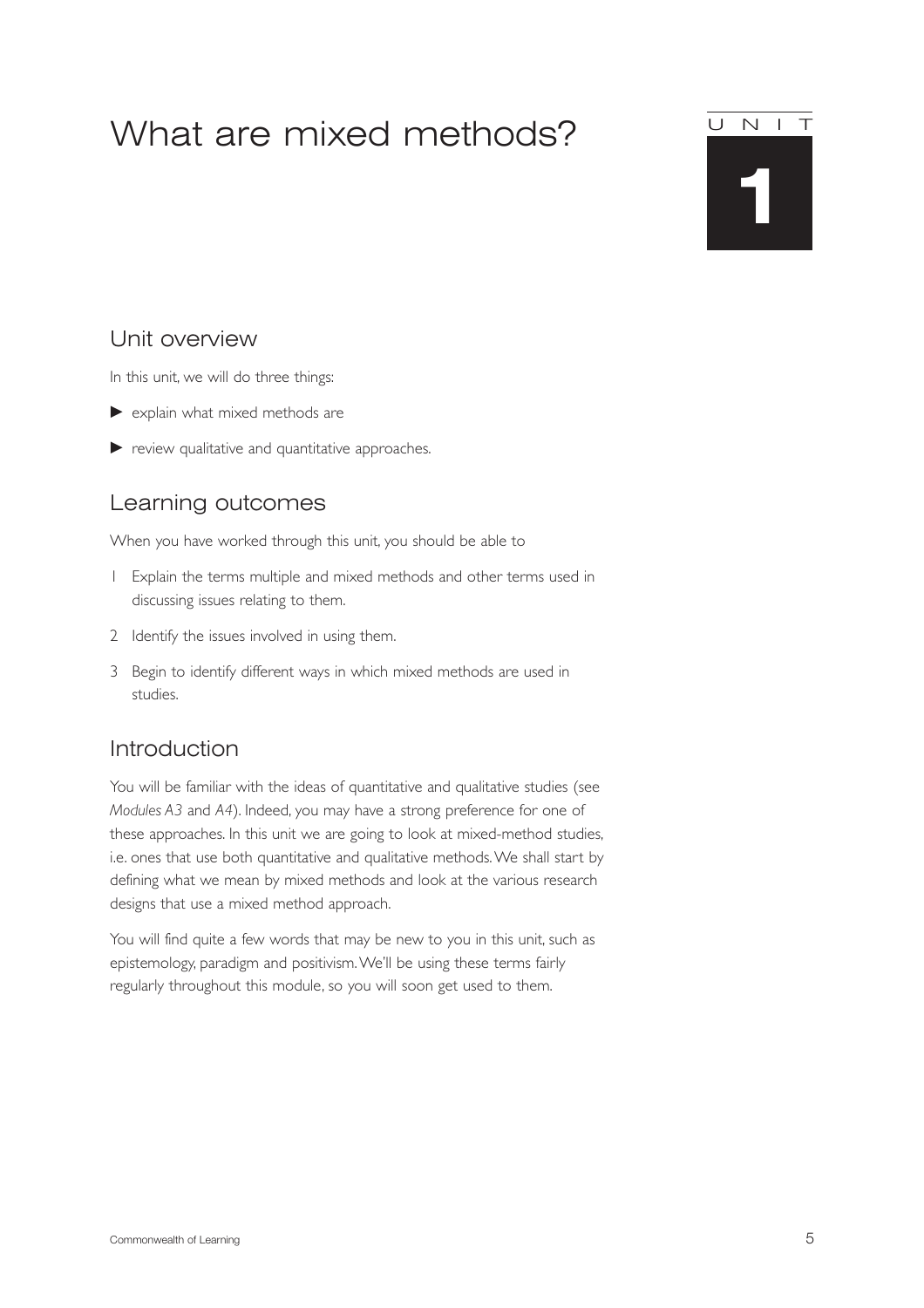# What are mixed methods?

UNIT 1

## Unit overview

In this unit, we will do three things:

- explain what mixed methods are
- review qualitative and quantitative approaches.

## Learning outcomes

When you have worked through this unit, you should be able to

1. Explain the terms multiple and mixed methods and other terms used in discussing issues relating to them.
2. Identify the issues involved in using them.
3. Begin to identify different ways in which mixed methods are used in studies.

## Introduction

You will be familiar with the ideas of quantitative and qualitative studies (see *Modules A3* and *A4*). Indeed, you may have a strong preference for one of these approaches. In this unit we are going to look at mixed-method studies, i.e. ones that use both quantitative and qualitative methods. We shall start by defining what we mean by mixed methods and look at the various research designs that use a mixed method approach.

You will find quite a few words that may be new to you in this unit, such as epistemology, paradigm and positivism. We'll be using these terms fairly regularly throughout this module, so you will soon get used to them.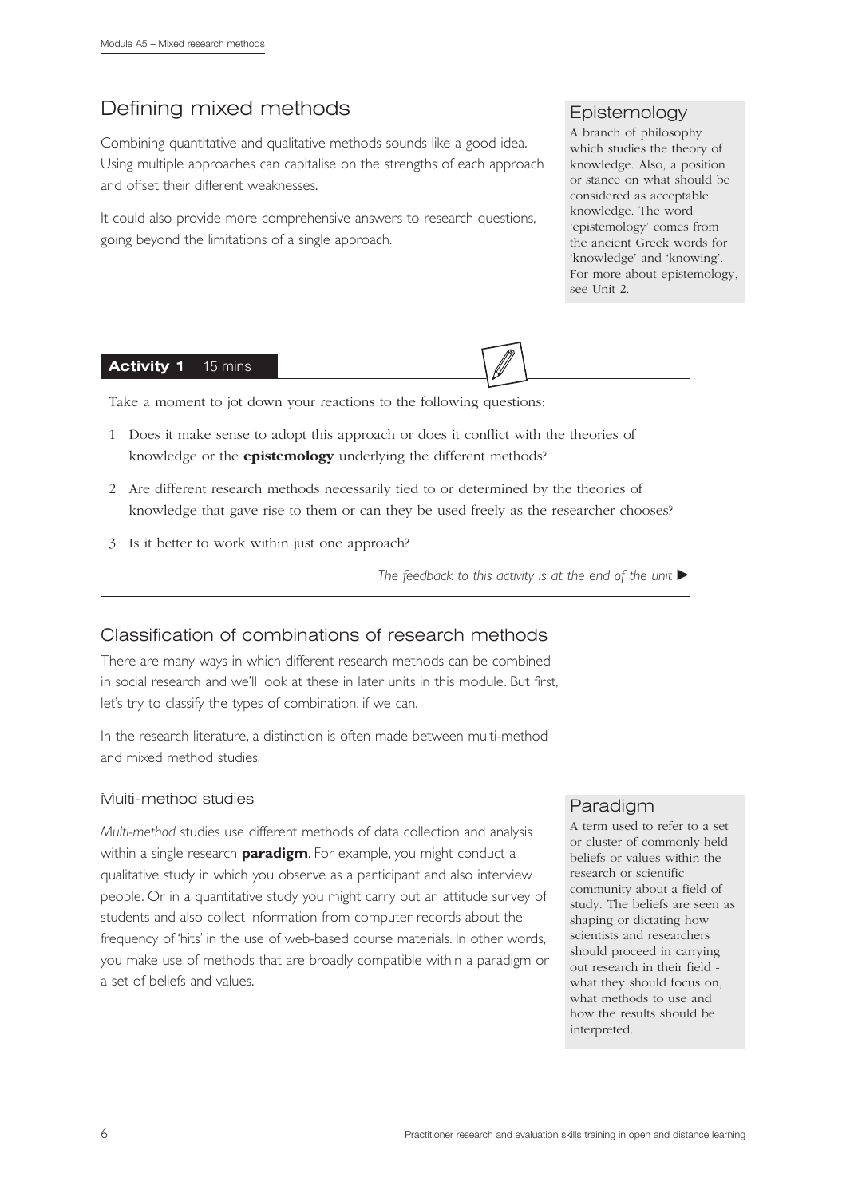## Defining mixed methods

Combining quantitative and qualitative methods sounds like a good idea. Using multiple approaches can capitalise on the strengths of each approach and offset their different weaknesses.

It could also provide more comprehensive answers to research questions, going beyond the limitations of a single approach.

> **Epistemology**
> A branch of philosophy which studies the theory of knowledge. Also, a position or stance on what should be considered as acceptable knowledge. The word 'epistemology' comes from the ancient Greek words for 'knowledge' and 'knowing'. For more about epistemology, see Unit 2.

**Activity 1** 15 mins

Take a moment to jot down your reactions to the following questions:

1. Does it make sense to adopt this approach or does it conflict with the theories of knowledge or the **epistemology** underlying the different methods?
2. Are different research methods necessarily tied to or determined by the theories of knowledge that gave rise to them or can they be used freely as the researcher chooses?
3. Is it better to work within just one approach?

*The feedback to this activity is at the end of the unit* ▶

## Classification of combinations of research methods

There are many ways in which different research methods can be combined in social research and we'll look at these in later units in this module. But first, let's try to classify the types of combination, if we can.

In the research literature, a distinction is often made between multi-method and mixed method studies.

### Multi-method studies

*Multi-method* studies use different methods of data collection and analysis within a single research **paradigm**. For example, you might conduct a qualitative study in which you observe as a participant and also interview people. Or in a quantitative study you might carry out an attitude survey of students and also collect information from computer records about the frequency of 'hits' in the use of web-based course materials. In other words, you make use of methods that are broadly compatible within a paradigm or a set of beliefs and values.

> **Paradigm**
> A term used to refer to a set or cluster of commonly-held beliefs or values within the research or scientific community about a field of study. The beliefs are seen as shaping or dictating how scientists and researchers should proceed in carrying out research in their field - what they should focus on, what methods to use and how the results should be interpreted.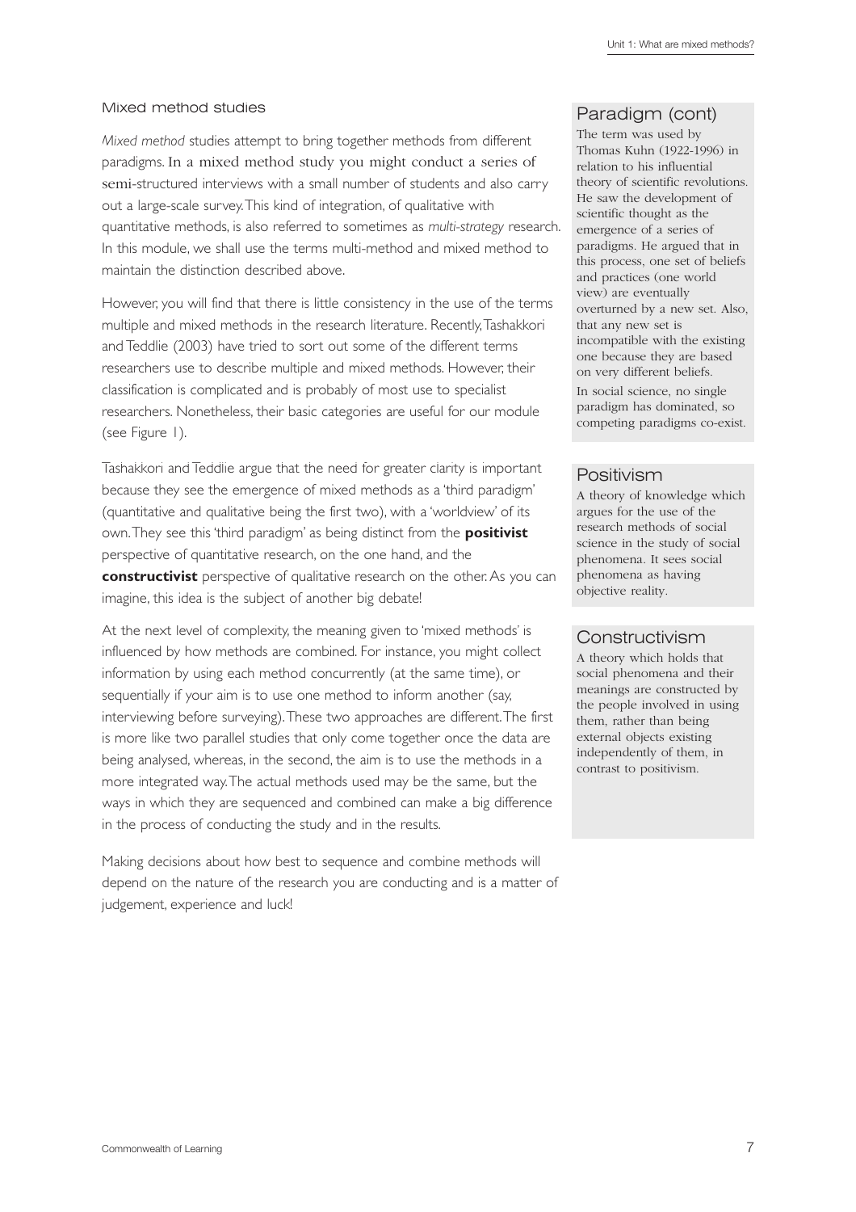### Mixed method studies

*Mixed method* studies attempt to bring together methods from different paradigms. In a mixed method study you might conduct a series of semi-structured interviews with a small number of students and also carry out a large-scale survey. This kind of integration, of qualitative with quantitative methods, is also referred to sometimes as *multi-strategy* research. In this module, we shall use the terms multi-method and mixed method to maintain the distinction described above.

However, you will find that there is little consistency in the use of the terms multiple and mixed methods in the research literature. Recently, Tashakkori and Teddlie (2003) have tried to sort out some of the different terms researchers use to describe multiple and mixed methods. However, their classification is complicated and is probably of most use to specialist researchers. Nonetheless, their basic categories are useful for our module (see Figure 1).

Tashakkori and Teddlie argue that the need for greater clarity is important because they see the emergence of mixed methods as a 'third paradigm' (quantitative and qualitative being the first two), with a 'worldview' of its own. They see this 'third paradigm' as being distinct from the **positivist** perspective of quantitative research, on the one hand, and the **constructivist** perspective of qualitative research on the other. As you can imagine, this idea is the subject of another big debate!

At the next level of complexity, the meaning given to 'mixed methods' is influenced by how methods are combined. For instance, you might collect information by using each method concurrently (at the same time), or sequentially if your aim is to use one method to inform another (say, interviewing before surveying). These two approaches are different. The first is more like two parallel studies that only come together once the data are being analysed, whereas, in the second, the aim is to use the methods in a more integrated way. The actual methods used may be the same, but the ways in which they are sequenced and combined can make a big difference in the process of conducting the study and in the results.

Making decisions about how best to sequence and combine methods will depend on the nature of the research you are conducting and is a matter of judgement, experience and luck!

### Paradigm (cont)

The term was used by Thomas Kuhn (1922-1996) in relation to his influential theory of scientific revolutions. He saw the development of scientific thought as the emergence of a series of paradigms. He argued that in this process, one set of beliefs and practices (one world view) are eventually overturned by a new set. Also, that any new set is incompatible with the existing one because they are based on very different beliefs.

In social science, no single paradigm has dominated, so competing paradigms co-exist.

### Positivism

A theory of knowledge which argues for the use of the research methods of social science in the study of social phenomena. It sees social phenomena as having objective reality.

### Constructivism

A theory which holds that social phenomena and their meanings are constructed by the people involved in using them, rather than being external objects existing independently of them, in contrast to positivism.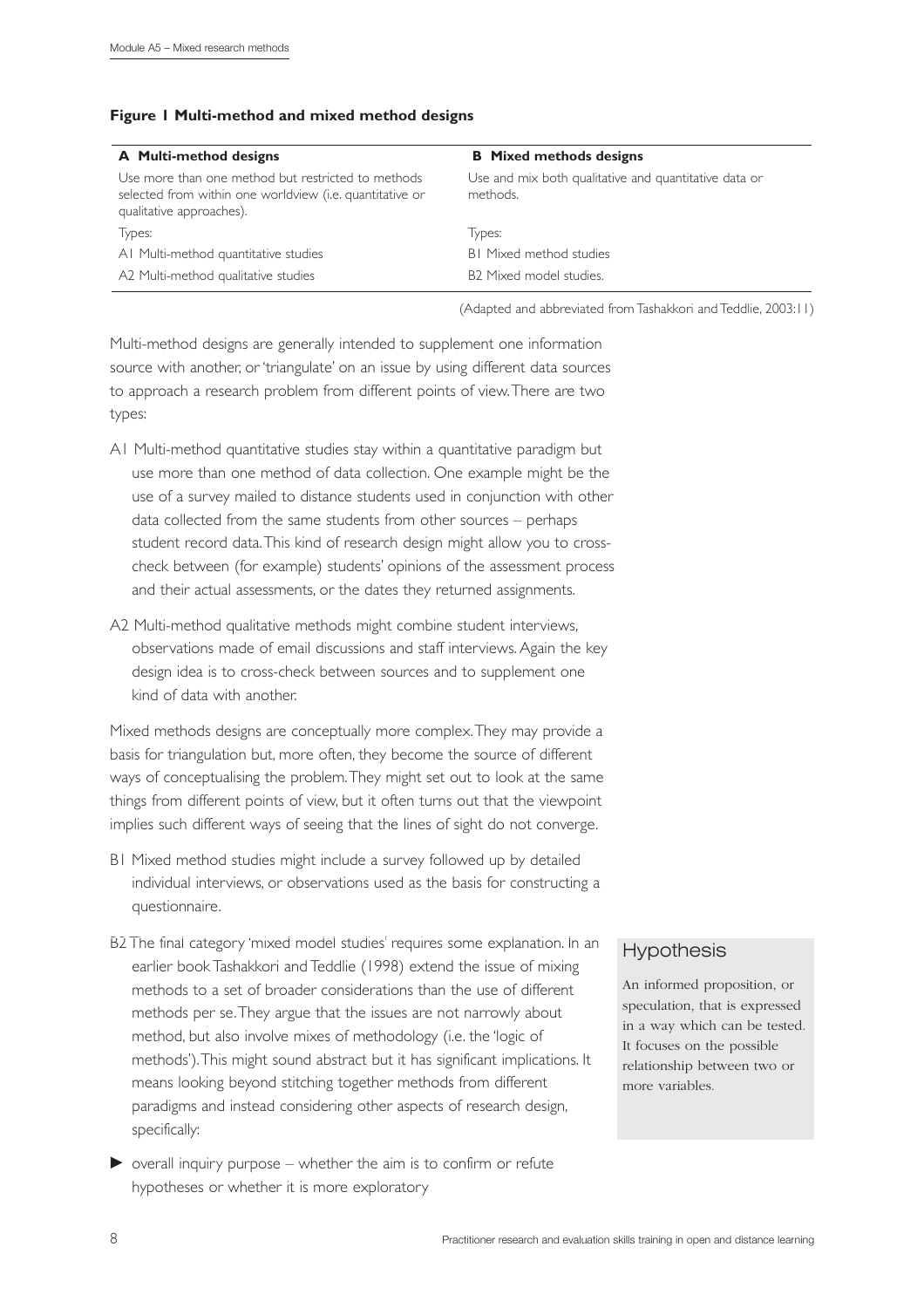**Figure 1 Multi-method and mixed method designs**

| A Multi-method designs | B Mixed methods designs |
|---|---|
| Use more than one method but restricted to methods selected from within one worldview (i.e. quantitative or qualitative approaches). | Use and mix both qualitative and quantitative data or methods. |
| Types: | Types: |
| A1 Multi-method quantitative studies | B1 Mixed method studies |
| A2 Multi-method qualitative studies | B2 Mixed model studies. |

(Adapted and abbreviated from Tashakkori and Teddlie, 2003:11)

Multi-method designs are generally intended to supplement one information source with another, or 'triangulate' on an issue by using different data sources to approach a research problem from different points of view. There are two types:

A1 Multi-method quantitative studies stay within a quantitative paradigm but use more than one method of data collection. One example might be the use of a survey mailed to distance students used in conjunction with other data collected from the same students from other sources – perhaps student record data. This kind of research design might allow you to cross-check between (for example) students' opinions of the assessment process and their actual assessments, or the dates they returned assignments.

A2 Multi-method qualitative methods might combine student interviews, observations made of email discussions and staff interviews. Again the key design idea is to cross-check between sources and to supplement one kind of data with another.

Mixed methods designs are conceptually more complex. They may provide a basis for triangulation but, more often, they become the source of different ways of conceptualising the problem. They might set out to look at the same things from different points of view, but it often turns out that the viewpoint implies such different ways of seeing that the lines of sight do not converge.

B1 Mixed method studies might include a survey followed up by detailed individual interviews, or observations used as the basis for constructing a questionnaire.

B2 The final category 'mixed model studies' requires some explanation. In an earlier book Tashakkori and Teddlie (1998) extend the issue of mixing methods to a set of broader considerations than the use of different methods per se. They argue that the issues are not narrowly about method, but also involve mixes of methodology (i.e. the 'logic of methods'). This might sound abstract but it has significant implications. It means looking beyond stitching together methods from different paradigms and instead considering other aspects of research design, specifically:

- overall inquiry purpose – whether the aim is to confirm or refute hypotheses or whether it is more exploratory

> **Hypothesis**
>
> An informed proposition, or speculation, that is expressed in a way which can be tested. It focuses on the possible relationship between two or more variables.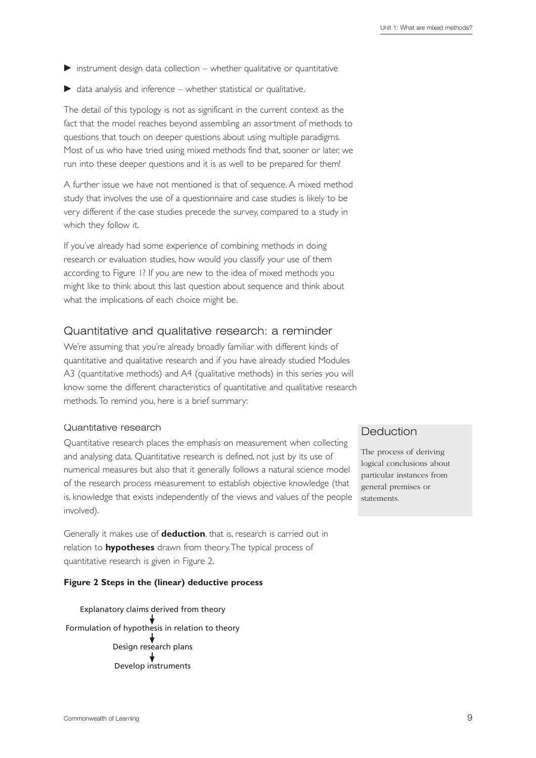- instrument design data collection – whether qualitative or quantitative
- data analysis and inference – whether statistical or qualitative.

The detail of this typology is not as significant in the current context as the fact that the model reaches beyond assembling an assortment of methods to questions that touch on deeper questions about using multiple paradigms. Most of us who have tried using mixed methods find that, sooner or later, we run into these deeper questions and it is as well to be prepared for them!

A further issue we have not mentioned is that of sequence. A mixed method study that involves the use of a questionnaire and case studies is likely to be very different if the case studies precede the survey, compared to a study in which they follow it.

If you've already had some experience of combining methods in doing research or evaluation studies, how would you classify your use of them according to Figure 1? If you are new to the idea of mixed methods you might like to think about this last question about sequence and think about what the implications of each choice might be.

## Quantitative and qualitative research: a reminder

We're assuming that you're already broadly familiar with different kinds of quantitative and qualitative research and if you have already studied Modules A3 (quantitative methods) and A4 (qualitative methods) in this series you will know some the different characteristics of quantitative and qualitative research methods. To remind you, here is a brief summary:

### Quantitative research

Quantitative research places the emphasis on measurement when collecting and analysing data. Quantitative research is defined, not just by its use of numerical measures but also that it generally follows a natural science model of the research process measurement to establish objective knowledge (that is, knowledge that exists independently of the views and values of the people involved).

Generally it makes use of **deduction**, that is, research is carried out in relation to **hypotheses** drawn from theory. The typical process of quantitative research is given in Figure 2.

> **Deduction**
>
> The process of deriving logical conclusions about particular instances from general premises or statements.

**Figure 2 Steps in the (linear) deductive process**

Explanatory claims derived from theory
↓
Formulation of hypothesis in relation to theory
↓
Design research plans
↓
Develop instruments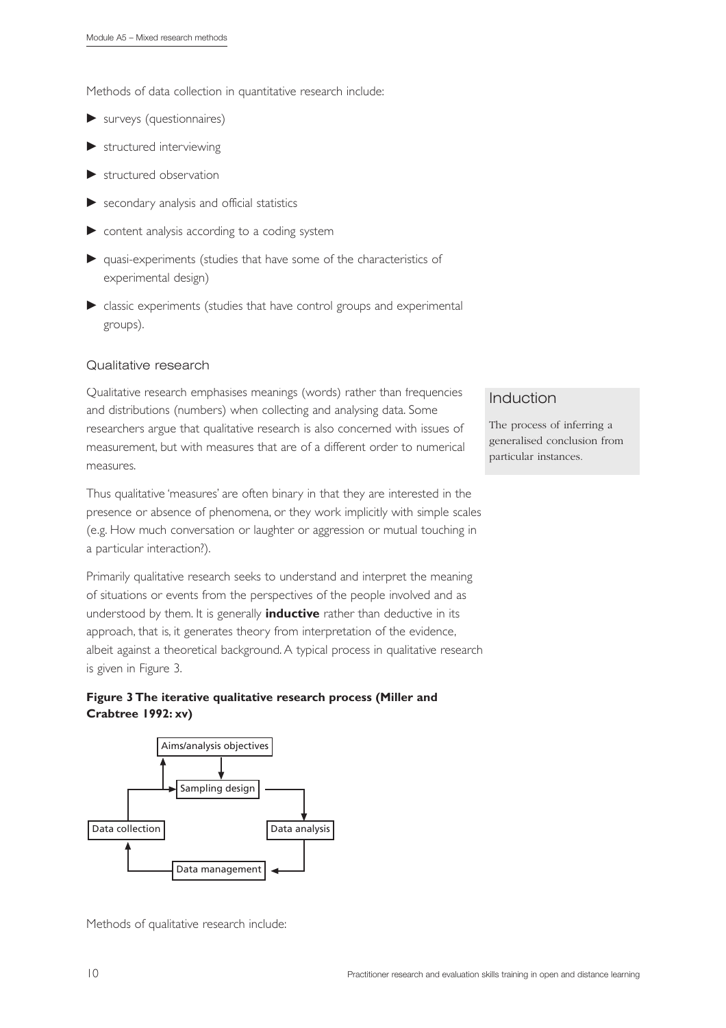Methods of data collection in quantitative research include:

- surveys (questionnaires)
- structured interviewing
- structured observation
- secondary analysis and official statistics
- content analysis according to a coding system
- quasi-experiments (studies that have some of the characteristics of experimental design)
- classic experiments (studies that have control groups and experimental groups).

### Qualitative research

Qualitative research emphasises meanings (words) rather than frequencies and distributions (numbers) when collecting and analysing data. Some researchers argue that qualitative research is also concerned with issues of measurement, but with measures that are of a different order to numerical measures.

Thus qualitative 'measures' are often binary in that they are interested in the presence or absence of phenomena, or they work implicitly with simple scales (e.g. How much conversation or laughter or aggression or mutual touching in a particular interaction?).

Primarily qualitative research seeks to understand and interpret the meaning of situations or events from the perspectives of the people involved and as understood by them. It is generally **inductive** rather than deductive in its approach, that is, it generates theory from interpretation of the evidence, albeit against a theoretical background. A typical process in qualitative research is given in Figure 3.

> **Induction**
>
> The process of inferring a generalised conclusion from particular instances.

**Figure 3 The iterative qualitative research process (Miller and Crabtree 1992: xv)**

Aims/analysis objectives → Sampling design → Data analysis → Data management → Data collection → (Sampling design / Aims/analysis objectives)

Methods of qualitative research include: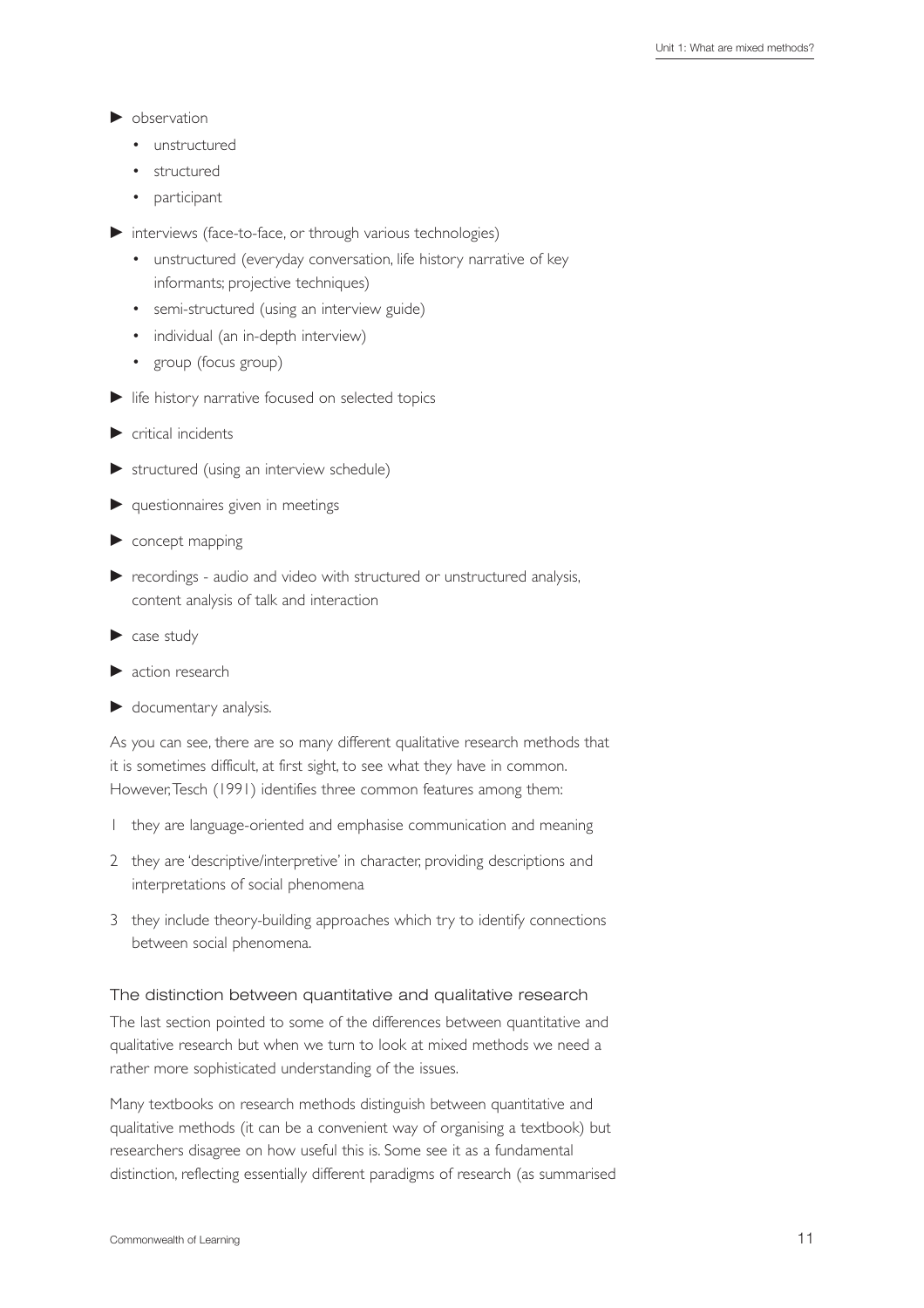- observation
  - unstructured
  - structured
  - participant
- interviews (face-to-face, or through various technologies)
  - unstructured (everyday conversation, life history narrative of key informants; projective techniques)
  - semi-structured (using an interview guide)
  - individual (an in-depth interview)
  - group (focus group)
- life history narrative focused on selected topics
- critical incidents
- structured (using an interview schedule)
- questionnaires given in meetings
- concept mapping
- recordings - audio and video with structured or unstructured analysis, content analysis of talk and interaction
- case study
- action research
- documentary analysis.

As you can see, there are so many different qualitative research methods that it is sometimes difficult, at first sight, to see what they have in common. However, Tesch (1991) identifies three common features among them:

1. they are language-oriented and emphasise communication and meaning
2. they are 'descriptive/interpretive' in character, providing descriptions and interpretations of social phenomena
3. they include theory-building approaches which try to identify connections between social phenomena.

### The distinction between quantitative and qualitative research

The last section pointed to some of the differences between quantitative and qualitative research but when we turn to look at mixed methods we need a rather more sophisticated understanding of the issues.

Many textbooks on research methods distinguish between quantitative and qualitative methods (it can be a convenient way of organising a textbook) but researchers disagree on how useful this is. Some see it as a fundamental distinction, reflecting essentially different paradigms of research (as summarised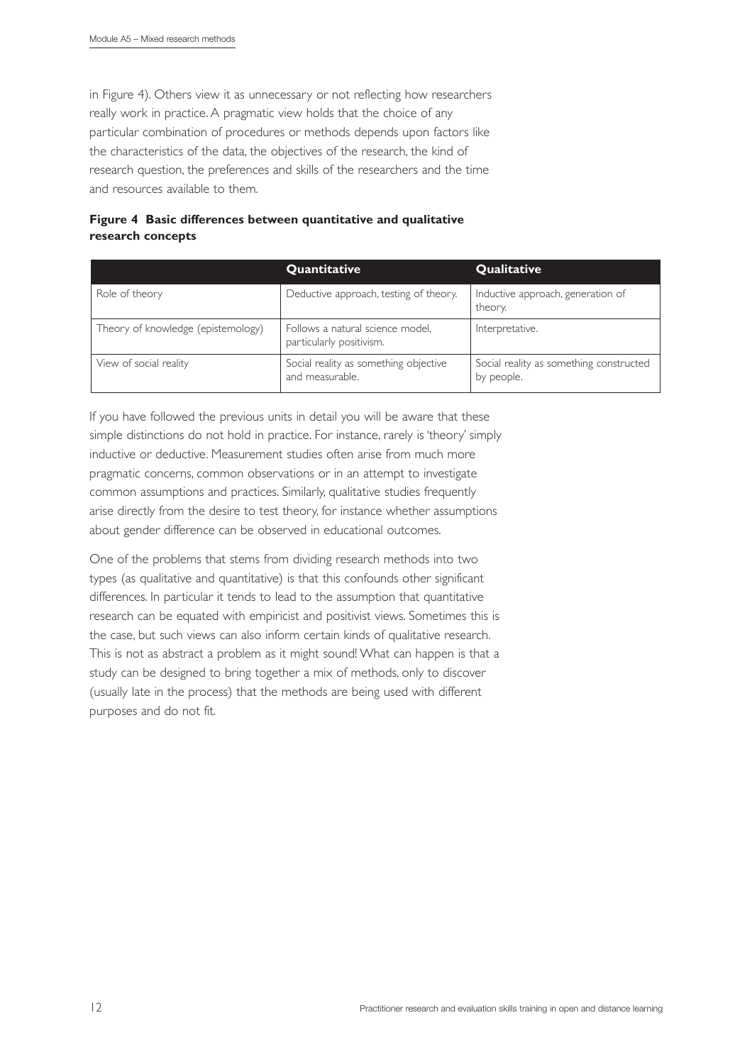in Figure 4). Others view it as unnecessary or not reflecting how researchers really work in practice. A pragmatic view holds that the choice of any particular combination of procedures or methods depends upon factors like the characteristics of the data, the objectives of the research, the kind of research question, the preferences and skills of the researchers and the time and resources available to them.

**Figure 4 Basic differences between quantitative and qualitative research concepts**

| | Quantitative | Qualitative |
|---|---|---|
| Role of theory | Deductive approach, testing of theory. | Inductive approach, generation of theory. |
| Theory of knowledge (epistemology) | Follows a natural science model, particularly positivism. | Interpretative. |
| View of social reality | Social reality as something objective and measurable. | Social reality as something constructed by people. |

If you have followed the previous units in detail you will be aware that these simple distinctions do not hold in practice. For instance, rarely is 'theory' simply inductive or deductive. Measurement studies often arise from much more pragmatic concerns, common observations or in an attempt to investigate common assumptions and practices. Similarly, qualitative studies frequently arise directly from the desire to test theory, for instance whether assumptions about gender difference can be observed in educational outcomes.

One of the problems that stems from dividing research methods into two types (as qualitative and quantitative) is that this confounds other significant differences. In particular it tends to lead to the assumption that quantitative research can be equated with empiricist and positivist views. Sometimes this is the case, but such views can also inform certain kinds of qualitative research. This is not as abstract a problem as it might sound! What can happen is that a study can be designed to bring together a mix of methods, only to discover (usually late in the process) that the methods are being used with different purposes and do not fit.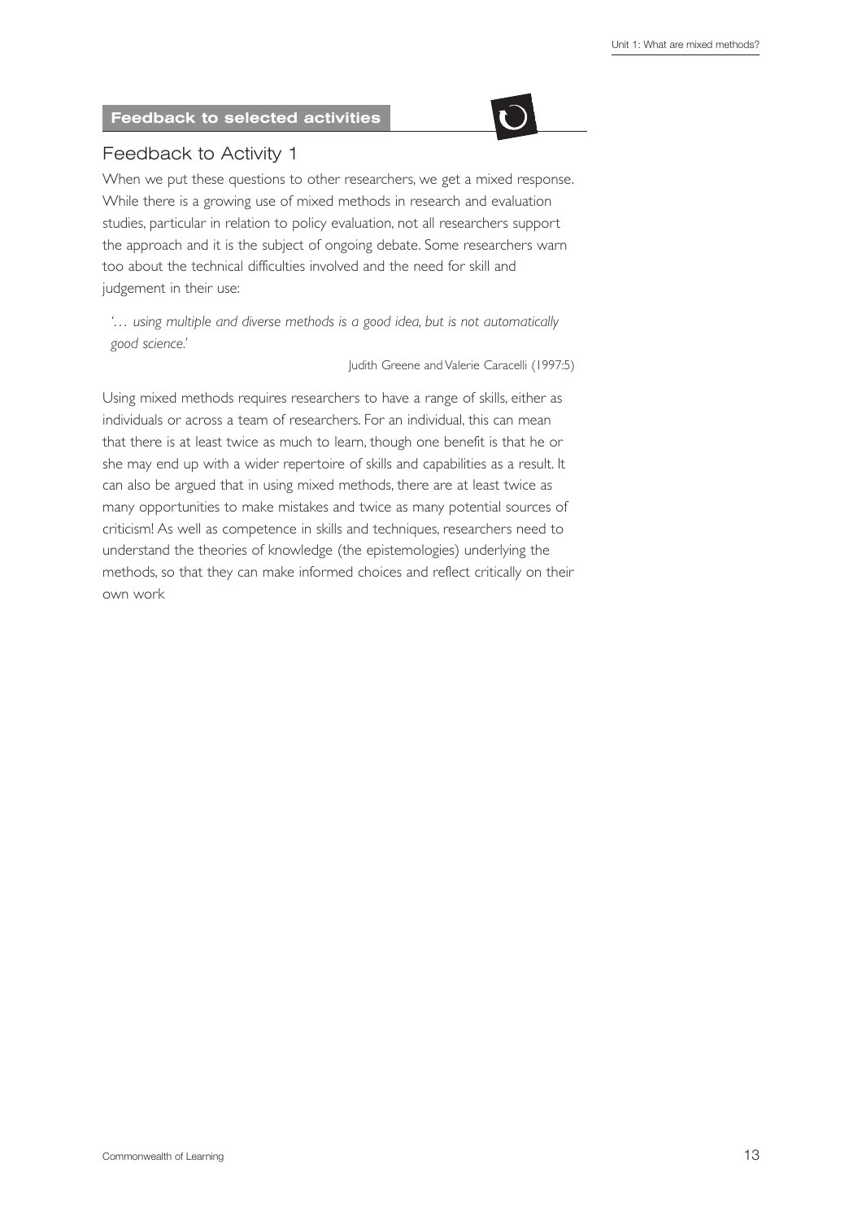## Feedback to selected activities

### Feedback to Activity 1

When we put these questions to other researchers, we get a mixed response. While there is a growing use of mixed methods in research and evaluation studies, particular in relation to policy evaluation, not all researchers support the approach and it is the subject of ongoing debate. Some researchers warn too about the technical difficulties involved and the need for skill and judgement in their use:

> '… *using multiple and diverse methods is a good idea, but is not automatically good science.*'
>
> Judith Greene and Valerie Caracelli (1997:5)

Using mixed methods requires researchers to have a range of skills, either as individuals or across a team of researchers. For an individual, this can mean that there is at least twice as much to learn, though one benefit is that he or she may end up with a wider repertoire of skills and capabilities as a result. It can also be argued that in using mixed methods, there are at least twice as many opportunities to make mistakes and twice as many potential sources of criticism! As well as competence in skills and techniques, researchers need to understand the theories of knowledge (the epistemologies) underlying the methods, so that they can make informed choices and reflect critically on their own work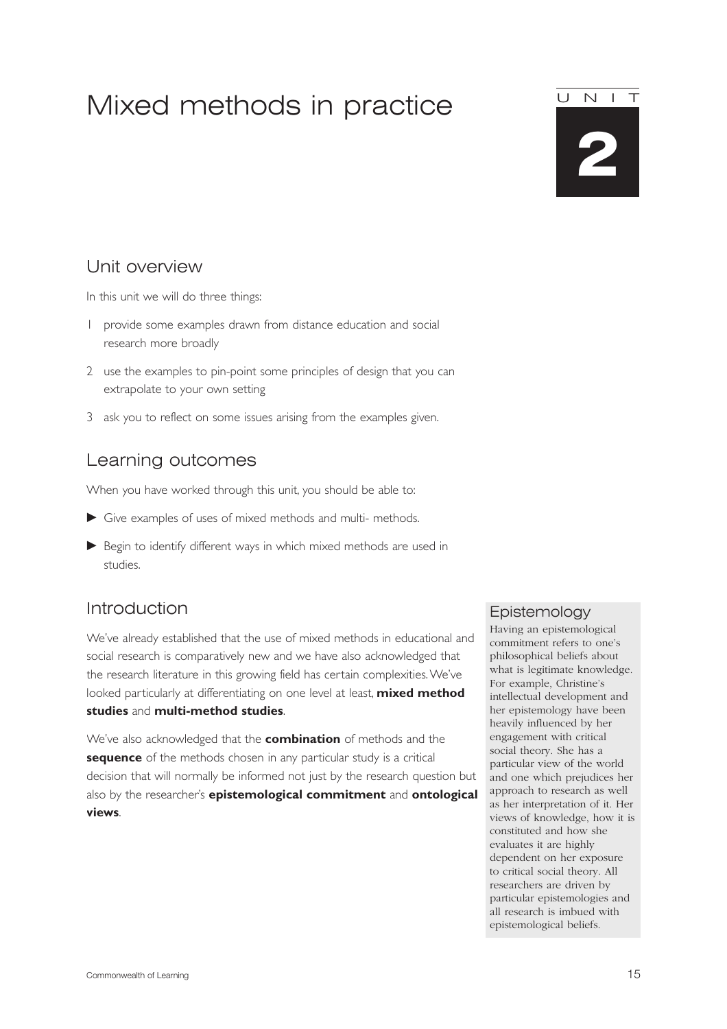# Mixed methods in practice

UNIT 2

## Unit overview

In this unit we will do three things:

1. provide some examples drawn from distance education and social research more broadly
2. use the examples to pin-point some principles of design that you can extrapolate to your own setting
3. ask you to reflect on some issues arising from the examples given.

## Learning outcomes

When you have worked through this unit, you should be able to:

- Give examples of uses of mixed methods and multi- methods.
- Begin to identify different ways in which mixed methods are used in studies.

## Introduction

We've already established that the use of mixed methods in educational and social research is comparatively new and we have also acknowledged that the research literature in this growing field has certain complexities. We've looked particularly at differentiating on one level at least, **mixed method studies** and **multi-method studies**.

We've also acknowledged that the **combination** of methods and the **sequence** of the methods chosen in any particular study is a critical decision that will normally be informed not just by the research question but also by the researcher's **epistemological commitment** and **ontological views**.

### Epistemology

Having an epistemological commitment refers to one's philosophical beliefs about what is legitimate knowledge. For example, Christine's intellectual development and her epistemology have been heavily influenced by her engagement with critical social theory. She has a particular view of the world and one which prejudices her approach to research as well as her interpretation of it. Her views of knowledge, how it is constituted and how she evaluates it are highly dependent on her exposure to critical social theory. All researchers are driven by particular epistemologies and all research is imbued with epistemological beliefs.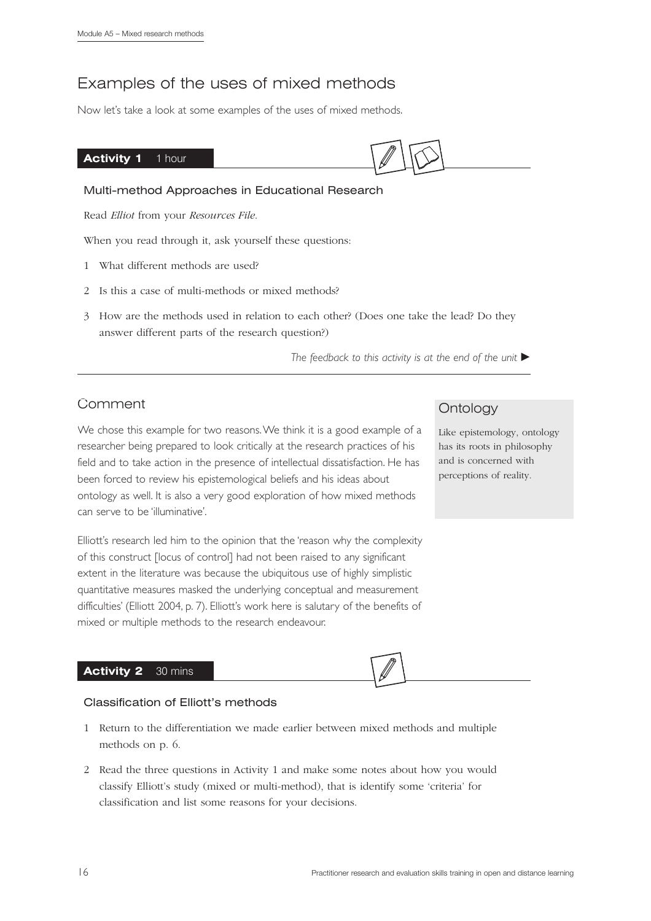## Examples of the uses of mixed methods

Now let's take a look at some examples of the uses of mixed methods.

### Activity 1 1 hour

#### Multi-method Approaches in Educational Research

Read *Elliot* from your *Resources File*.

When you read through it, ask yourself these questions:

1 What different methods are used?

2 Is this a case of multi-methods or mixed methods?

3 How are the methods used in relation to each other? (Does one take the lead? Do they answer different parts of the research question?)

*The feedback to this activity is at the end of the unit* ►

### Comment

We chose this example for two reasons. We think it is a good example of a researcher being prepared to look critically at the research practices of his field and to take action in the presence of intellectual dissatisfaction. He has been forced to review his epistemological beliefs and his ideas about ontology as well. It is also a very good exploration of how mixed methods can serve to be 'illuminative'.

Elliott's research led him to the opinion that the 'reason why the complexity of this construct [locus of control] had not been raised to any significant extent in the literature was because the ubiquitous use of highly simplistic quantitative measures masked the underlying conceptual and measurement difficulties' (Elliott 2004, p. 7). Elliott's work here is salutary of the benefits of mixed or multiple methods to the research endeavour.

> **Ontology**
>
> Like epistemology, ontology has its roots in philosophy and is concerned with perceptions of reality.

### Activity 2 30 mins

#### Classification of Elliott's methods

1 Return to the differentiation we made earlier between mixed methods and multiple methods on p. 6.

2 Read the three questions in Activity 1 and make some notes about how you would classify Elliott's study (mixed or multi-method), that is identify some 'criteria' for classification and list some reasons for your decisions.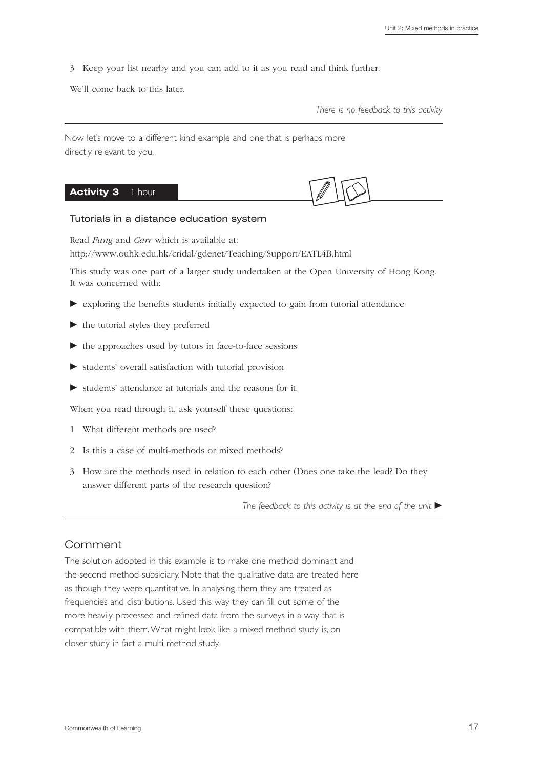3 Keep your list nearby and you can add to it as you read and think further.

We'll come back to this later.

*There is no feedback to this activity*

---

Now let's move to a different kind example and one that is perhaps more directly relevant to you.

## Activity 3 1 hour

### Tutorials in a distance education system

Read *Fung* and *Carr* which is available at:
http://www.ouhk.edu.hk/cridal/gdenet/Teaching/Support/EATL4B.html

This study was one part of a larger study undertaken at the Open University of Hong Kong. It was concerned with:

- exploring the benefits students initially expected to gain from tutorial attendance
- the tutorial styles they preferred
- the approaches used by tutors in face-to-face sessions
- students' overall satisfaction with tutorial provision
- students' attendance at tutorials and the reasons for it.

When you read through it, ask yourself these questions:

1 What different methods are used?

2 Is this a case of multi-methods or mixed methods?

3 How are the methods used in relation to each other (Does one take the lead? Do they answer different parts of the research question?

*The feedback to this activity is at the end of the unit* ►

---

## Comment

The solution adopted in this example is to make one method dominant and the second method subsidiary. Note that the qualitative data are treated here as though they were quantitative. In analysing them they are treated as frequencies and distributions. Used this way they can fill out some of the more heavily processed and refined data from the surveys in a way that is compatible with them. What might look like a mixed method study is, on closer study in fact a multi method study.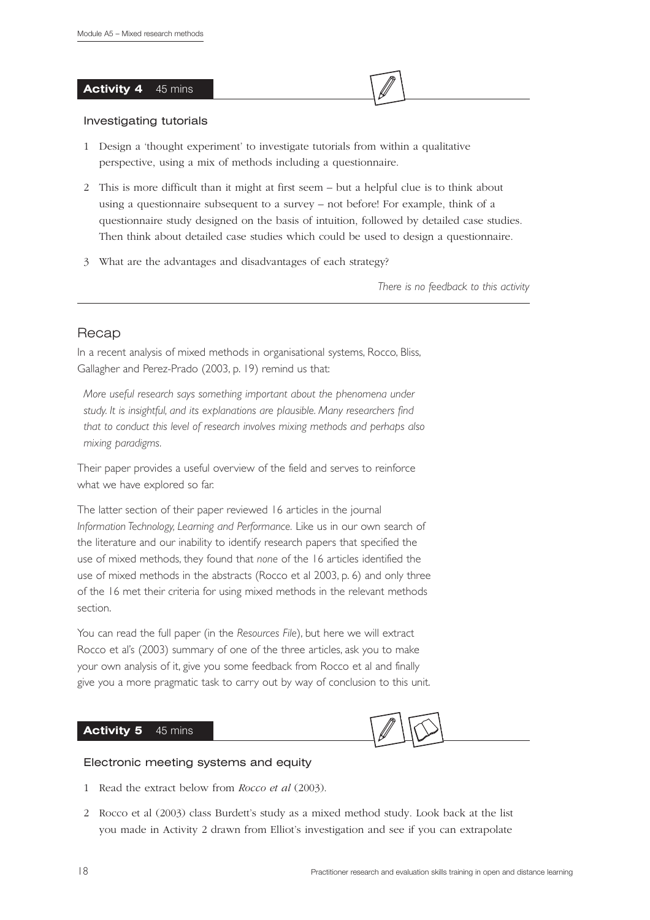**Activity 4** 45 mins

### Investigating tutorials

1. Design a 'thought experiment' to investigate tutorials from within a qualitative perspective, using a mix of methods including a questionnaire.
2. This is more difficult than it might at first seem – but a helpful clue is to think about using a questionnaire subsequent to a survey – not before! For example, think of a questionnaire study designed on the basis of intuition, followed by detailed case studies. Then think about detailed case studies which could be used to design a questionnaire.
3. What are the advantages and disadvantages of each strategy?

*There is no feedback to this activity*

## Recap

In a recent analysis of mixed methods in organisational systems, Rocco, Bliss, Gallagher and Perez-Prado (2003, p. 19) remind us that:

> *More useful research says something important about the phenomena under study. It is insightful, and its explanations are plausible. Many researchers find that to conduct this level of research involves mixing methods and perhaps also mixing paradigms.*

Their paper provides a useful overview of the field and serves to reinforce what we have explored so far.

The latter section of their paper reviewed 16 articles in the journal *Information Technology, Learning and Performance.* Like us in our own search of the literature and our inability to identify research papers that specified the use of mixed methods, they found that *none* of the 16 articles identified the use of mixed methods in the abstracts (Rocco et al 2003, p. 6) and only three of the 16 met their criteria for using mixed methods in the relevant methods section.

You can read the full paper (in the *Resources File*), but here we will extract Rocco et al's (2003) summary of one of the three articles, ask you to make your own analysis of it, give you some feedback from Rocco et al and finally give you a more pragmatic task to carry out by way of conclusion to this unit.

**Activity 5** 45 mins

### Electronic meeting systems and equity

1. Read the extract below from *Rocco et al* (2003).
2. Rocco et al (2003) class Burdett's study as a mixed method study. Look back at the list you made in Activity 2 drawn from Elliot's investigation and see if you can extrapolate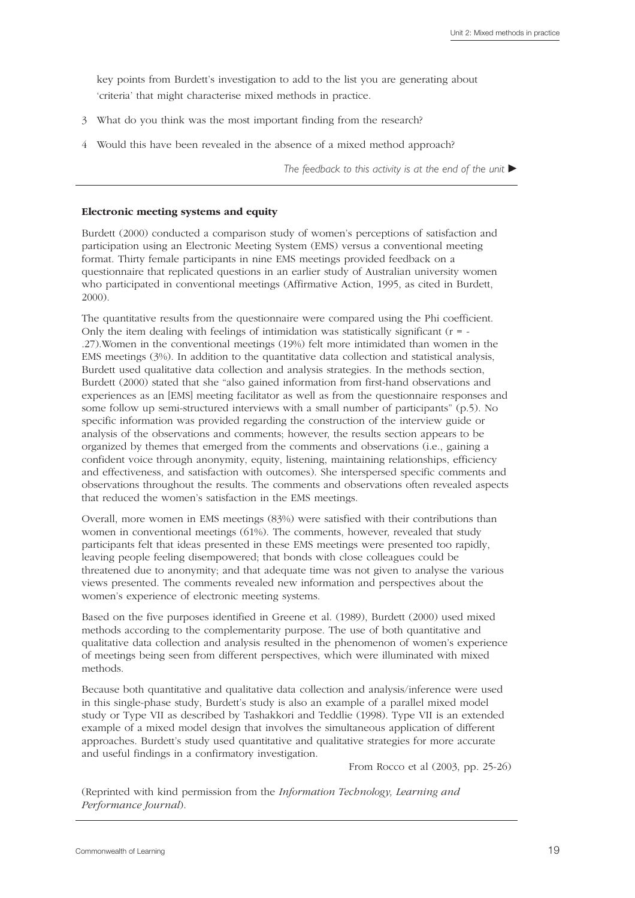key points from Burdett's investigation to add to the list you are generating about 'criteria' that might characterise mixed methods in practice.

3. What do you think was the most important finding from the research?
4. Would this have been revealed in the absence of a mixed method approach?

*The feedback to this activity is at the end of the unit ►*

---

**Electronic meeting systems and equity**

Burdett (2000) conducted a comparison study of women's perceptions of satisfaction and participation using an Electronic Meeting System (EMS) versus a conventional meeting format. Thirty female participants in nine EMS meetings provided feedback on a questionnaire that replicated questions in an earlier study of Australian university women who participated in conventional meetings (Affirmative Action, 1995, as cited in Burdett, 2000).

The quantitative results from the questionnaire were compared using the Phi coefficient. Only the item dealing with feelings of intimidation was statistically significant ($r = -.27$).Women in the conventional meetings (19%) felt more intimidated than women in the EMS meetings (3%). In addition to the quantitative data collection and statistical analysis, Burdett used qualitative data collection and analysis strategies. In the methods section, Burdett (2000) stated that she "also gained information from first-hand observations and experiences as an [EMS] meeting facilitator as well as from the questionnaire responses and some follow up semi-structured interviews with a small number of participants" (p.5). No specific information was provided regarding the construction of the interview guide or analysis of the observations and comments; however, the results section appears to be organized by themes that emerged from the comments and observations (i.e., gaining a confident voice through anonymity, equity, listening, maintaining relationships, efficiency and effectiveness, and satisfaction with outcomes). She interspersed specific comments and observations throughout the results. The comments and observations often revealed aspects that reduced the women's satisfaction in the EMS meetings.

Overall, more women in EMS meetings (83%) were satisfied with their contributions than women in conventional meetings (61%). The comments, however, revealed that study participants felt that ideas presented in these EMS meetings were presented too rapidly, leaving people feeling disempowered; that bonds with close colleagues could be threatened due to anonymity; and that adequate time was not given to analyse the various views presented. The comments revealed new information and perspectives about the women's experience of electronic meeting systems.

Based on the five purposes identified in Greene et al. (1989), Burdett (2000) used mixed methods according to the complementarity purpose. The use of both quantitative and qualitative data collection and analysis resulted in the phenomenon of women's experience of meetings being seen from different perspectives, which were illuminated with mixed methods.

Because both quantitative and qualitative data collection and analysis/inference were used in this single-phase study, Burdett's study is also an example of a parallel mixed model study or Type VII as described by Tashakkori and Teddlie (1998). Type VII is an extended example of a mixed model design that involves the simultaneous application of different approaches. Burdett's study used quantitative and qualitative strategies for more accurate and useful findings in a confirmatory investigation.

From Rocco et al (2003, pp. 25-26)

(Reprinted with kind permission from the *Information Technology, Learning and Performance Journal*).

---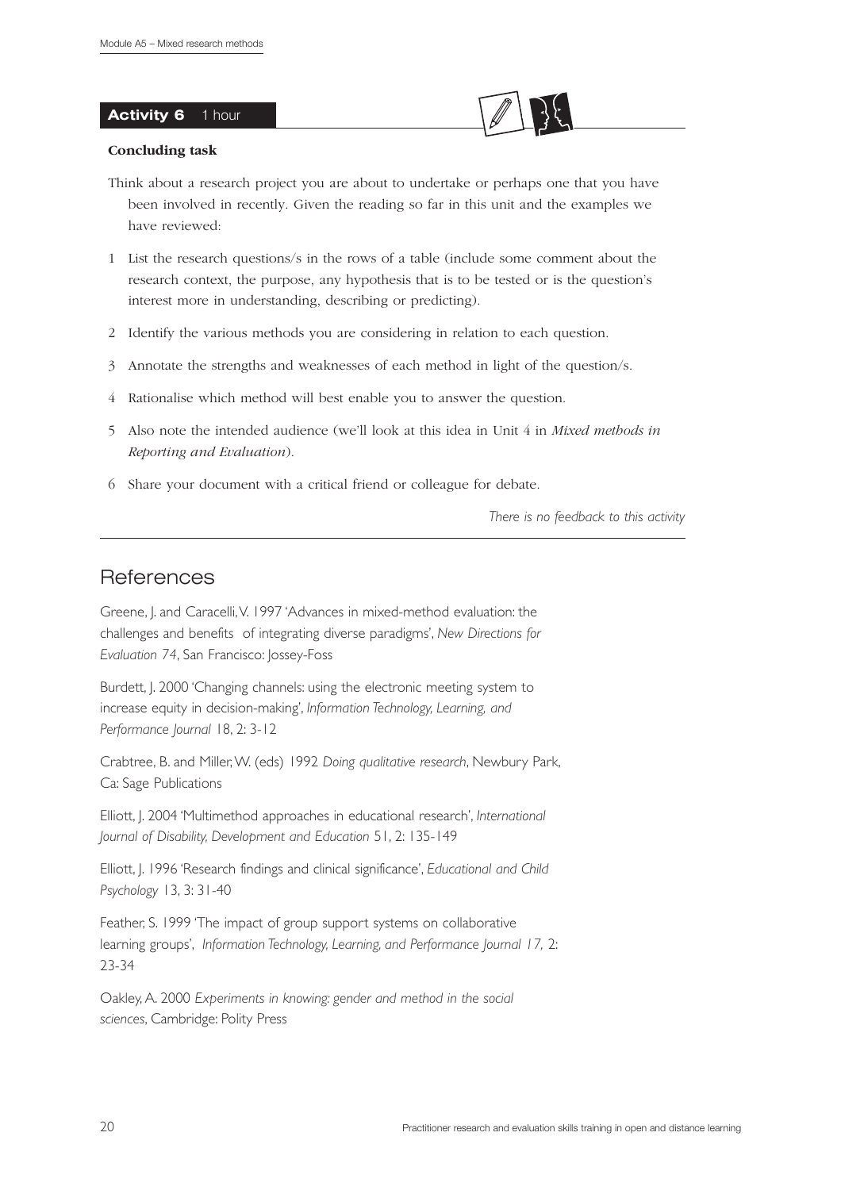### Activity 6 1 hour

**Concluding task**

Think about a research project you are about to undertake or perhaps one that you have been involved in recently. Given the reading so far in this unit and the examples we have reviewed:

1. List the research questions/s in the rows of a table (include some comment about the research context, the purpose, any hypothesis that is to be tested or is the question's interest more in understanding, describing or predicting).
2. Identify the various methods you are considering in relation to each question.
3. Annotate the strengths and weaknesses of each method in light of the question/s.
4. Rationalise which method will best enable you to answer the question.
5. Also note the intended audience (we'll look at this idea in Unit 4 in *Mixed methods in Reporting and Evaluation*).
6. Share your document with a critical friend or colleague for debate.

*There is no feedback to this activity*

## References

Greene, J. and Caracelli, V. 1997 'Advances in mixed-method evaluation: the challenges and benefits of integrating diverse paradigms', *New Directions for Evaluation 74*, San Francisco: Jossey-Foss

Burdett, J. 2000 'Changing channels: using the electronic meeting system to increase equity in decision-making', *Information Technology, Learning, and Performance Journal* 18, 2: 3-12

Crabtree, B. and Miller, W. (eds) 1992 *Doing qualitative research*, Newbury Park, Ca: Sage Publications

Elliott, J. 2004 'Multimethod approaches in educational research', *International Journal of Disability, Development and Education* 51, 2: 135-149

Elliott, J. 1996 'Research findings and clinical significance', *Educational and Child Psychology* 13, 3: 31-40

Feather, S. 1999 'The impact of group support systems on collaborative learning groups', *Information Technology, Learning, and Performance Journal 17,* 2: 23-34

Oakley, A. 2000 *Experiments in knowing: gender and method in the social sciences*, Cambridge: Polity Press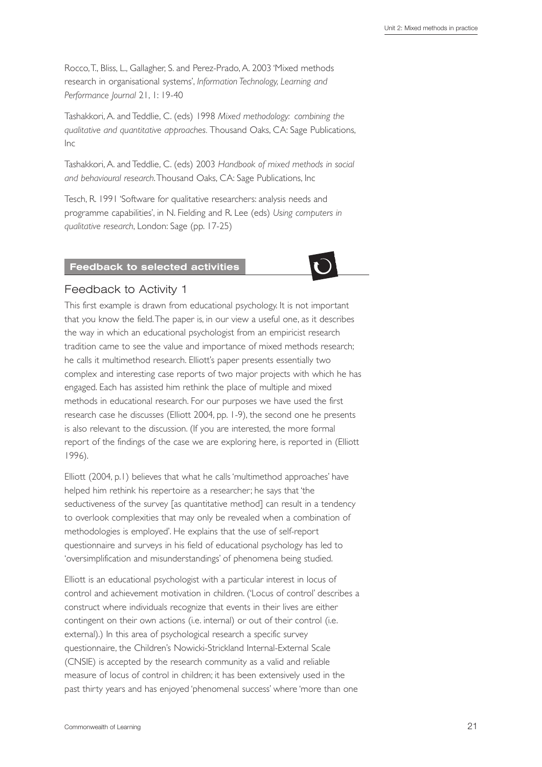Rocco, T., Bliss, L., Gallagher, S. and Perez-Prado, A. 2003 'Mixed methods research in organisational systems', *Information Technology, Learning and Performance Journal* 21, 1: 19-40

Tashakkori, A. and Teddlie, C. (eds) 1998 *Mixed methodology: combining the qualitative and quantitative approaches*. Thousand Oaks, CA: Sage Publications, Inc

Tashakkori, A. and Teddlie, C. (eds) 2003 *Handbook of mixed methods in social and behavioural research*. Thousand Oaks, CA: Sage Publications, Inc

Tesch, R. 1991 'Software for qualitative researchers: analysis needs and programme capabilities', in N. Fielding and R. Lee (eds) *Using computers in qualitative research*, London: Sage (pp. 17-25)

## Feedback to selected activities

### Feedback to Activity 1

This first example is drawn from educational psychology. It is not important that you know the field. The paper is, in our view a useful one, as it describes the way in which an educational psychologist from an empiricist research tradition came to see the value and importance of mixed methods research; he calls it multimethod research. Elliott's paper presents essentially two complex and interesting case reports of two major projects with which he has engaged. Each has assisted him rethink the place of multiple and mixed methods in educational research. For our purposes we have used the first research case he discusses (Elliott 2004, pp. 1-9), the second one he presents is also relevant to the discussion. (If you are interested, the more formal report of the findings of the case we are exploring here, is reported in (Elliott 1996).

Elliott (2004, p.1) believes that what he calls 'multimethod approaches' have helped him rethink his repertoire as a researcher; he says that 'the seductiveness of the survey [as quantitative method] can result in a tendency to overlook complexities that may only be revealed when a combination of methodologies is employed'. He explains that the use of self-report questionnaire and surveys in his field of educational psychology has led to 'oversimplification and misunderstandings' of phenomena being studied.

Elliott is an educational psychologist with a particular interest in locus of control and achievement motivation in children. ('Locus of control' describes a construct where individuals recognize that events in their lives are either contingent on their own actions (i.e. internal) or out of their control (i.e. external).) In this area of psychological research a specific survey questionnaire, the Children's Nowicki-Strickland Internal-External Scale (CNSIE) is accepted by the research community as a valid and reliable measure of locus of control in children; it has been extensively used in the past thirty years and has enjoyed 'phenomenal success' where 'more than one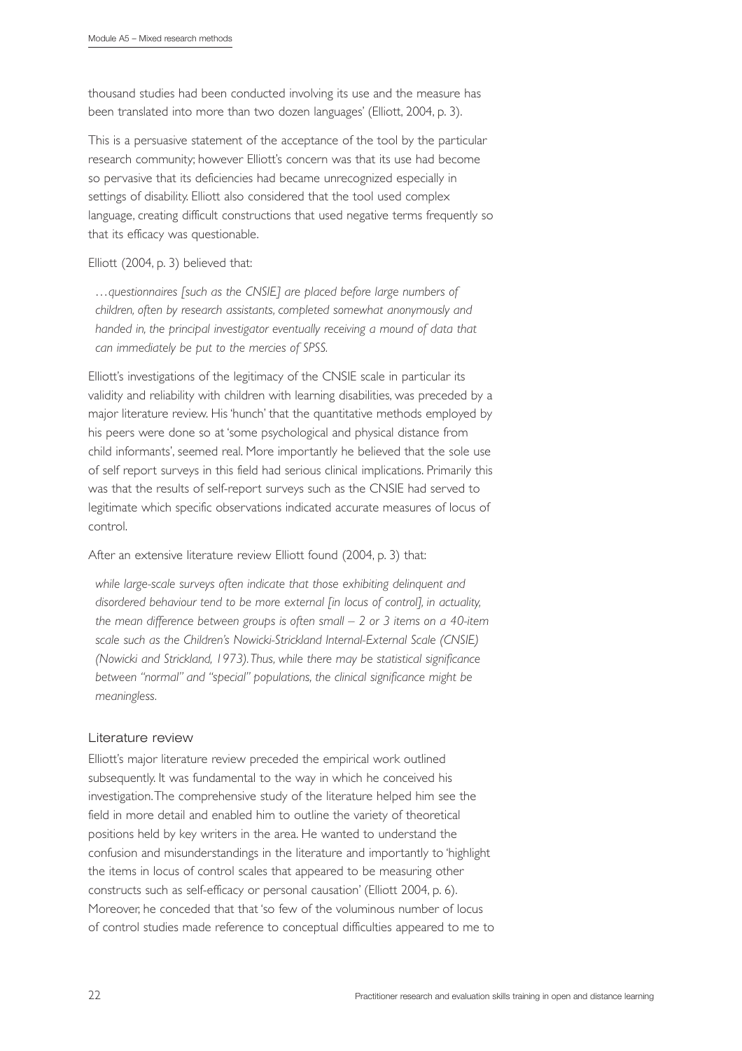thousand studies had been conducted involving its use and the measure has been translated into more than two dozen languages' (Elliott, 2004, p. 3).

This is a persuasive statement of the acceptance of the tool by the particular research community; however Elliott's concern was that its use had become so pervasive that its deficiencies had became unrecognized especially in settings of disability. Elliott also considered that the tool used complex language, creating difficult constructions that used negative terms frequently so that its efficacy was questionable.

Elliott (2004, p. 3) believed that:

> *…questionnaires [such as the CNSIE] are placed before large numbers of children, often by research assistants, completed somewhat anonymously and handed in, the principal investigator eventually receiving a mound of data that can immediately be put to the mercies of SPSS.*

Elliott's investigations of the legitimacy of the CNSIE scale in particular its validity and reliability with children with learning disabilities, was preceded by a major literature review. His 'hunch' that the quantitative methods employed by his peers were done so at 'some psychological and physical distance from child informants', seemed real. More importantly he believed that the sole use of self report surveys in this field had serious clinical implications. Primarily this was that the results of self-report surveys such as the CNSIE had served to legitimate which specific observations indicated accurate measures of locus of control.

After an extensive literature review Elliott found (2004, p. 3) that:

> *while large-scale surveys often indicate that those exhibiting delinquent and disordered behaviour tend to be more external [in locus of control], in actuality, the mean difference between groups is often small – 2 or 3 items on a 40-item scale such as the Children's Nowicki-Strickland Internal-External Scale (CNSIE) (Nowicki and Strickland, 1973). Thus, while there may be statistical significance between "normal" and "special" populations, the clinical significance might be meaningless.*

### Literature review

Elliott's major literature review preceded the empirical work outlined subsequently. It was fundamental to the way in which he conceived his investigation. The comprehensive study of the literature helped him see the field in more detail and enabled him to outline the variety of theoretical positions held by key writers in the area. He wanted to understand the confusion and misunderstandings in the literature and importantly to 'highlight the items in locus of control scales that appeared to be measuring other constructs such as self-efficacy or personal causation' (Elliott 2004, p. 6). Moreover, he conceded that that 'so few of the voluminous number of locus of control studies made reference to conceptual difficulties appeared to me to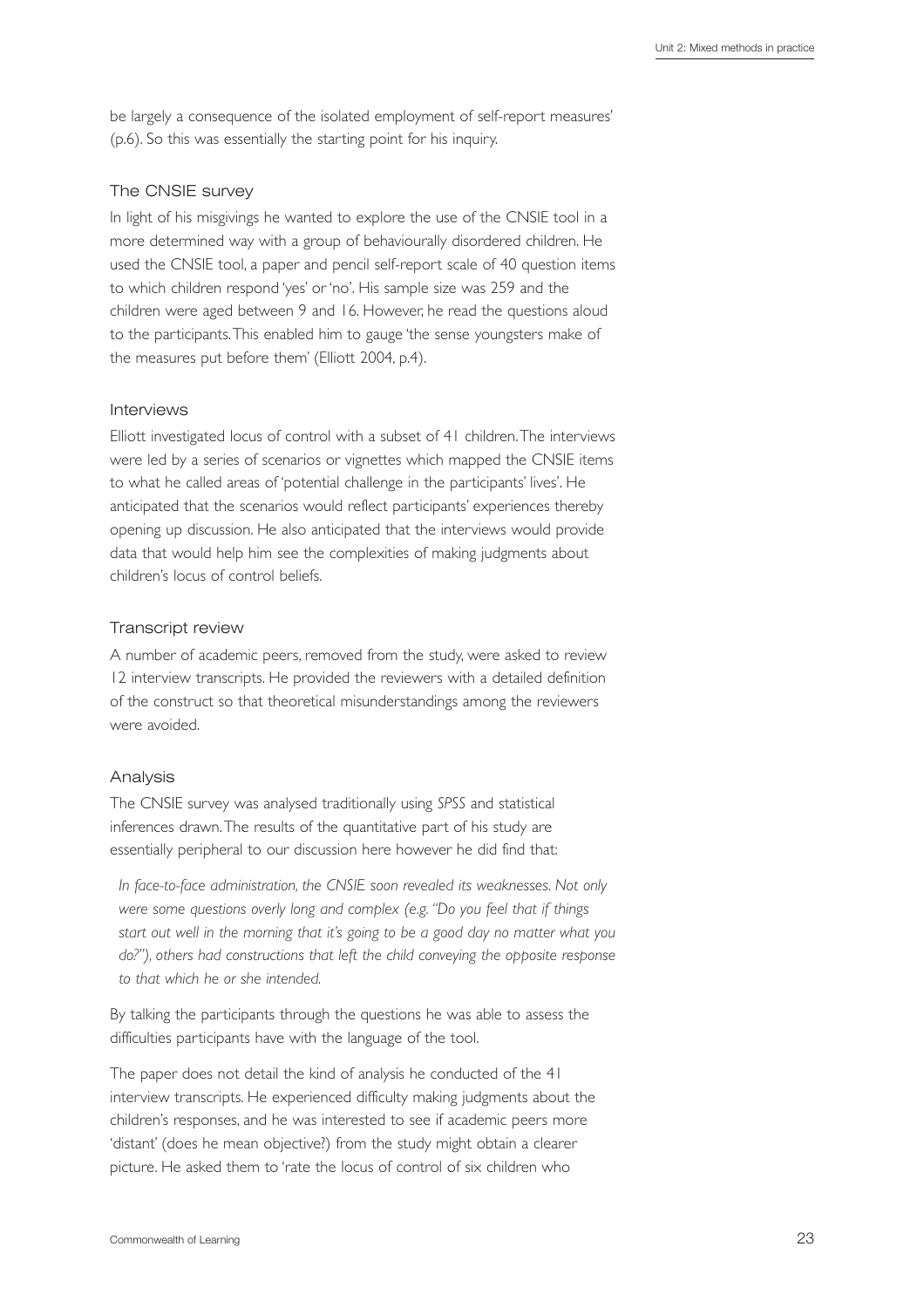be largely a consequence of the isolated employment of self-report measures' (p.6). So this was essentially the starting point for his inquiry.

### The CNSIE survey

In light of his misgivings he wanted to explore the use of the CNSIE tool in a more determined way with a group of behaviourally disordered children. He used the CNSIE tool, a paper and pencil self-report scale of 40 question items to which children respond 'yes' or 'no'. His sample size was 259 and the children were aged between 9 and 16. However, he read the questions aloud to the participants. This enabled him to gauge 'the sense youngsters make of the measures put before them' (Elliott 2004, p.4).

### Interviews

Elliott investigated locus of control with a subset of 41 children. The interviews were led by a series of scenarios or vignettes which mapped the CNSIE items to what he called areas of 'potential challenge in the participants' lives'. He anticipated that the scenarios would reflect participants' experiences thereby opening up discussion. He also anticipated that the interviews would provide data that would help him see the complexities of making judgments about children's locus of control beliefs.

### Transcript review

A number of academic peers, removed from the study, were asked to review 12 interview transcripts. He provided the reviewers with a detailed definition of the construct so that theoretical misunderstandings among the reviewers were avoided.

### Analysis

The CNSIE survey was analysed traditionally using *SPSS* and statistical inferences drawn. The results of the quantitative part of his study are essentially peripheral to our discussion here however he did find that:

> *In face-to-face administration, the CNSIE soon revealed its weaknesses. Not only were some questions overly long and complex (e.g. "Do you feel that if things start out well in the morning that it's going to be a good day no matter what you do?"), others had constructions that left the child conveying the opposite response to that which he or she intended.*

By talking the participants through the questions he was able to assess the difficulties participants have with the language of the tool.

The paper does not detail the kind of analysis he conducted of the 41 interview transcripts. He experienced difficulty making judgments about the children's responses, and he was interested to see if academic peers more 'distant' (does he mean objective?) from the study might obtain a clearer picture. He asked them to 'rate the locus of control of six children who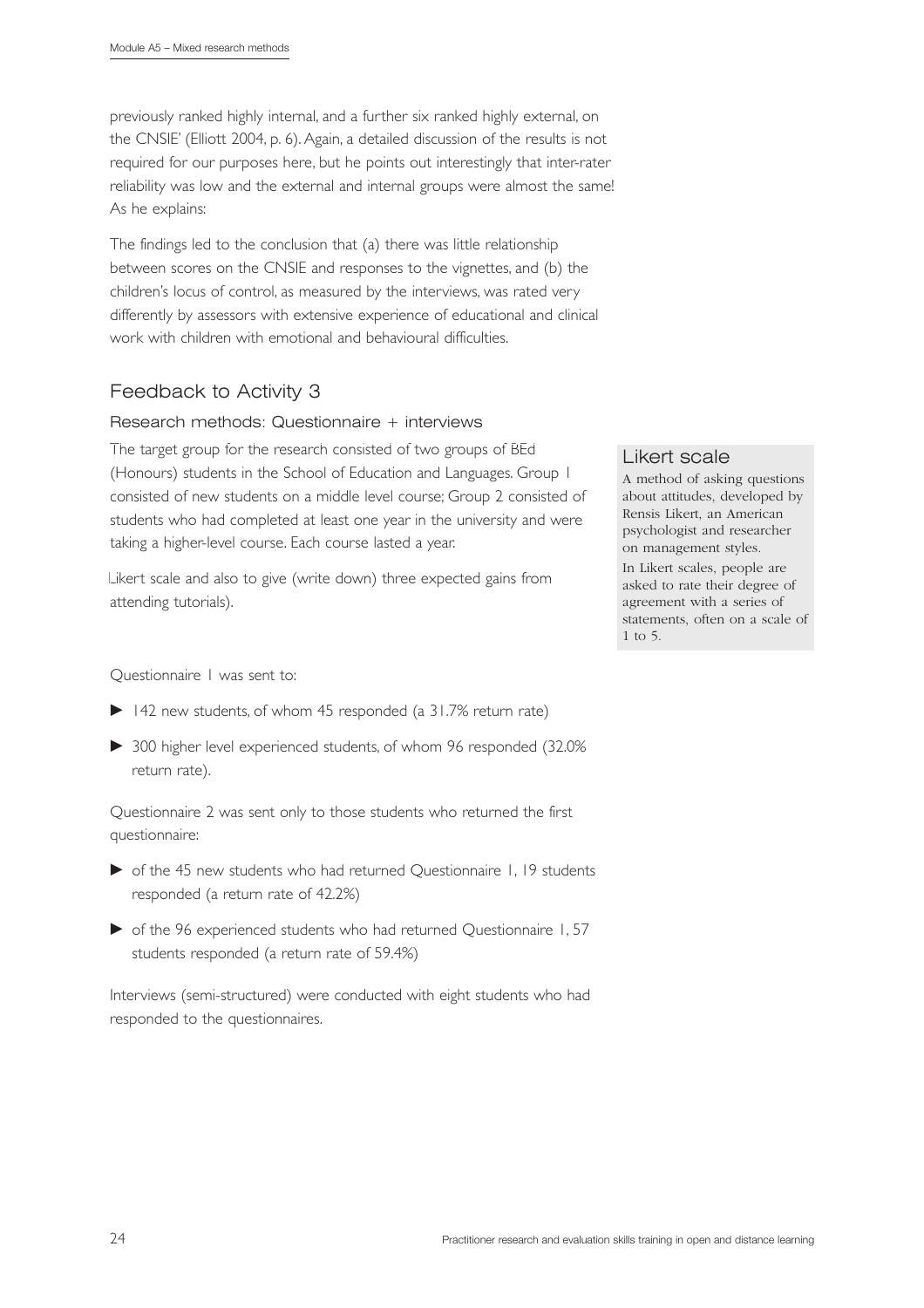previously ranked highly internal, and a further six ranked highly external, on the CNSIE' (Elliott 2004, p. 6). Again, a detailed discussion of the results is not required for our purposes here, but he points out interestingly that inter-rater reliability was low and the external and internal groups were almost the same! As he explains:

The findings led to the conclusion that (a) there was little relationship between scores on the CNSIE and responses to the vignettes, and (b) the children's locus of control, as measured by the interviews, was rated very differently by assessors with extensive experience of educational and clinical work with children with emotional and behavioural difficulties.

## Feedback to Activity 3

### Research methods: Questionnaire + interviews

The target group for the research consisted of two groups of BEd (Honours) students in the School of Education and Languages. Group 1 consisted of new students on a middle level course; Group 2 consisted of students who had completed at least one year in the university and were taking a higher-level course. Each course lasted a year.

Likert scale and also to give (write down) three expected gains from attending tutorials).

> **Likert scale**
>
> A method of asking questions about attitudes, developed by Rensis Likert, an American psychologist and researcher on management styles.
>
> In Likert scales, people are asked to rate their degree of agreement with a series of statements, often on a scale of 1 to 5.

Questionnaire 1 was sent to:

- 142 new students, of whom 45 responded (a 31.7% return rate)
- 300 higher level experienced students, of whom 96 responded (32.0% return rate).

Questionnaire 2 was sent only to those students who returned the first questionnaire:

- of the 45 new students who had returned Questionnaire 1, 19 students responded (a return rate of 42.2%)
- of the 96 experienced students who had returned Questionnaire 1, 57 students responded (a return rate of 59.4%)

Interviews (semi-structured) were conducted with eight students who had responded to the questionnaires.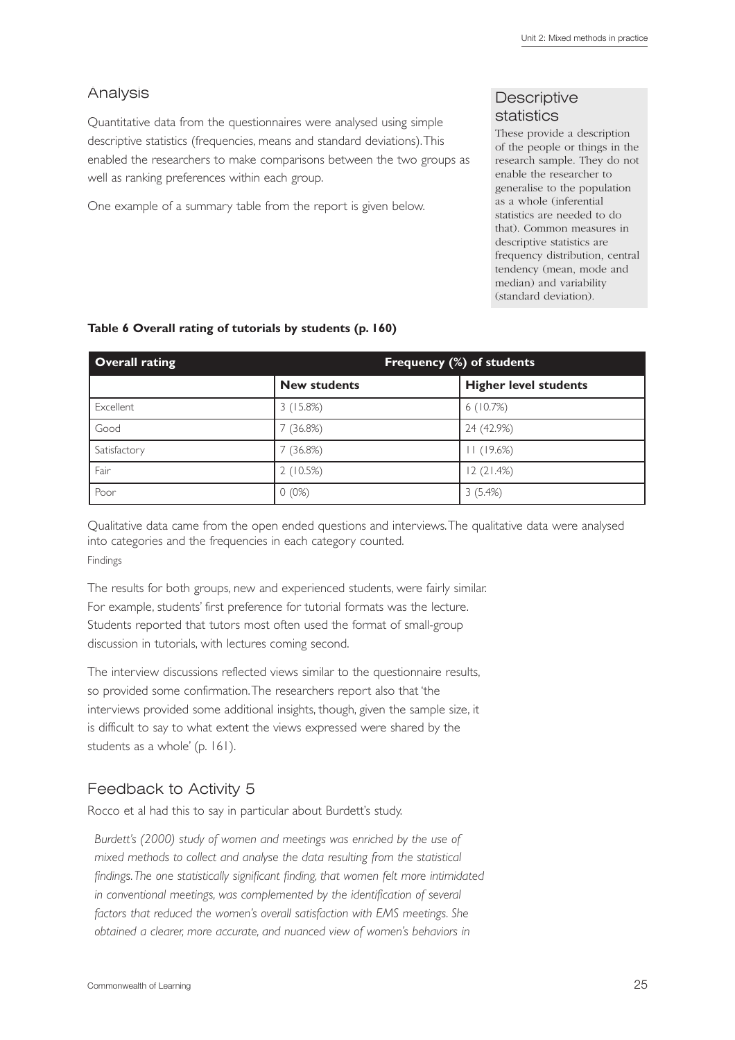## Analysis

Quantitative data from the questionnaires were analysed using simple descriptive statistics (frequencies, means and standard deviations). This enabled the researchers to make comparisons between the two groups as well as ranking preferences within each group.

One example of a summary table from the report is given below.

### Descriptive statistics

These provide a description of the people or things in the research sample. They do not enable the researcher to generalise to the population as a whole (inferential statistics are needed to do that). Common measures in descriptive statistics are frequency distribution, central tendency (mean, mode and median) and variability (standard deviation).

**Table 6 Overall rating of tutorials by students (p. 160)**

| Overall rating | Frequency (%) of students | |
|---|---|---|
| | **New students** | **Higher level students** |
| Excellent | 3 (15.8%) | 6 (10.7%) |
| Good | 7 (36.8%) | 24 (42.9%) |
| Satisfactory | 7 (36.8%) | 11 (19.6%) |
| Fair | 2 (10.5%) | 12 (21.4%) |
| Poor | 0 (0%) | 3 (5.4%) |

Qualitative data came from the open ended questions and interviews. The qualitative data were analysed into categories and the frequencies in each category counted.

Findings

The results for both groups, new and experienced students, were fairly similar. For example, students' first preference for tutorial formats was the lecture. Students reported that tutors most often used the format of small-group discussion in tutorials, with lectures coming second.

The interview discussions reflected views similar to the questionnaire results, so provided some confirmation. The researchers report also that 'the interviews provided some additional insights, though, given the sample size, it is difficult to say to what extent the views expressed were shared by the students as a whole' (p. 161).

## Feedback to Activity 5

Rocco et al had this to say in particular about Burdett's study.

*Burdett's (2000) study of women and meetings was enriched by the use of mixed methods to collect and analyse the data resulting from the statistical findings. The one statistically significant finding, that women felt more intimidated in conventional meetings, was complemented by the identification of several factors that reduced the women's overall satisfaction with EMS meetings. She obtained a clearer, more accurate, and nuanced view of women's behaviors in*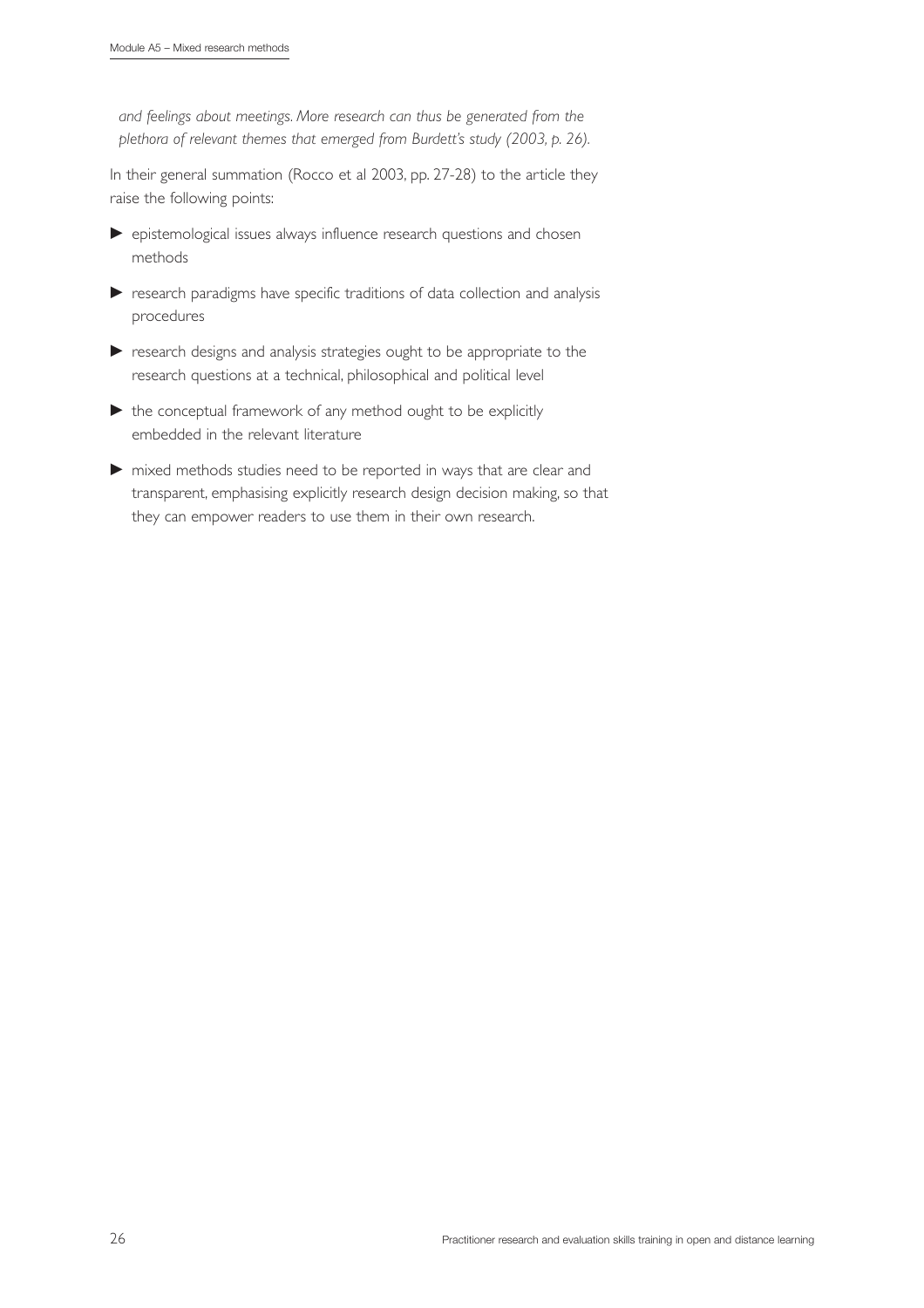*and feelings about meetings. More research can thus be generated from the plethora of relevant themes that emerged from Burdett's study (2003, p. 26).*

In their general summation (Rocco et al 2003, pp. 27-28) to the article they raise the following points:

- epistemological issues always influence research questions and chosen methods
- research paradigms have specific traditions of data collection and analysis procedures
- research designs and analysis strategies ought to be appropriate to the research questions at a technical, philosophical and political level
- the conceptual framework of any method ought to be explicitly embedded in the relevant literature
- mixed methods studies need to be reported in ways that are clear and transparent, emphasising explicitly research design decision making, so that they can empower readers to use them in their own research.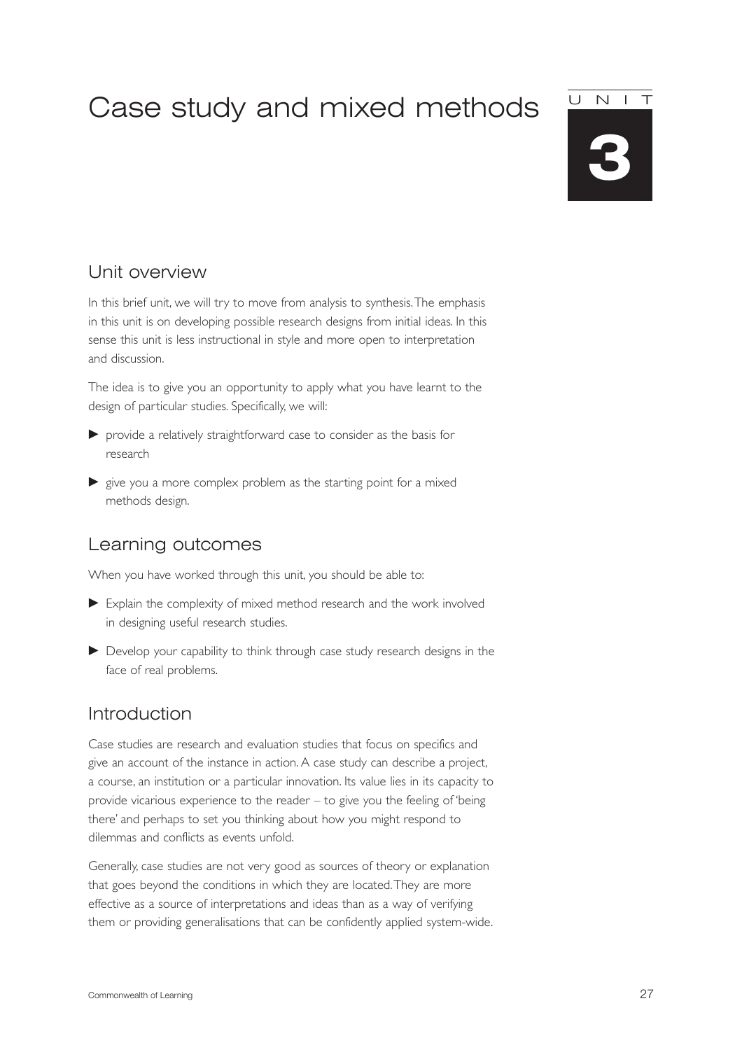# Case study and mixed methods

UNIT 3

## Unit overview

In this brief unit, we will try to move from analysis to synthesis. The emphasis in this unit is on developing possible research designs from initial ideas. In this sense this unit is less instructional in style and more open to interpretation and discussion.

The idea is to give you an opportunity to apply what you have learnt to the design of particular studies. Specifically, we will:

- provide a relatively straightforward case to consider as the basis for research
- give you a more complex problem as the starting point for a mixed methods design.

## Learning outcomes

When you have worked through this unit, you should be able to:

- Explain the complexity of mixed method research and the work involved in designing useful research studies.
- Develop your capability to think through case study research designs in the face of real problems.

## Introduction

Case studies are research and evaluation studies that focus on specifics and give an account of the instance in action. A case study can describe a project, a course, an institution or a particular innovation. Its value lies in its capacity to provide vicarious experience to the reader – to give you the feeling of 'being there' and perhaps to set you thinking about how you might respond to dilemmas and conflicts as events unfold.

Generally, case studies are not very good as sources of theory or explanation that goes beyond the conditions in which they are located. They are more effective as a source of interpretations and ideas than as a way of verifying them or providing generalisations that can be confidently applied system-wide.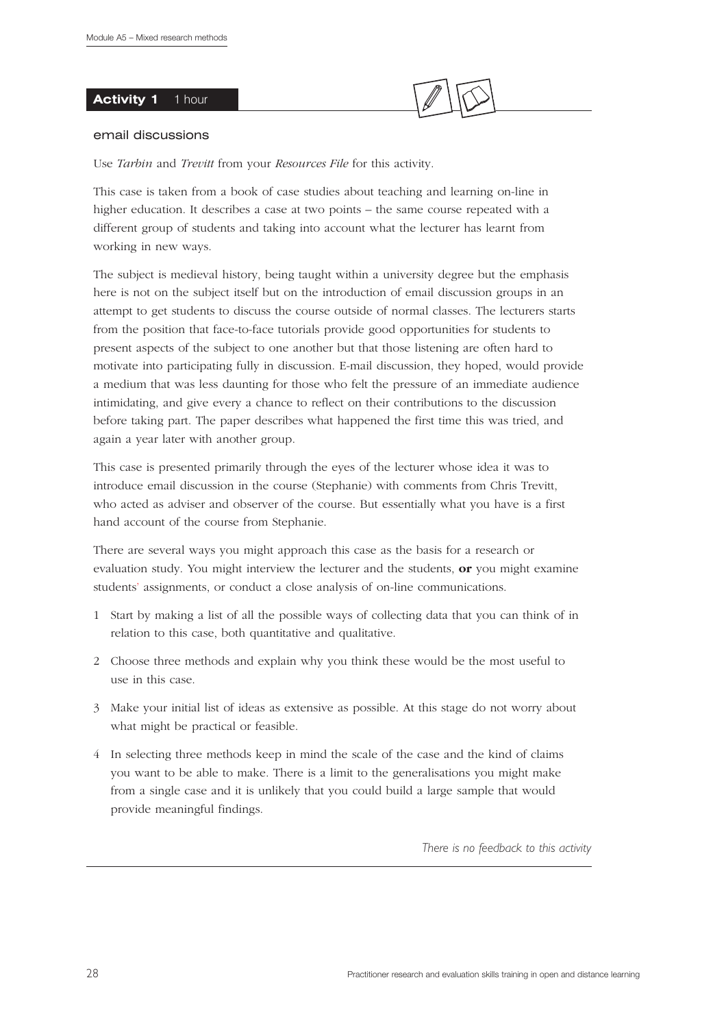## Activity 1 1 hour

### email discussions

Use *Tarbin* and *Trevitt* from your *Resources File* for this activity.

This case is taken from a book of case studies about teaching and learning on-line in higher education. It describes a case at two points – the same course repeated with a different group of students and taking into account what the lecturer has learnt from working in new ways.

The subject is medieval history, being taught within a university degree but the emphasis here is not on the subject itself but on the introduction of email discussion groups in an attempt to get students to discuss the course outside of normal classes. The lecturers starts from the position that face-to-face tutorials provide good opportunities for students to present aspects of the subject to one another but that those listening are often hard to motivate into participating fully in discussion. E-mail discussion, they hoped, would provide a medium that was less daunting for those who felt the pressure of an immediate audience intimidating, and give every a chance to reflect on their contributions to the discussion before taking part. The paper describes what happened the first time this was tried, and again a year later with another group.

This case is presented primarily through the eyes of the lecturer whose idea it was to introduce email discussion in the course (Stephanie) with comments from Chris Trevitt, who acted as adviser and observer of the course. But essentially what you have is a first hand account of the course from Stephanie.

There are several ways you might approach this case as the basis for a research or evaluation study. You might interview the lecturer and the students, **or** you might examine students' assignments, or conduct a close analysis of on-line communications.

1. Start by making a list of all the possible ways of collecting data that you can think of in relation to this case, both quantitative and qualitative.
2. Choose three methods and explain why you think these would be the most useful to use in this case.
3. Make your initial list of ideas as extensive as possible. At this stage do not worry about what might be practical or feasible.
4. In selecting three methods keep in mind the scale of the case and the kind of claims you want to be able to make. There is a limit to the generalisations you might make from a single case and it is unlikely that you could build a large sample that would provide meaningful findings.

*There is no feedback to this activity*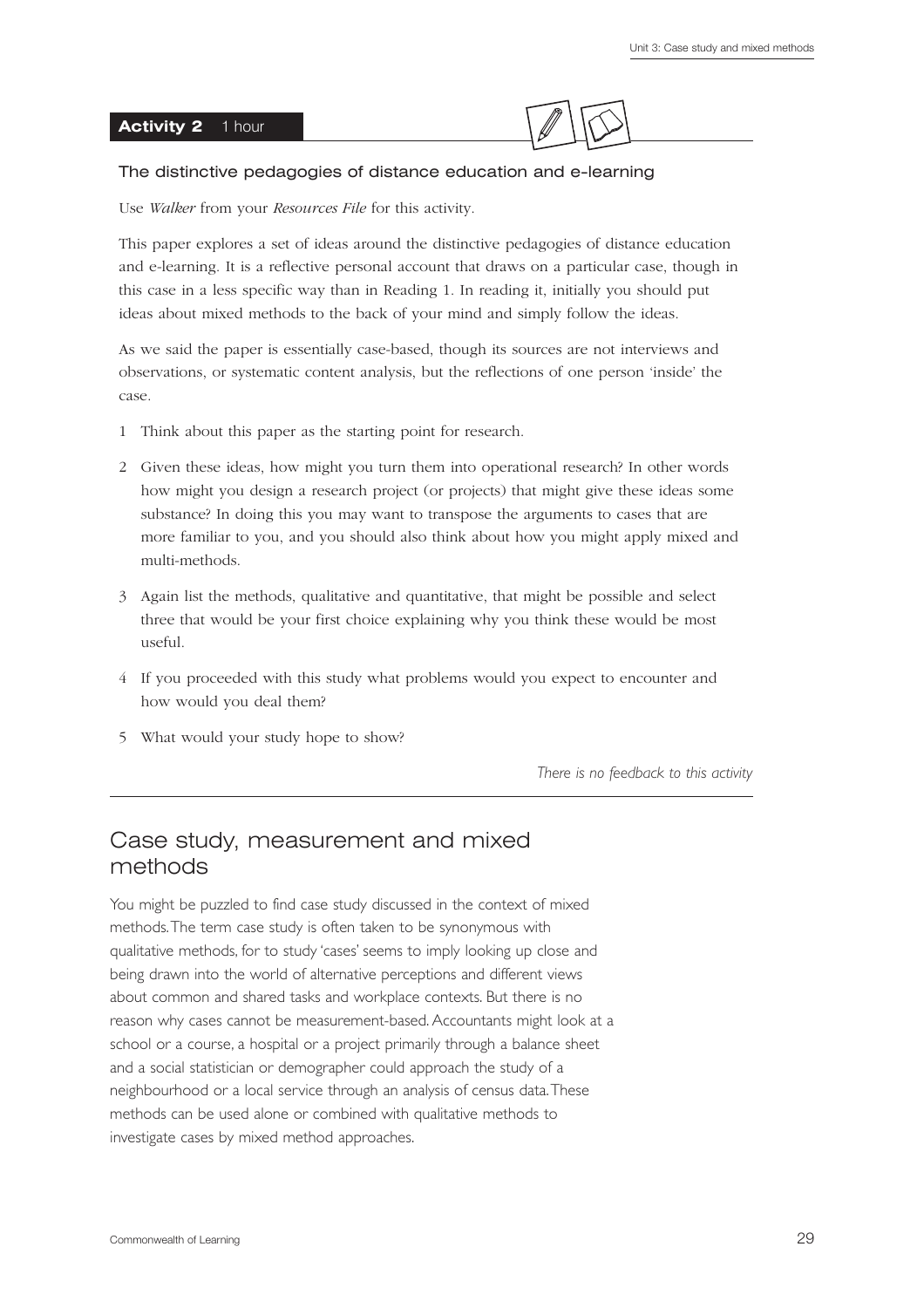**Activity 2** 1 hour

### The distinctive pedagogies of distance education and e-learning

Use *Walker* from your *Resources File* for this activity.

This paper explores a set of ideas around the distinctive pedagogies of distance education and e-learning. It is a reflective personal account that draws on a particular case, though in this case in a less specific way than in Reading 1. In reading it, initially you should put ideas about mixed methods to the back of your mind and simply follow the ideas.

As we said the paper is essentially case-based, though its sources are not interviews and observations, or systematic content analysis, but the reflections of one person 'inside' the case.

1. Think about this paper as the starting point for research.
2. Given these ideas, how might you turn them into operational research? In other words how might you design a research project (or projects) that might give these ideas some substance? In doing this you may want to transpose the arguments to cases that are more familiar to you, and you should also think about how you might apply mixed and multi-methods.
3. Again list the methods, qualitative and quantitative, that might be possible and select three that would be your first choice explaining why you think these would be most useful.
4. If you proceeded with this study what problems would you expect to encounter and how would you deal them?
5. What would your study hope to show?

*There is no feedback to this activity*

## Case study, measurement and mixed methods

You might be puzzled to find case study discussed in the context of mixed methods. The term case study is often taken to be synonymous with qualitative methods, for to study 'cases' seems to imply looking up close and being drawn into the world of alternative perceptions and different views about common and shared tasks and workplace contexts. But there is no reason why cases cannot be measurement-based. Accountants might look at a school or a course, a hospital or a project primarily through a balance sheet and a social statistician or demographer could approach the study of a neighbourhood or a local service through an analysis of census data. These methods can be used alone or combined with qualitative methods to investigate cases by mixed method approaches.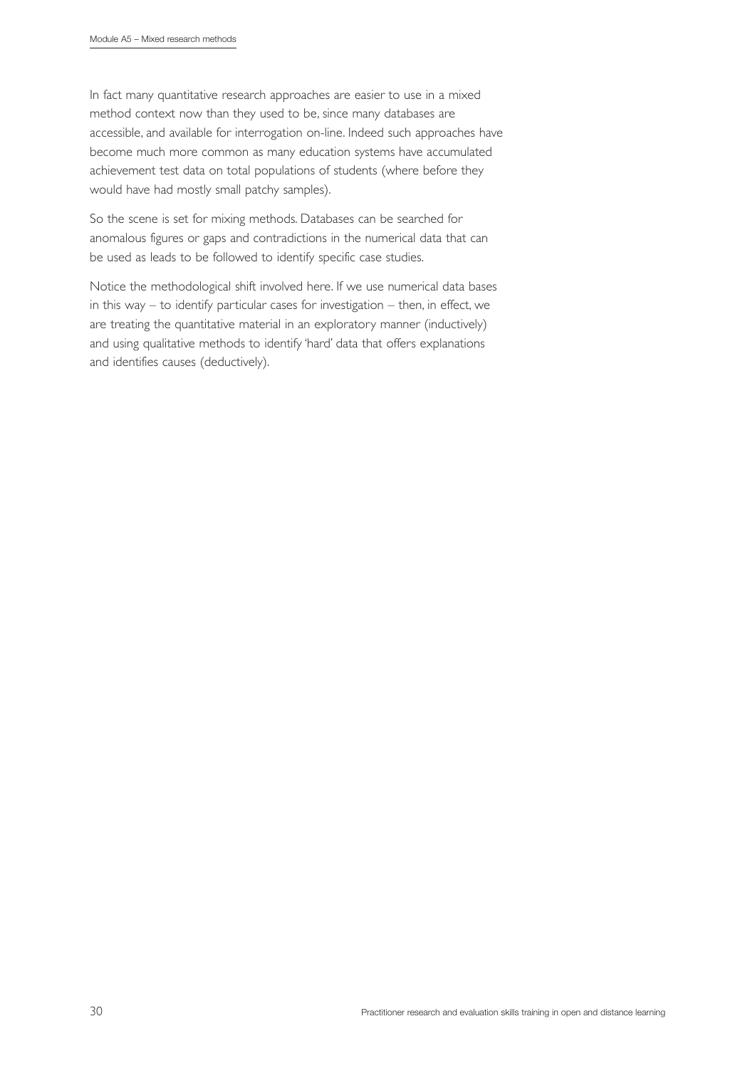In fact many quantitative research approaches are easier to use in a mixed method context now than they used to be, since many databases are accessible, and available for interrogation on-line. Indeed such approaches have become much more common as many education systems have accumulated achievement test data on total populations of students (where before they would have had mostly small patchy samples).

So the scene is set for mixing methods. Databases can be searched for anomalous figures or gaps and contradictions in the numerical data that can be used as leads to be followed to identify specific case studies.

Notice the methodological shift involved here. If we use numerical data bases in this way – to identify particular cases for investigation – then, in effect, we are treating the quantitative material in an exploratory manner (inductively) and using qualitative methods to identify 'hard' data that offers explanations and identifies causes (deductively).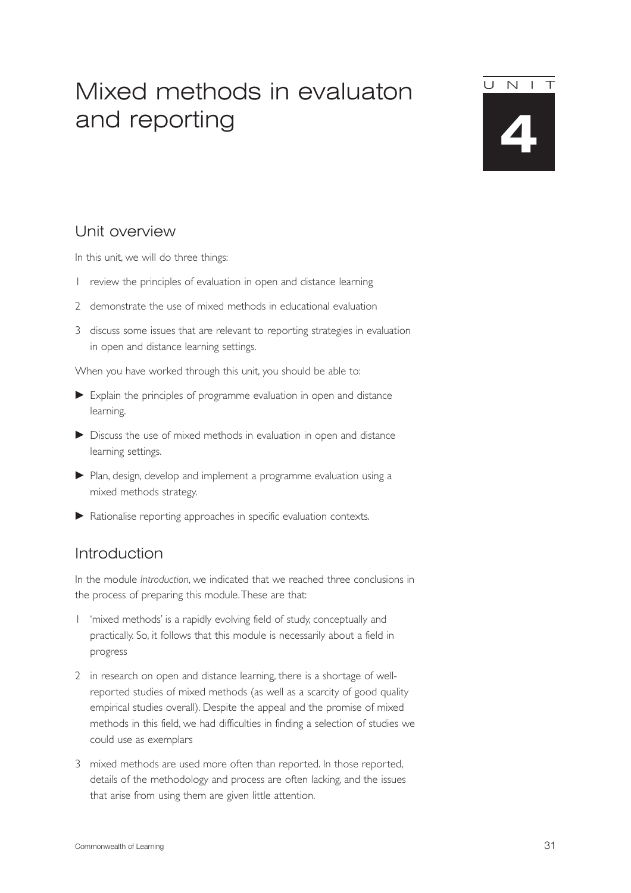# Mixed methods in evaluaton and reporting

UNIT 4

## Unit overview

In this unit, we will do three things:

1 review the principles of evaluation in open and distance learning
2 demonstrate the use of mixed methods in educational evaluation
3 discuss some issues that are relevant to reporting strategies in evaluation in open and distance learning settings.

When you have worked through this unit, you should be able to:

- Explain the principles of programme evaluation in open and distance learning.
- Discuss the use of mixed methods in evaluation in open and distance learning settings.
- Plan, design, develop and implement a programme evaluation using a mixed methods strategy.
- Rationalise reporting approaches in specific evaluation contexts.

## Introduction

In the module *Introduction*, we indicated that we reached three conclusions in the process of preparing this module. These are that:

1 'mixed methods' is a rapidly evolving field of study, conceptually and practically. So, it follows that this module is necessarily about a field in progress
2 in research on open and distance learning, there is a shortage of well-reported studies of mixed methods (as well as a scarcity of good quality empirical studies overall). Despite the appeal and the promise of mixed methods in this field, we had difficulties in finding a selection of studies we could use as exemplars
3 mixed methods are used more often than reported. In those reported, details of the methodology and process are often lacking, and the issues that arise from using them are given little attention.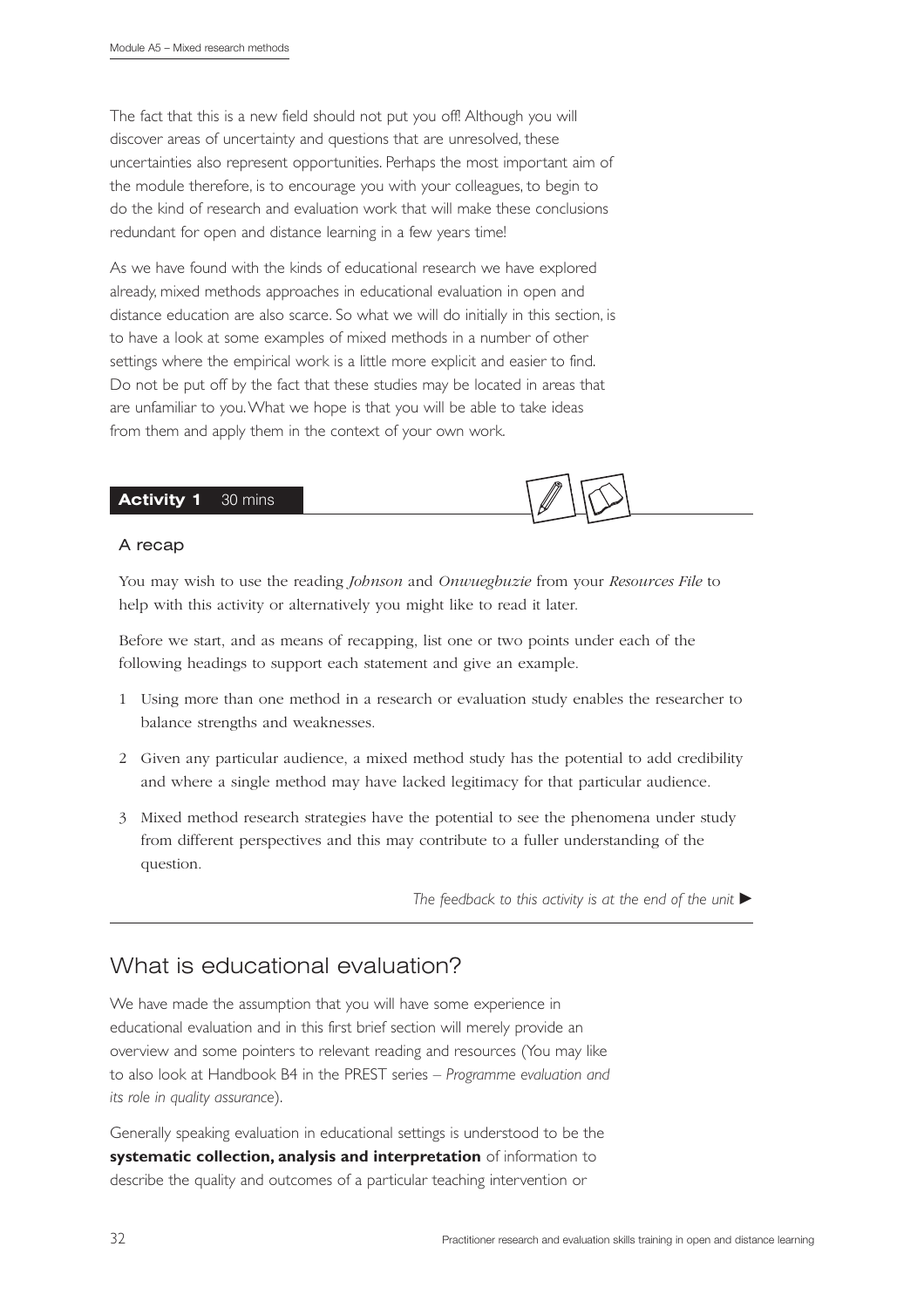The fact that this is a new field should not put you off! Although you will discover areas of uncertainty and questions that are unresolved, these uncertainties also represent opportunities. Perhaps the most important aim of the module therefore, is to encourage you with your colleagues, to begin to do the kind of research and evaluation work that will make these conclusions redundant for open and distance learning in a few years time!

As we have found with the kinds of educational research we have explored already, mixed methods approaches in educational evaluation in open and distance education are also scarce. So what we will do initially in this section, is to have a look at some examples of mixed methods in a number of other settings where the empirical work is a little more explicit and easier to find. Do not be put off by the fact that these studies may be located in areas that are unfamiliar to you. What we hope is that you will be able to take ideas from them and apply them in the context of your own work.

**Activity 1** 30 mins

#### A recap

You may wish to use the reading *Johnson* and *Onwuegbuzie* from your *Resources File* to help with this activity or alternatively you might like to read it later.

Before we start, and as means of recapping, list one or two points under each of the following headings to support each statement and give an example.

1. Using more than one method in a research or evaluation study enables the researcher to balance strengths and weaknesses.
2. Given any particular audience, a mixed method study has the potential to add credibility and where a single method may have lacked legitimacy for that particular audience.
3. Mixed method research strategies have the potential to see the phenomena under study from different perspectives and this may contribute to a fuller understanding of the question.

*The feedback to this activity is at the end of the unit* ►

## What is educational evaluation?

We have made the assumption that you will have some experience in educational evaluation and in this first brief section will merely provide an overview and some pointers to relevant reading and resources (You may like to also look at Handbook B4 in the PREST series – *Programme evaluation and its role in quality assurance*).

Generally speaking evaluation in educational settings is understood to be the **systematic collection, analysis and interpretation** of information to describe the quality and outcomes of a particular teaching intervention or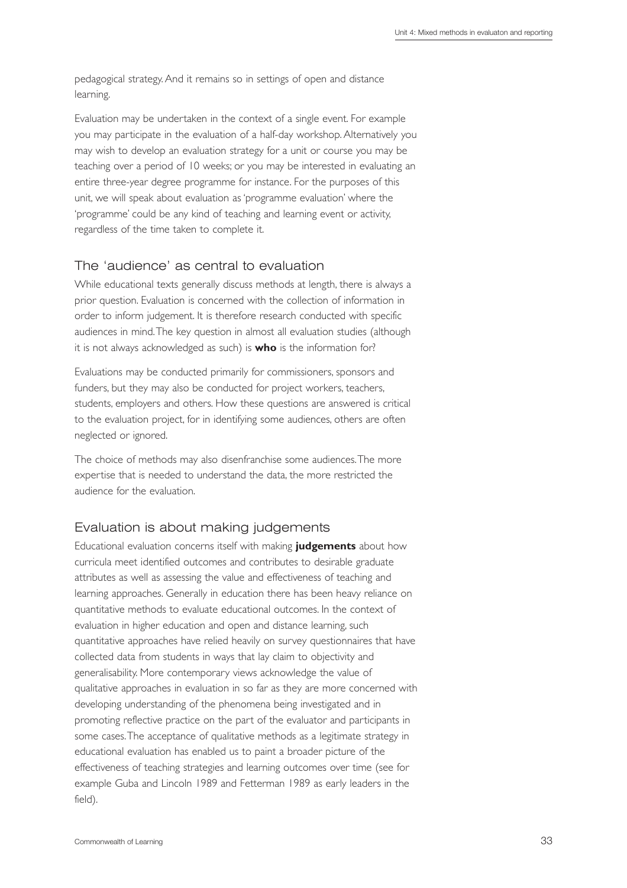pedagogical strategy. And it remains so in settings of open and distance learning.

Evaluation may be undertaken in the context of a single event. For example you may participate in the evaluation of a half-day workshop. Alternatively you may wish to develop an evaluation strategy for a unit or course you may be teaching over a period of 10 weeks; or you may be interested in evaluating an entire three-year degree programme for instance. For the purposes of this unit, we will speak about evaluation as 'programme evaluation' where the 'programme' could be any kind of teaching and learning event or activity, regardless of the time taken to complete it.

## The 'audience' as central to evaluation

While educational texts generally discuss methods at length, there is always a prior question. Evaluation is concerned with the collection of information in order to inform judgement. It is therefore research conducted with specific audiences in mind. The key question in almost all evaluation studies (although it is not always acknowledged as such) is **who** is the information for?

Evaluations may be conducted primarily for commissioners, sponsors and funders, but they may also be conducted for project workers, teachers, students, employers and others. How these questions are answered is critical to the evaluation project, for in identifying some audiences, others are often neglected or ignored.

The choice of methods may also disenfranchise some audiences. The more expertise that is needed to understand the data, the more restricted the audience for the evaluation.

## Evaluation is about making judgements

Educational evaluation concerns itself with making **judgements** about how curricula meet identified outcomes and contributes to desirable graduate attributes as well as assessing the value and effectiveness of teaching and learning approaches. Generally in education there has been heavy reliance on quantitative methods to evaluate educational outcomes. In the context of evaluation in higher education and open and distance learning, such quantitative approaches have relied heavily on survey questionnaires that have collected data from students in ways that lay claim to objectivity and generalisability. More contemporary views acknowledge the value of qualitative approaches in evaluation in so far as they are more concerned with developing understanding of the phenomena being investigated and in promoting reflective practice on the part of the evaluator and participants in some cases. The acceptance of qualitative methods as a legitimate strategy in educational evaluation has enabled us to paint a broader picture of the effectiveness of teaching strategies and learning outcomes over time (see for example Guba and Lincoln 1989 and Fetterman 1989 as early leaders in the field).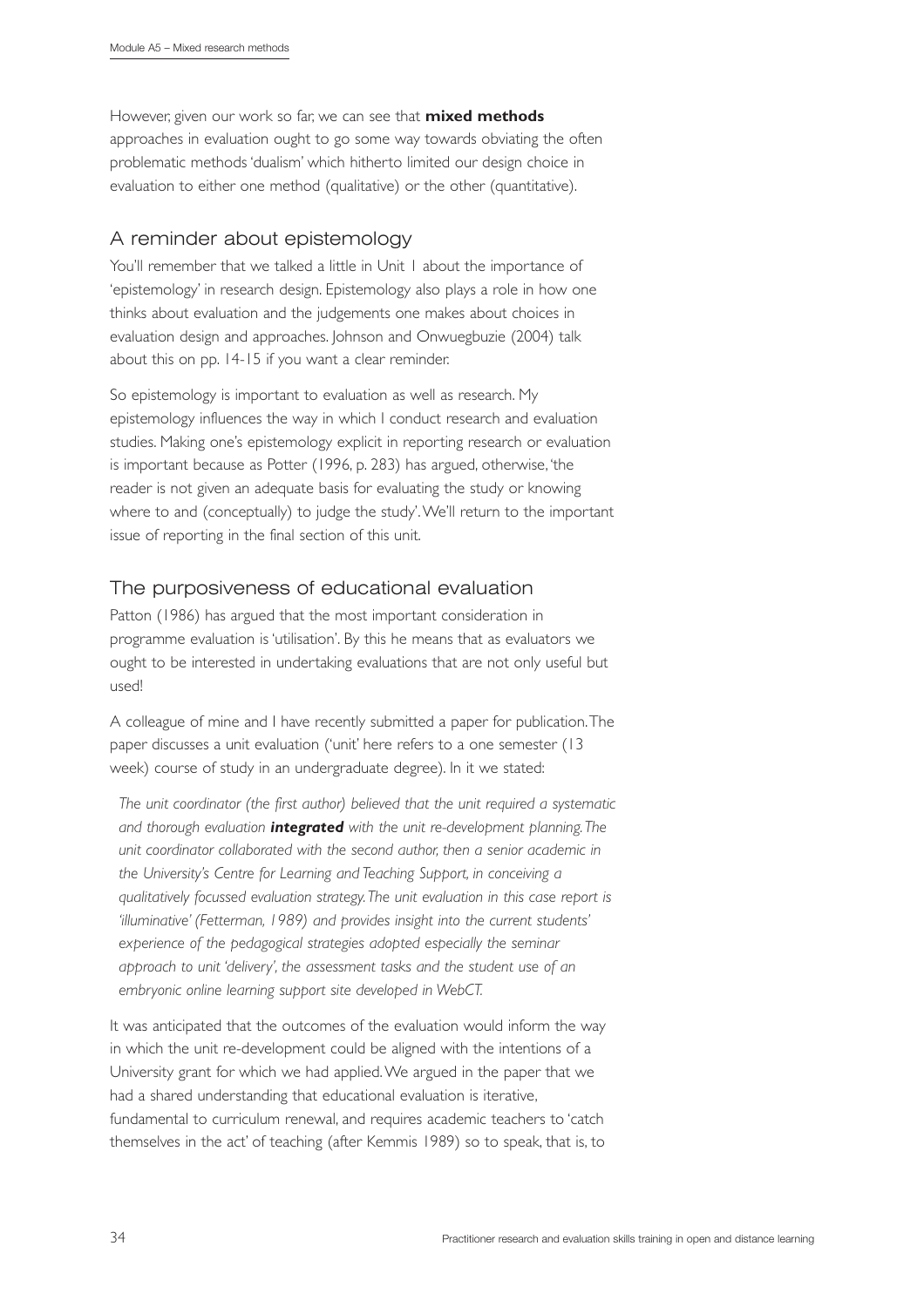However, given our work so far, we can see that **mixed methods** approaches in evaluation ought to go some way towards obviating the often problematic methods 'dualism' which hitherto limited our design choice in evaluation to either one method (qualitative) or the other (quantitative).

## A reminder about epistemology

You'll remember that we talked a little in Unit 1 about the importance of 'epistemology' in research design. Epistemology also plays a role in how one thinks about evaluation and the judgements one makes about choices in evaluation design and approaches. Johnson and Onwuegbuzie (2004) talk about this on pp. 14-15 if you want a clear reminder.

So epistemology is important to evaluation as well as research. My epistemology influences the way in which I conduct research and evaluation studies. Making one's epistemology explicit in reporting research or evaluation is important because as Potter (1996, p. 283) has argued, otherwise, 'the reader is not given an adequate basis for evaluating the study or knowing where to and (conceptually) to judge the study'. We'll return to the important issue of reporting in the final section of this unit.

## The purposiveness of educational evaluation

Patton (1986) has argued that the most important consideration in programme evaluation is 'utilisation'. By this he means that as evaluators we ought to be interested in undertaking evaluations that are not only useful but used!

A colleague of mine and I have recently submitted a paper for publication. The paper discusses a unit evaluation ('unit' here refers to a one semester (13 week) course of study in an undergraduate degree). In it we stated:

> *The unit coordinator (the first author) believed that the unit required a systematic and thorough evaluation* ***integrated*** *with the unit re-development planning. The unit coordinator collaborated with the second author, then a senior academic in the University's Centre for Learning and Teaching Support, in conceiving a qualitatively focussed evaluation strategy. The unit evaluation in this case report is 'illuminative' (Fetterman, 1989) and provides insight into the current students' experience of the pedagogical strategies adopted especially the seminar approach to unit 'delivery', the assessment tasks and the student use of an embryonic online learning support site developed in WebCT.*

It was anticipated that the outcomes of the evaluation would inform the way in which the unit re-development could be aligned with the intentions of a University grant for which we had applied. We argued in the paper that we had a shared understanding that educational evaluation is iterative, fundamental to curriculum renewal, and requires academic teachers to 'catch themselves in the act' of teaching (after Kemmis 1989) so to speak, that is, to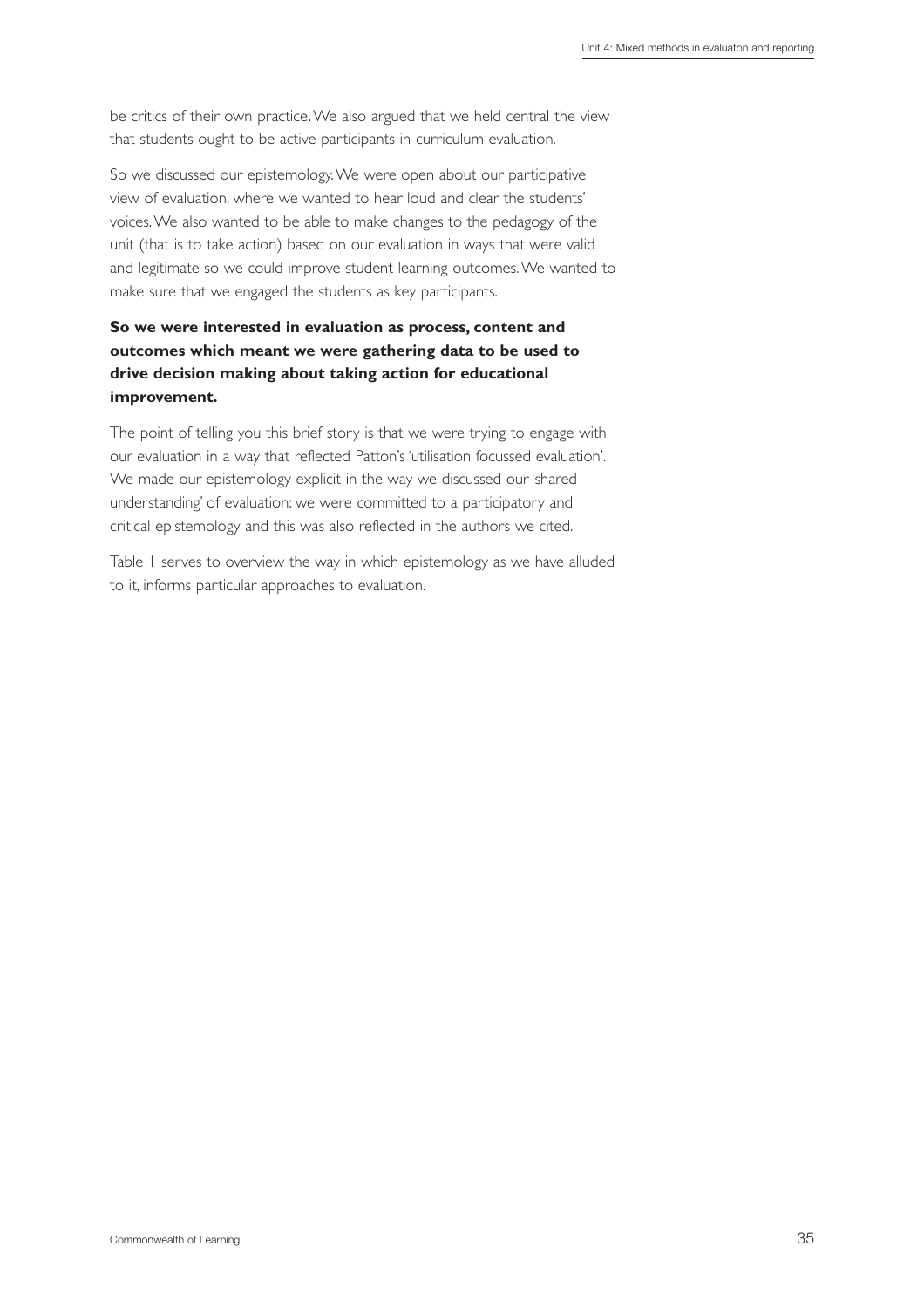be critics of their own practice. We also argued that we held central the view that students ought to be active participants in curriculum evaluation.

So we discussed our epistemology. We were open about our participative view of evaluation, where we wanted to hear loud and clear the students' voices. We also wanted to be able to make changes to the pedagogy of the unit (that is to take action) based on our evaluation in ways that were valid and legitimate so we could improve student learning outcomes. We wanted to make sure that we engaged the students as key participants.

**So we were interested in evaluation as process, content and outcomes which meant we were gathering data to be used to drive decision making about taking action for educational improvement.**

The point of telling you this brief story is that we were trying to engage with our evaluation in a way that reflected Patton's 'utilisation focussed evaluation'. We made our epistemology explicit in the way we discussed our 'shared understanding' of evaluation: we were committed to a participatory and critical epistemology and this was also reflected in the authors we cited.

Table 1 serves to overview the way in which epistemology as we have alluded to it, informs particular approaches to evaluation.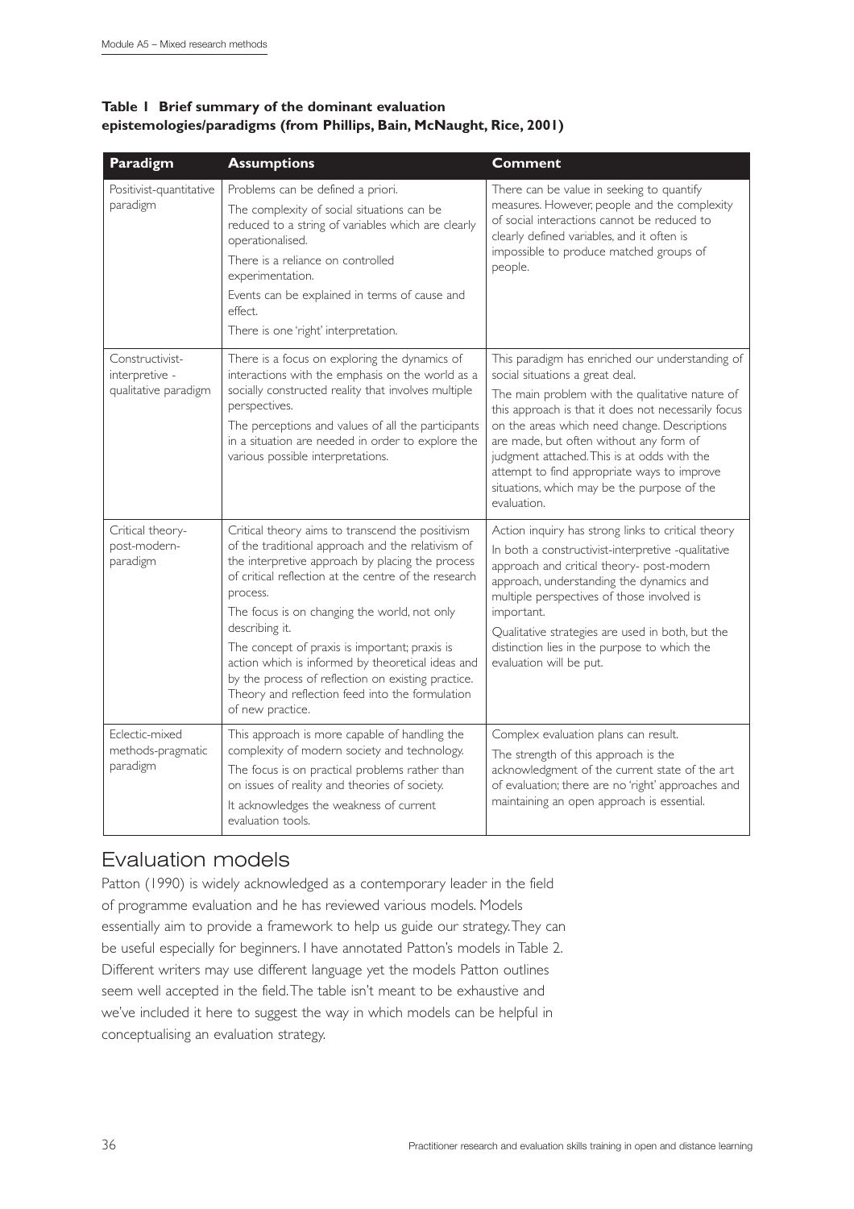**Table 1 Brief summary of the dominant evaluation epistemologies/paradigms (from Phillips, Bain, McNaught, Rice, 2001)**

| Paradigm | Assumptions | Comment |
|---|---|---|
| Positivist-quantitative paradigm | Problems can be defined a priori.<br>The complexity of social situations can be reduced to a string of variables which are clearly operationalised.<br>There is a reliance on controlled experimentation.<br>Events can be explained in terms of cause and effect.<br>There is one 'right' interpretation. | There can be value in seeking to quantify measures. However, people and the complexity of social interactions cannot be reduced to clearly defined variables, and it often is impossible to produce matched groups of people. |
| Constructivist-interpretive - qualitative paradigm | There is a focus on exploring the dynamics of interactions with the emphasis on the world as a socially constructed reality that involves multiple perspectives.<br>The perceptions and values of all the participants in a situation are needed in order to explore the various possible interpretations. | This paradigm has enriched our understanding of social situations a great deal.<br>The main problem with the qualitative nature of this approach is that it does not necessarily focus on the areas which need change. Descriptions are made, but often without any form of judgment attached. This is at odds with the attempt to find appropriate ways to improve situations, which may be the purpose of the evaluation. |
| Critical theory-post-modern-paradigm | Critical theory aims to transcend the positivism of the traditional approach and the relativism of the interpretive approach by placing the process of critical reflection at the centre of the research process.<br>The focus is on changing the world, not only describing it.<br>The concept of praxis is important; praxis is action which is informed by theoretical ideas and by the process of reflection on existing practice. Theory and reflection feed into the formulation of new practice. | Action inquiry has strong links to critical theory<br>In both a constructivist-interpretive -qualitative approach and critical theory- post-modern approach, understanding the dynamics and multiple perspectives of those involved is important.<br>Qualitative strategies are used in both, but the distinction lies in the purpose to which the evaluation will be put. |
| Eclectic-mixed methods-pragmatic paradigm | This approach is more capable of handling the complexity of modern society and technology.<br>The focus is on practical problems rather than on issues of reality and theories of society.<br>It acknowledges the weakness of current evaluation tools. | Complex evaluation plans can result.<br>The strength of this approach is the acknowledgment of the current state of the art of evaluation; there are no 'right' approaches and maintaining an open approach is essential. |

## Evaluation models

Patton (1990) is widely acknowledged as a contemporary leader in the field of programme evaluation and he has reviewed various models. Models essentially aim to provide a framework to help us guide our strategy. They can be useful especially for beginners. I have annotated Patton's models in Table 2. Different writers may use different language yet the models Patton outlines seem well accepted in the field. The table isn't meant to be exhaustive and we've included it here to suggest the way in which models can be helpful in conceptualising an evaluation strategy.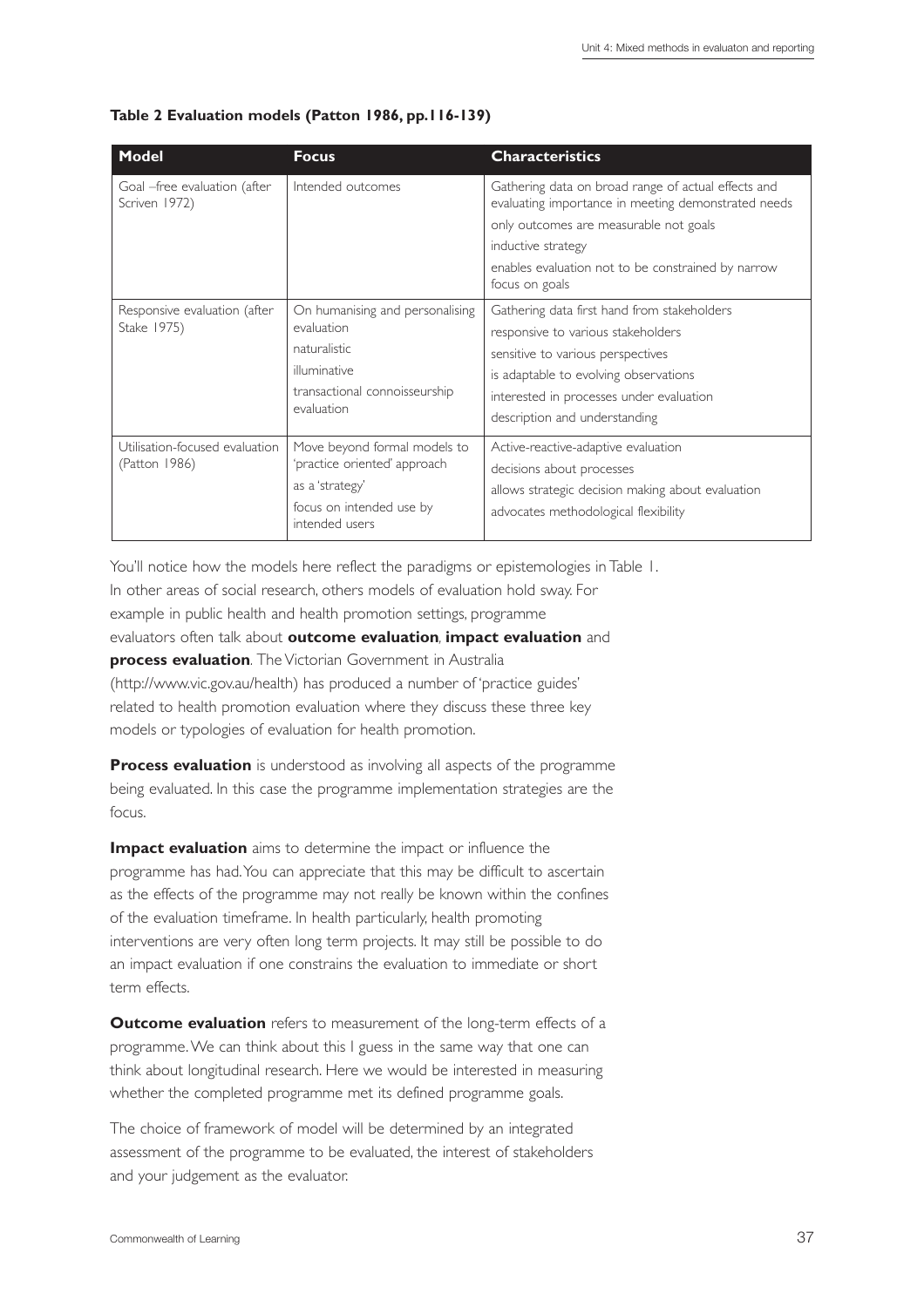**Table 2 Evaluation models (Patton 1986, pp.116-139)**

| Model | Focus | Characteristics |
|---|---|---|
| Goal –free evaluation (after Scriven 1972) | Intended outcomes | Gathering data on broad range of actual effects and evaluating importance in meeting demonstrated needs<br>only outcomes are measurable not goals<br>inductive strategy<br>enables evaluation not to be constrained by narrow focus on goals |
| Responsive evaluation (after Stake 1975) | On humanising and personalising evaluation<br>naturalistic<br>illuminative<br>transactional connoisseurship evaluation | Gathering data first hand from stakeholders<br>responsive to various stakeholders<br>sensitive to various perspectives<br>is adaptable to evolving observations<br>interested in processes under evaluation<br>description and understanding |
| Utilisation-focused evaluation (Patton 1986) | Move beyond formal models to 'practice oriented' approach<br>as a 'strategy'<br>focus on intended use by intended users | Active-reactive-adaptive evaluation<br>decisions about processes<br>allows strategic decision making about evaluation<br>advocates methodological flexibility |

You'll notice how the models here reflect the paradigms or epistemologies in Table 1. In other areas of social research, others models of evaluation hold sway. For example in public health and health promotion settings, programme evaluators often talk about **outcome evaluation**, **impact evaluation** and **process evaluation**. The Victorian Government in Australia (http://www.vic.gov.au/health) has produced a number of 'practice guides' related to health promotion evaluation where they discuss these three key models or typologies of evaluation for health promotion.

**Process evaluation** is understood as involving all aspects of the programme being evaluated. In this case the programme implementation strategies are the focus.

**Impact evaluation** aims to determine the impact or influence the programme has had. You can appreciate that this may be difficult to ascertain as the effects of the programme may not really be known within the confines of the evaluation timeframe. In health particularly, health promoting interventions are very often long term projects. It may still be possible to do an impact evaluation if one constrains the evaluation to immediate or short term effects.

**Outcome evaluation** refers to measurement of the long-term effects of a programme. We can think about this I guess in the same way that one can think about longitudinal research. Here we would be interested in measuring whether the completed programme met its defined programme goals.

The choice of framework of model will be determined by an integrated assessment of the programme to be evaluated, the interest of stakeholders and your judgement as the evaluator.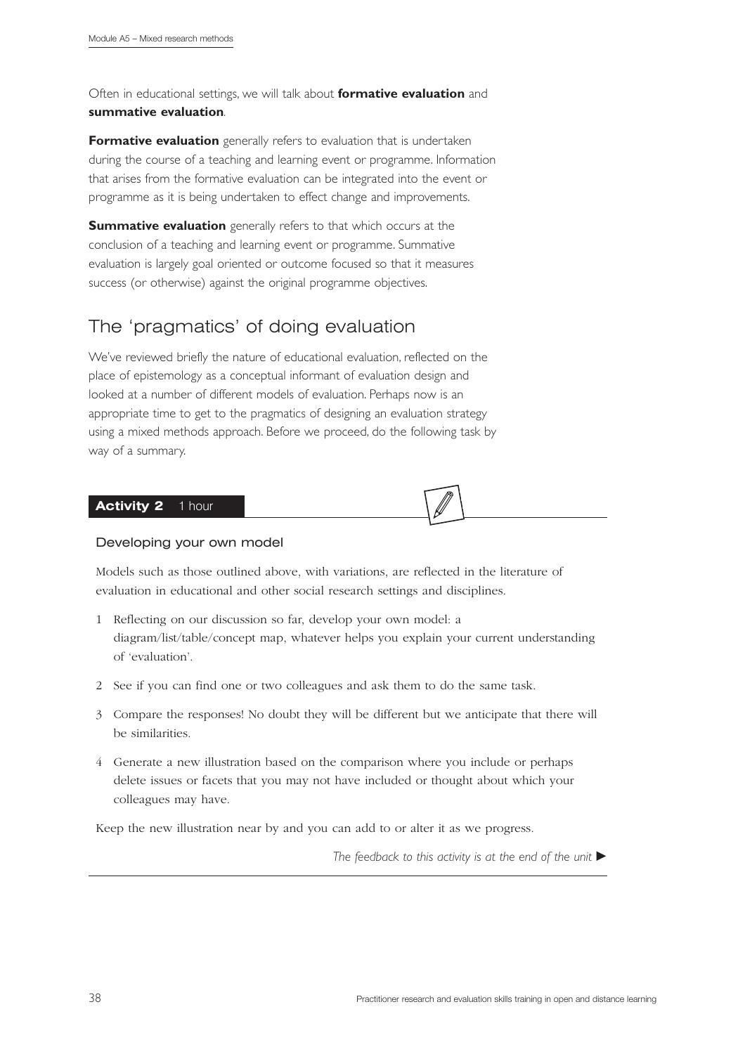Often in educational settings, we will talk about **formative evaluation** and **summative evaluation**.

**Formative evaluation** generally refers to evaluation that is undertaken during the course of a teaching and learning event or programme. Information that arises from the formative evaluation can be integrated into the event or programme as it is being undertaken to effect change and improvements.

**Summative evaluation** generally refers to that which occurs at the conclusion of a teaching and learning event or programme. Summative evaluation is largely goal oriented or outcome focused so that it measures success (or otherwise) against the original programme objectives.

## The 'pragmatics' of doing evaluation

We've reviewed briefly the nature of educational evaluation, reflected on the place of epistemology as a conceptual informant of evaluation design and looked at a number of different models of evaluation. Perhaps now is an appropriate time to get to the pragmatics of designing an evaluation strategy using a mixed methods approach. Before we proceed, do the following task by way of a summary.

**Activity 2** 1 hour

### Developing your own model

Models such as those outlined above, with variations, are reflected in the literature of evaluation in educational and other social research settings and disciplines.

1. Reflecting on our discussion so far, develop your own model: a diagram/list/table/concept map, whatever helps you explain your current understanding of 'evaluation'.
2. See if you can find one or two colleagues and ask them to do the same task.
3. Compare the responses! No doubt they will be different but we anticipate that there will be similarities.
4. Generate a new illustration based on the comparison where you include or perhaps delete issues or facets that you may not have included or thought about which your colleagues may have.

Keep the new illustration near by and you can add to or alter it as we progress.

*The feedback to this activity is at the end of the unit* ►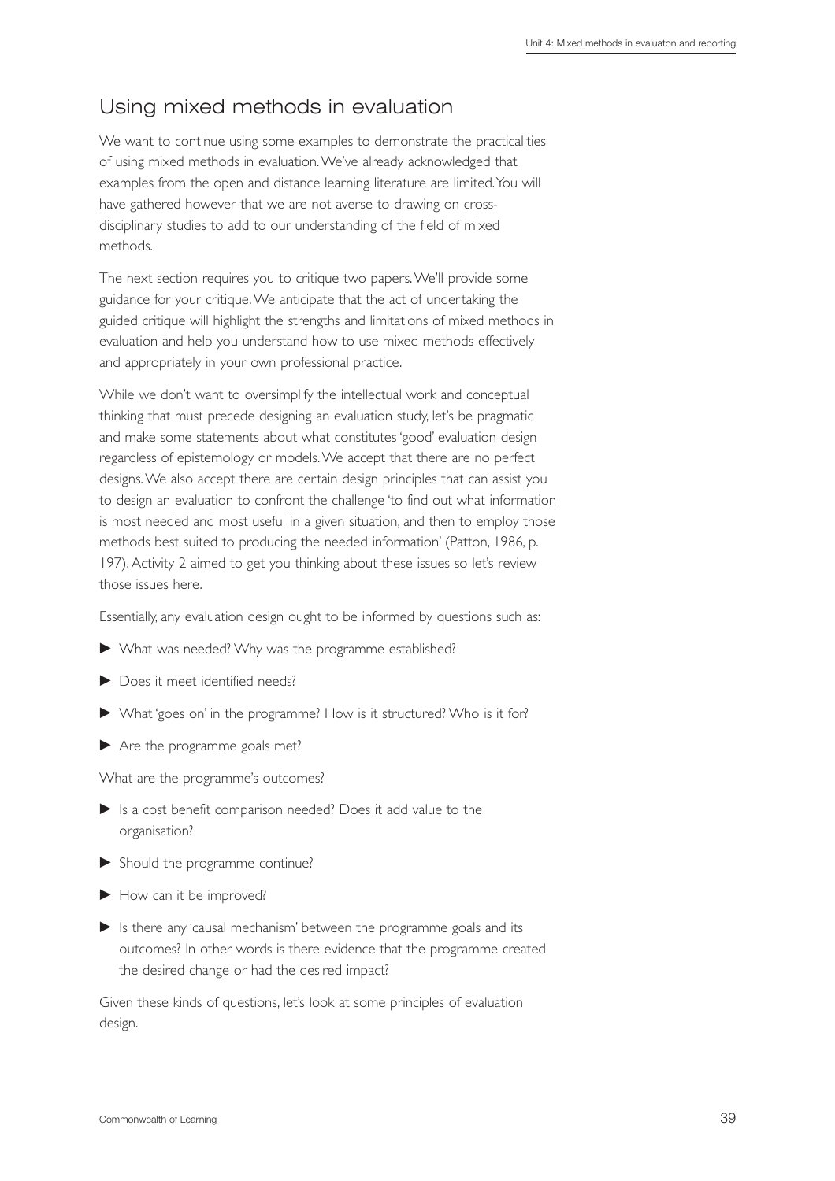## Using mixed methods in evaluation

We want to continue using some examples to demonstrate the practicalities of using mixed methods in evaluation. We've already acknowledged that examples from the open and distance learning literature are limited. You will have gathered however that we are not averse to drawing on cross-disciplinary studies to add to our understanding of the field of mixed methods.

The next section requires you to critique two papers. We'll provide some guidance for your critique. We anticipate that the act of undertaking the guided critique will highlight the strengths and limitations of mixed methods in evaluation and help you understand how to use mixed methods effectively and appropriately in your own professional practice.

While we don't want to oversimplify the intellectual work and conceptual thinking that must precede designing an evaluation study, let's be pragmatic and make some statements about what constitutes 'good' evaluation design regardless of epistemology or models. We accept that there are no perfect designs. We also accept there are certain design principles that can assist you to design an evaluation to confront the challenge 'to find out what information is most needed and most useful in a given situation, and then to employ those methods best suited to producing the needed information' (Patton, 1986, p. 197). Activity 2 aimed to get you thinking about these issues so let's review those issues here.

Essentially, any evaluation design ought to be informed by questions such as:

- What was needed? Why was the programme established?
- Does it meet identified needs?
- What 'goes on' in the programme? How is it structured? Who is it for?
- Are the programme goals met?

What are the programme's outcomes?

- Is a cost benefit comparison needed? Does it add value to the organisation?
- Should the programme continue?
- How can it be improved?
- Is there any 'causal mechanism' between the programme goals and its outcomes? In other words is there evidence that the programme created the desired change or had the desired impact?

Given these kinds of questions, let's look at some principles of evaluation design.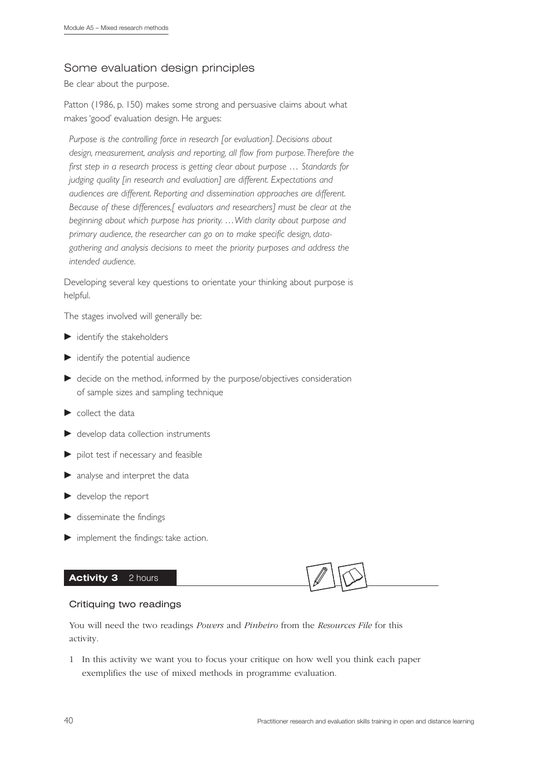## Some evaluation design principles

Be clear about the purpose.

Patton (1986, p. 150) makes some strong and persuasive claims about what makes 'good' evaluation design. He argues:

> *Purpose is the controlling force in research [or evaluation]. Decisions about design, measurement, analysis and reporting, all flow from purpose. Therefore the first step in a research process is getting clear about purpose … Standards for judging quality [in research and evaluation] are different. Expectations and audiences are different. Reporting and dissemination approaches are different. Because of these differences,[ evaluators and researchers] must be clear at the beginning about which purpose has priority. … With clarity about purpose and primary audience, the researcher can go on to make specific design, data-gathering and analysis decisions to meet the priority purposes and address the intended audience.*

Developing several key questions to orientate your thinking about purpose is helpful.

The stages involved will generally be:

- identify the stakeholders
- identify the potential audience
- decide on the method, informed by the purpose/objectives consideration of sample sizes and sampling technique
- collect the data
- develop data collection instruments
- pilot test if necessary and feasible
- analyse and interpret the data
- develop the report
- disseminate the findings
- implement the findings: take action.

### **Activity 3** 2 hours

#### Critiquing two readings

You will need the two readings *Powers* and *Pinheiro* from the *Resources File* for this activity.

1 In this activity we want you to focus your critique on how well you think each paper exemplifies the use of mixed methods in programme evaluation.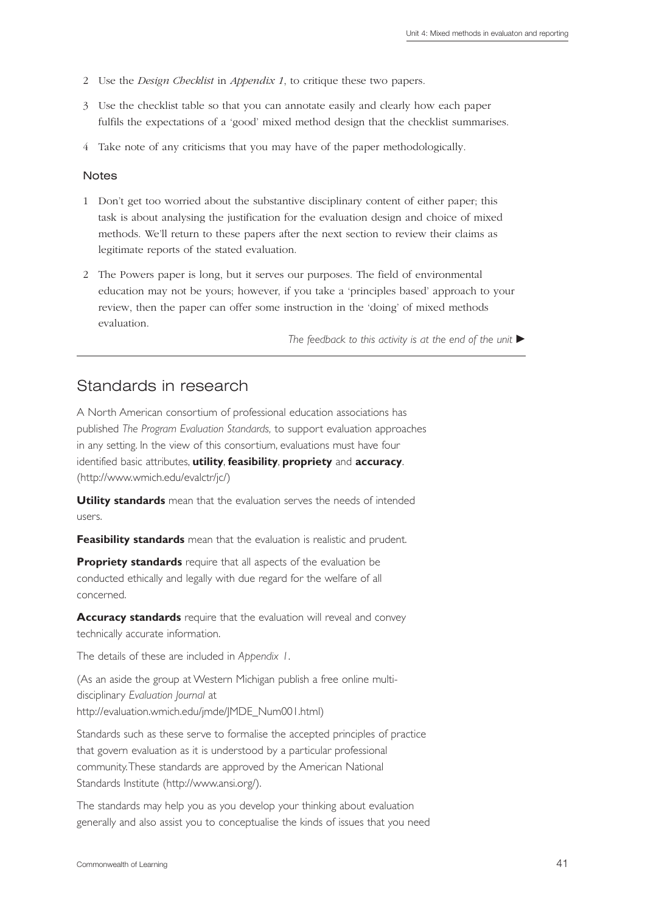2. Use the *Design Checklist* in *Appendix 1*, to critique these two papers.
3. Use the checklist table so that you can annotate easily and clearly how each paper fulfils the expectations of a 'good' mixed method design that the checklist summarises.
4. Take note of any criticisms that you may have of the paper methodologically.

### Notes

1. Don't get too worried about the substantive disciplinary content of either paper; this task is about analysing the justification for the evaluation design and choice of mixed methods. We'll return to these papers after the next section to review their claims as legitimate reports of the stated evaluation.
2. The Powers paper is long, but it serves our purposes. The field of environmental education may not be yours; however, if you take a 'principles based' approach to your review, then the paper can offer some instruction in the 'doing' of mixed methods evaluation.

*The feedback to this activity is at the end of the unit* ►

## Standards in research

A North American consortium of professional education associations has published *The Program Evaluation Standards,* to support evaluation approaches in any setting. In the view of this consortium, evaluations must have four identified basic attributes, **utility**, **feasibility**, **propriety** and **accuracy**. (http://www.wmich.edu/evalctr/jc/)

**Utility standards** mean that the evaluation serves the needs of intended users.

**Feasibility standards** mean that the evaluation is realistic and prudent.

**Propriety standards** require that all aspects of the evaluation be conducted ethically and legally with due regard for the welfare of all concerned.

**Accuracy standards** require that the evaluation will reveal and convey technically accurate information.

The details of these are included in *Appendix 1*.

(As an aside the group at Western Michigan publish a free online multi-disciplinary *Evaluation Journal* at http://evaluation.wmich.edu/jmde/JMDE_Num001.html)

Standards such as these serve to formalise the accepted principles of practice that govern evaluation as it is understood by a particular professional community. These standards are approved by the American National Standards Institute (http://www.ansi.org/).

The standards may help you as you develop your thinking about evaluation generally and also assist you to conceptualise the kinds of issues that you need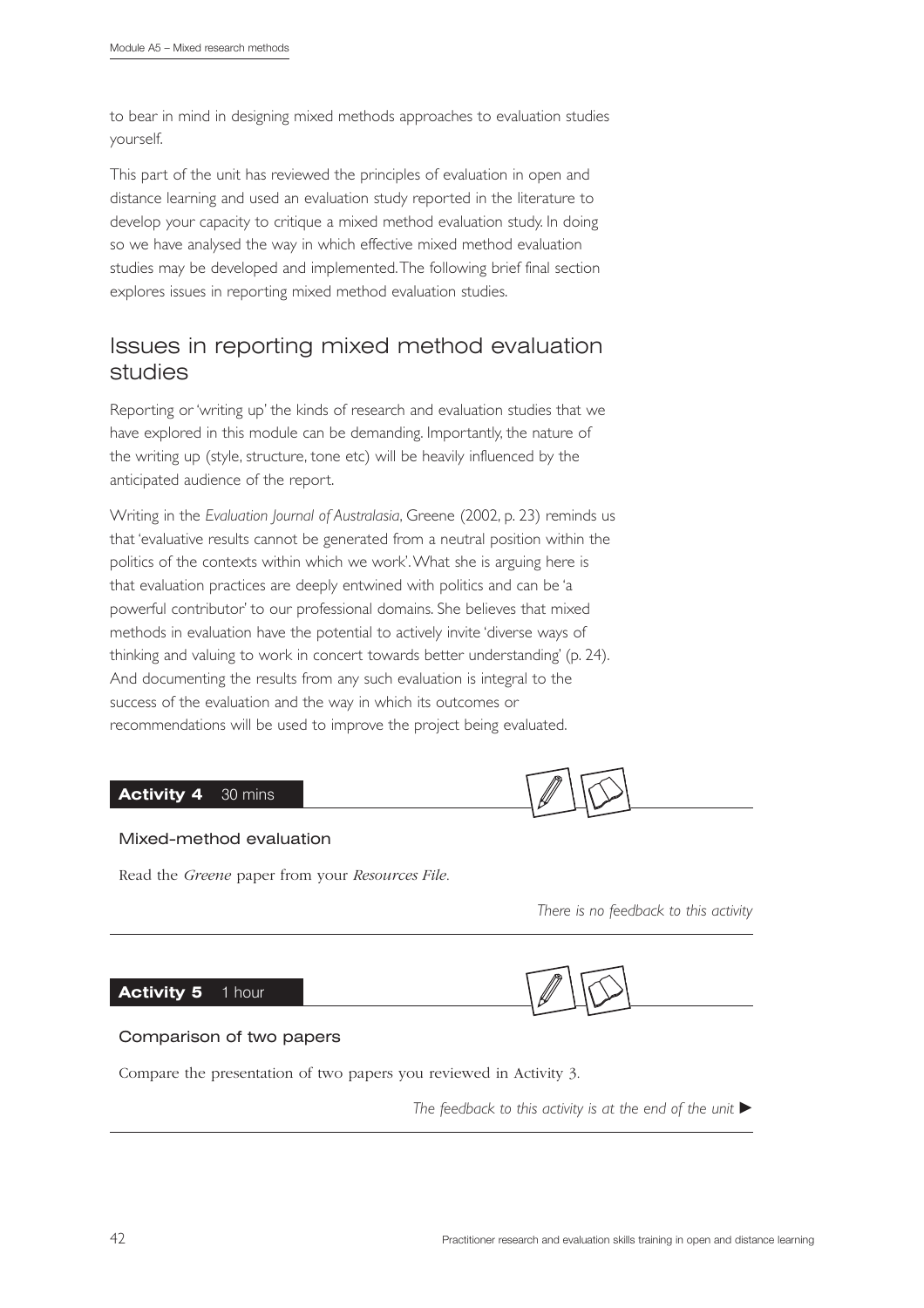to bear in mind in designing mixed methods approaches to evaluation studies yourself.

This part of the unit has reviewed the principles of evaluation in open and distance learning and used an evaluation study reported in the literature to develop your capacity to critique a mixed method evaluation study. In doing so we have analysed the way in which effective mixed method evaluation studies may be developed and implemented. The following brief final section explores issues in reporting mixed method evaluation studies.

## Issues in reporting mixed method evaluation studies

Reporting or 'writing up' the kinds of research and evaluation studies that we have explored in this module can be demanding. Importantly, the nature of the writing up (style, structure, tone etc) will be heavily influenced by the anticipated audience of the report.

Writing in the *Evaluation Journal of Australasia*, Greene (2002, p. 23) reminds us that 'evaluative results cannot be generated from a neutral position within the politics of the contexts within which we work'. What she is arguing here is that evaluation practices are deeply entwined with politics and can be 'a powerful contributor' to our professional domains. She believes that mixed methods in evaluation have the potential to actively invite 'diverse ways of thinking and valuing to work in concert towards better understanding' (p. 24). And documenting the results from any such evaluation is integral to the success of the evaluation and the way in which its outcomes or recommendations will be used to improve the project being evaluated.

**Activity 4** 30 mins

### Mixed-method evaluation

Read the *Greene* paper from your *Resources File*.

*There is no feedback to this activity*

**Activity 5** 1 hour

### Comparison of two papers

Compare the presentation of two papers you reviewed in Activity 3.

*The feedback to this activity is at the end of the unit* ►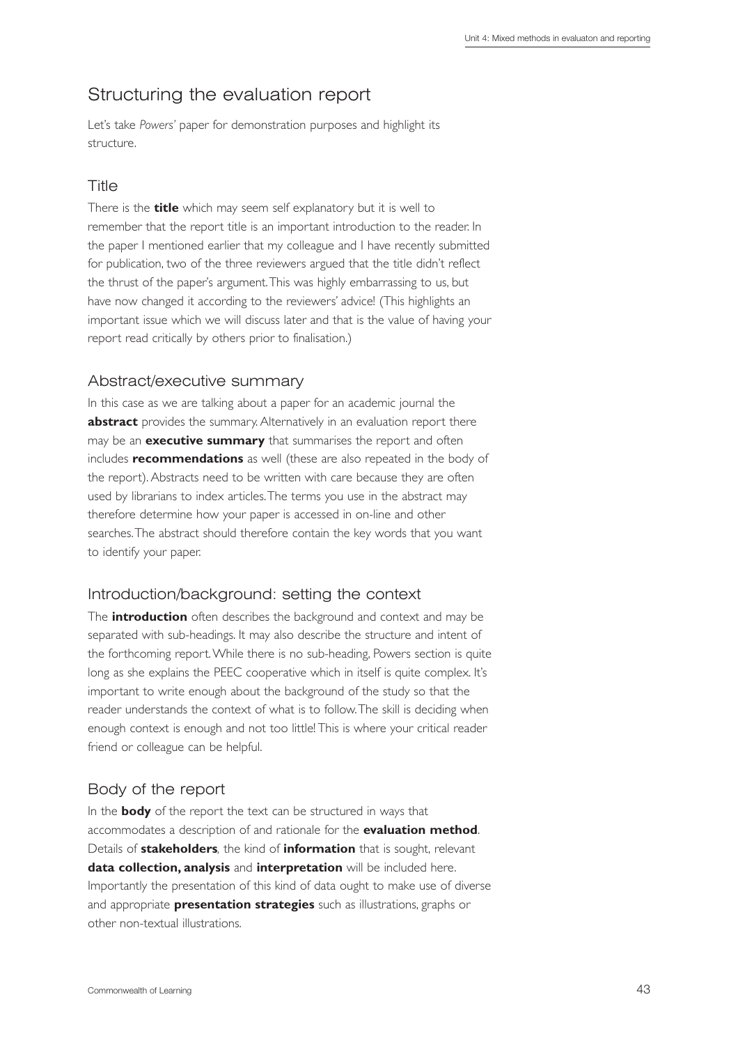## Structuring the evaluation report

Let's take *Powers'* paper for demonstration purposes and highlight its structure.

### Title

There is the **title** which may seem self explanatory but it is well to remember that the report title is an important introduction to the reader. In the paper I mentioned earlier that my colleague and I have recently submitted for publication, two of the three reviewers argued that the title didn't reflect the thrust of the paper's argument. This was highly embarrassing to us, but have now changed it according to the reviewers' advice! (This highlights an important issue which we will discuss later and that is the value of having your report read critically by others prior to finalisation.)

### Abstract/executive summary

In this case as we are talking about a paper for an academic journal the **abstract** provides the summary. Alternatively in an evaluation report there may be an **executive summary** that summarises the report and often includes **recommendations** as well (these are also repeated in the body of the report). Abstracts need to be written with care because they are often used by librarians to index articles. The terms you use in the abstract may therefore determine how your paper is accessed in on-line and other searches. The abstract should therefore contain the key words that you want to identify your paper.

### Introduction/background: setting the context

The **introduction** often describes the background and context and may be separated with sub-headings. It may also describe the structure and intent of the forthcoming report. While there is no sub-heading, Powers section is quite long as she explains the PEEC cooperative which in itself is quite complex. It's important to write enough about the background of the study so that the reader understands the context of what is to follow. The skill is deciding when enough context is enough and not too little! This is where your critical reader friend or colleague can be helpful.

### Body of the report

In the **body** of the report the text can be structured in ways that accommodates a description of and rationale for the **evaluation method**. Details of **stakeholders**, the kind of **information** that is sought, relevant **data collection, analysis** and **interpretation** will be included here. Importantly the presentation of this kind of data ought to make use of diverse and appropriate **presentation strategies** such as illustrations, graphs or other non-textual illustrations.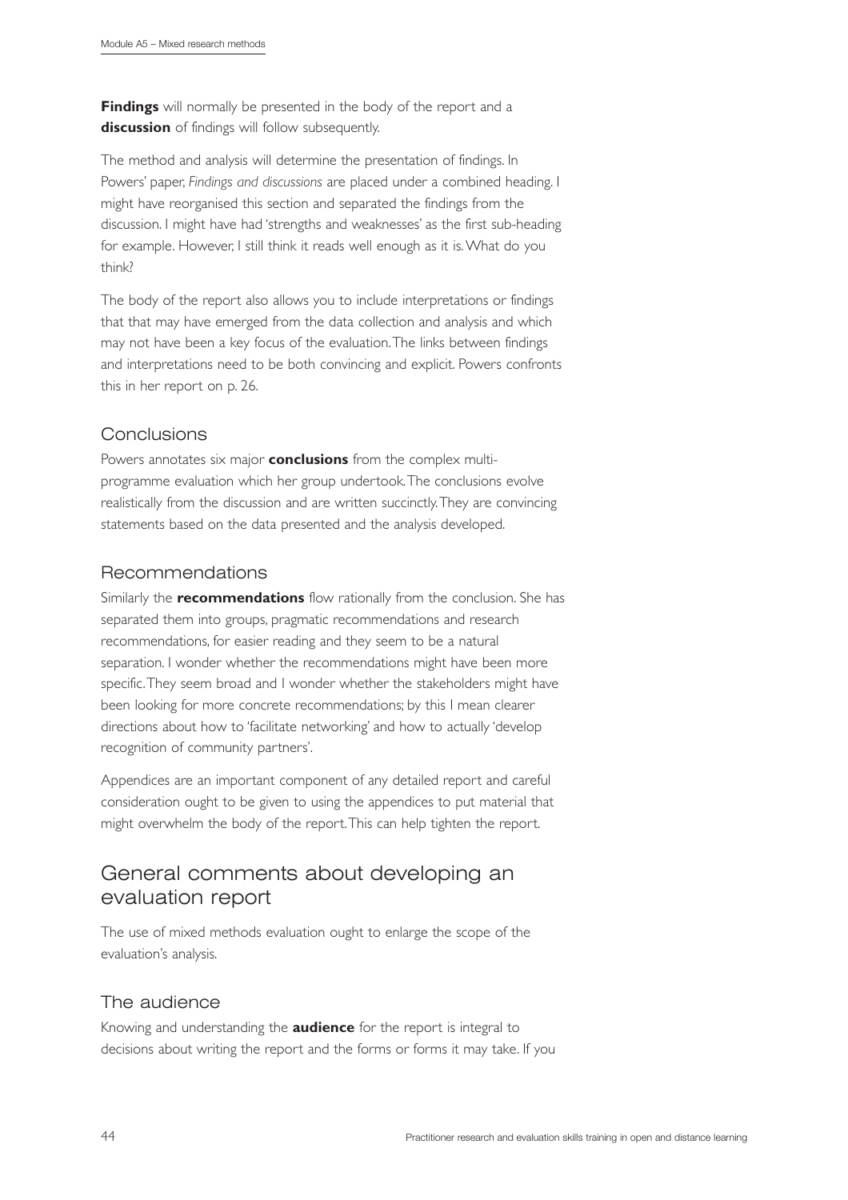**Findings** will normally be presented in the body of the report and a **discussion** of findings will follow subsequently.

The method and analysis will determine the presentation of findings. In Powers' paper, *Findings and discussions* are placed under a combined heading. I might have reorganised this section and separated the findings from the discussion. I might have had 'strengths and weaknesses' as the first sub-heading for example. However, I still think it reads well enough as it is. What do you think?

The body of the report also allows you to include interpretations or findings that that may have emerged from the data collection and analysis and which may not have been a key focus of the evaluation. The links between findings and interpretations need to be both convincing and explicit. Powers confronts this in her report on p. 26.

### Conclusions

Powers annotates six major **conclusions** from the complex multi-programme evaluation which her group undertook. The conclusions evolve realistically from the discussion and are written succinctly. They are convincing statements based on the data presented and the analysis developed.

### Recommendations

Similarly the **recommendations** flow rationally from the conclusion. She has separated them into groups, pragmatic recommendations and research recommendations, for easier reading and they seem to be a natural separation. I wonder whether the recommendations might have been more specific. They seem broad and I wonder whether the stakeholders might have been looking for more concrete recommendations; by this I mean clearer directions about how to 'facilitate networking' and how to actually 'develop recognition of community partners'.

Appendices are an important component of any detailed report and careful consideration ought to be given to using the appendices to put material that might overwhelm the body of the report. This can help tighten the report.

## General comments about developing an evaluation report

The use of mixed methods evaluation ought to enlarge the scope of the evaluation's analysis.

### The audience

Knowing and understanding the **audience** for the report is integral to decisions about writing the report and the forms or forms it may take. If you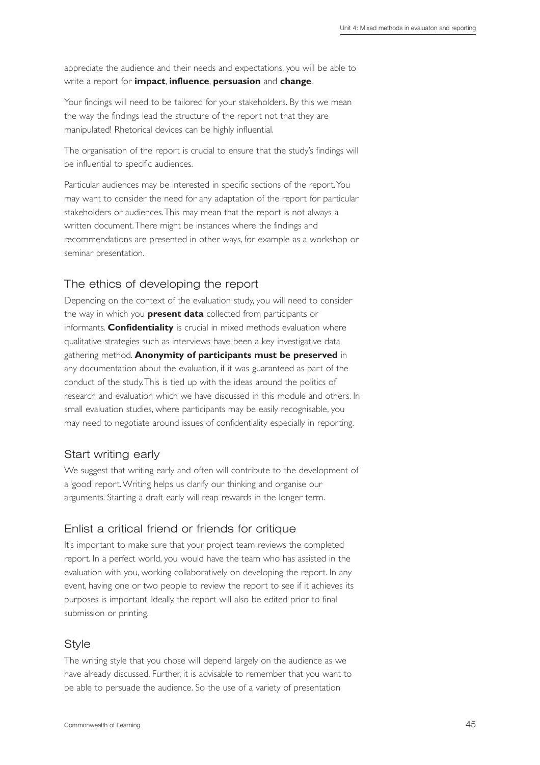appreciate the audience and their needs and expectations, you will be able to write a report for **impact**, **influence**, **persuasion** and **change**.

Your findings will need to be tailored for your stakeholders. By this we mean the way the findings lead the structure of the report not that they are manipulated! Rhetorical devices can be highly influential.

The organisation of the report is crucial to ensure that the study's findings will be influential to specific audiences.

Particular audiences may be interested in specific sections of the report. You may want to consider the need for any adaptation of the report for particular stakeholders or audiences. This may mean that the report is not always a written document. There might be instances where the findings and recommendations are presented in other ways, for example as a workshop or seminar presentation.

## The ethics of developing the report

Depending on the context of the evaluation study, you will need to consider the way in which you **present data** collected from participants or informants. **Confidentiality** is crucial in mixed methods evaluation where qualitative strategies such as interviews have been a key investigative data gathering method. **Anonymity of participants must be preserved** in any documentation about the evaluation, if it was guaranteed as part of the conduct of the study. This is tied up with the ideas around the politics of research and evaluation which we have discussed in this module and others. In small evaluation studies, where participants may be easily recognisable, you may need to negotiate around issues of confidentiality especially in reporting.

## Start writing early

We suggest that writing early and often will contribute to the development of a 'good' report. Writing helps us clarify our thinking and organise our arguments. Starting a draft early will reap rewards in the longer term.

## Enlist a critical friend or friends for critique

It's important to make sure that your project team reviews the completed report. In a perfect world, you would have the team who has assisted in the evaluation with you, working collaboratively on developing the report. In any event, having one or two people to review the report to see if it achieves its purposes is important. Ideally, the report will also be edited prior to final submission or printing.

## Style

The writing style that you chose will depend largely on the audience as we have already discussed. Further, it is advisable to remember that you want to be able to persuade the audience. So the use of a variety of presentation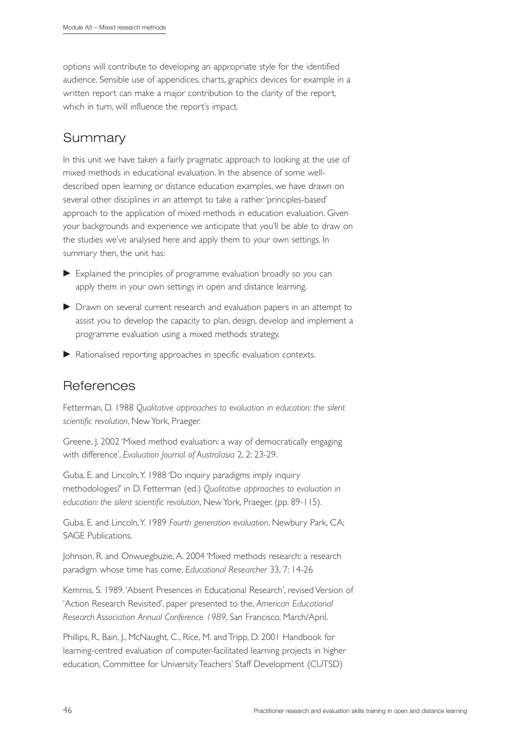options will contribute to developing an appropriate style for the identified audience. Sensible use of appendices, charts, graphics devices for example in a written report can make a major contribution to the clarity of the report, which in turn, will influence the report's impact.

## Summary

In this unit we have taken a fairly pragmatic approach to looking at the use of mixed methods in educational evaluation. In the absence of some well-described open learning or distance education examples, we have drawn on several other disciplines in an attempt to take a rather 'principles-based' approach to the application of mixed methods in education evaluation. Given your backgrounds and experience we anticipate that you'll be able to draw on the studies we've analysed here and apply them to your own settings. In summary then, the unit has:

- Explained the principles of programme evaluation broadly so you can apply them in your own settings in open and distance learning.
- Drawn on several current research and evaluation papers in an attempt to assist you to develop the capacity to plan, design, develop and implement a programme evaluation using a mixed methods strategy.
- Rationalised reporting approaches in specific evaluation contexts.

## References

Fetterman, D. 1988 *Qualitative approaches to evaluation in education: the silent scientific revolution*, New York, Praeger.

Greene, J. 2002 'Mixed method evaluation: a way of democratically engaging with difference', *Evaluation Journal of Australasia* 2, 2: 23-29.

Guba, E. and Lincoln, Y. 1988 'Do inquiry paradigms imply inquiry methodologies?' in D. Fetterman (ed.) *Qualitative approaches to evaluation in education: the silent scientific revolution*, New York, Praeger. (pp. 89-115).

Guba, E. and Lincoln, Y. 1989 *Fourth generation evaluation*, Newbury Park, CA: SAGE Publications.

Johnson, R. and Onwuegbuzie, A. 2004 'Mixed methods research: a research paradigm whose time has come, *Educational Researcher* 33, 7: 14-26

Kemmis, S. 1989. 'Absent Presences in Educational Research', revised Version of 'Action Research Revisited', paper presented to the, *American Educational Research Association Annual Conference 1989*, San Francisco, March/April.

Phillips, R., Bain, J., McNaught, C., Rice, M. and Tripp, D. 2001 Handbook for learning-centred evaluation of computer-facilitated learning projects in higher education, Committee for University Teachers' Staff Development (CUTSD)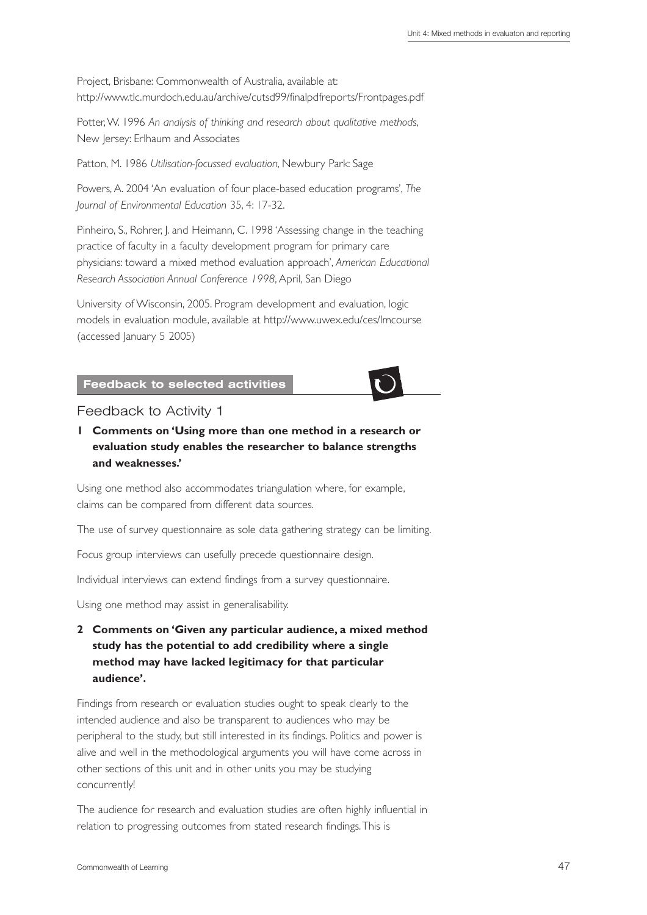Project, Brisbane: Commonwealth of Australia, available at: http://www.tlc.murdoch.edu.au/archive/cutsd99/finalpdfreports/Frontpages.pdf

Potter, W. 1996 *An analysis of thinking and research about qualitative methods*, New Jersey: Erlhaum and Associates

Patton, M. 1986 *Utilisation-focussed evaluation*, Newbury Park: Sage

Powers, A. 2004 'An evaluation of four place-based education programs', *The Journal of Environmental Education* 35, 4: 17-32.

Pinheiro, S., Rohrer, J. and Heimann, C. 1998 'Assessing change in the teaching practice of faculty in a faculty development program for primary care physicians: toward a mixed method evaluation approach', *American Educational Research Association Annual Conference 1998*, April, San Diego

University of Wisconsin, 2005. Program development and evaluation, logic models in evaluation module, available at http://www.uwex.edu/ces/lmcourse (accessed January 5 2005)

## Feedback to selected activities

### Feedback to Activity 1

**1 Comments on 'Using more than one method in a research or evaluation study enables the researcher to balance strengths and weaknesses.'**

Using one method also accommodates triangulation where, for example, claims can be compared from different data sources.

The use of survey questionnaire as sole data gathering strategy can be limiting.

Focus group interviews can usefully precede questionnaire design.

Individual interviews can extend findings from a survey questionnaire.

Using one method may assist in generalisability.

**2 Comments on 'Given any particular audience, a mixed method study has the potential to add credibility where a single method may have lacked legitimacy for that particular audience'.**

Findings from research or evaluation studies ought to speak clearly to the intended audience and also be transparent to audiences who may be peripheral to the study, but still interested in its findings. Politics and power is alive and well in the methodological arguments you will have come across in other sections of this unit and in other units you may be studying concurrently!

The audience for research and evaluation studies are often highly influential in relation to progressing outcomes from stated research findings. This is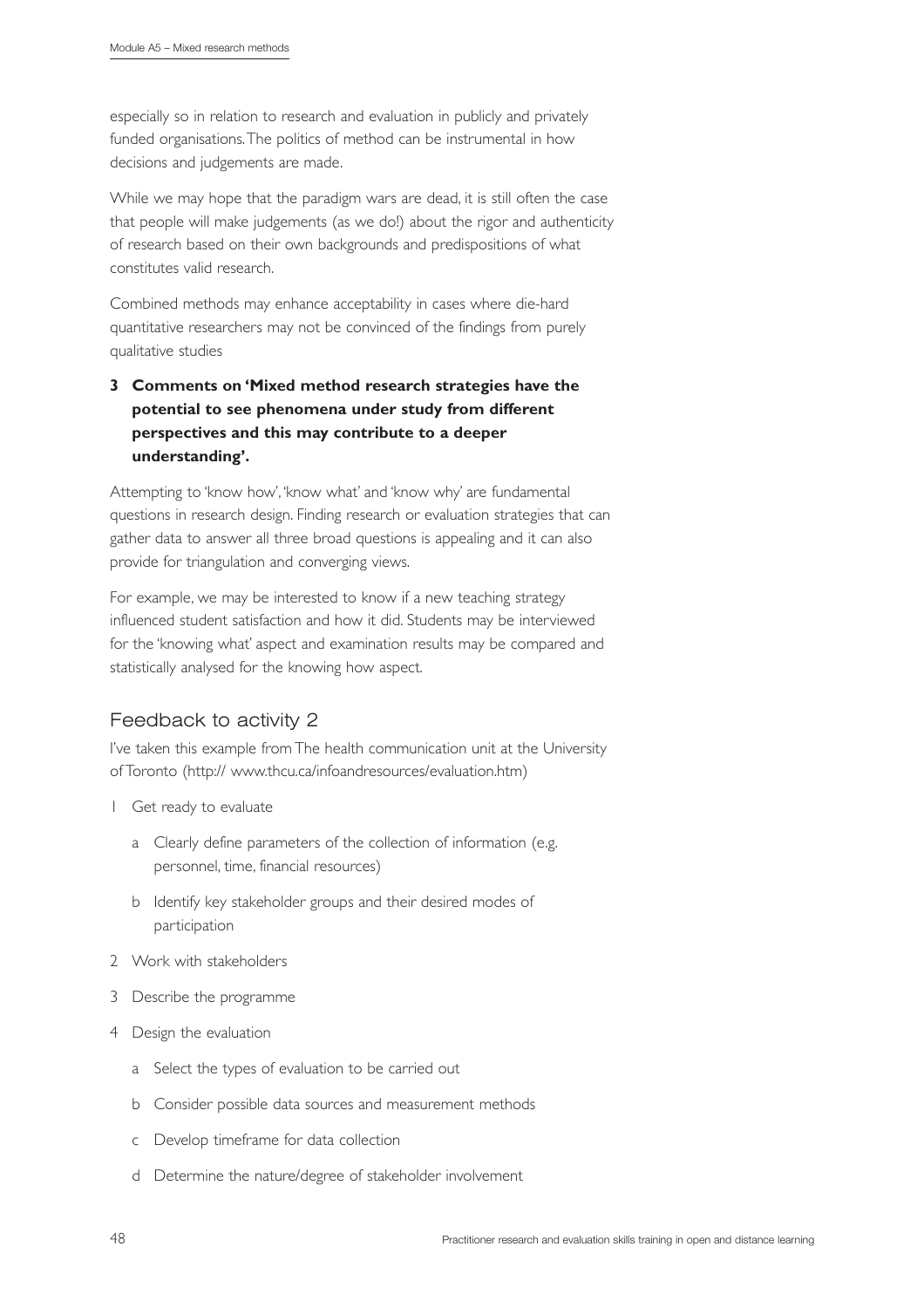especially so in relation to research and evaluation in publicly and privately funded organisations. The politics of method can be instrumental in how decisions and judgements are made.

While we may hope that the paradigm wars are dead, it is still often the case that people will make judgements (as we do!) about the rigor and authenticity of research based on their own backgrounds and predispositions of what constitutes valid research.

Combined methods may enhance acceptability in cases where die-hard quantitative researchers may not be convinced of the findings from purely qualitative studies

**3 Comments on 'Mixed method research strategies have the potential to see phenomena under study from different perspectives and this may contribute to a deeper understanding'.**

Attempting to 'know how', 'know what' and 'know why' are fundamental questions in research design. Finding research or evaluation strategies that can gather data to answer all three broad questions is appealing and it can also provide for triangulation and converging views.

For example, we may be interested to know if a new teaching strategy influenced student satisfaction and how it did. Students may be interviewed for the 'knowing what' aspect and examination results may be compared and statistically analysed for the knowing how aspect.

## Feedback to activity 2

I've taken this example from The health communication unit at the University of Toronto (http:// www.thcu.ca/infoandresources/evaluation.htm)

1. Get ready to evaluate
   - a. Clearly define parameters of the collection of information (e.g. personnel, time, financial resources)
   - b. Identify key stakeholder groups and their desired modes of participation
2. Work with stakeholders
3. Describe the programme
4. Design the evaluation
   - a. Select the types of evaluation to be carried out
   - b. Consider possible data sources and measurement methods
   - c. Develop timeframe for data collection
   - d. Determine the nature/degree of stakeholder involvement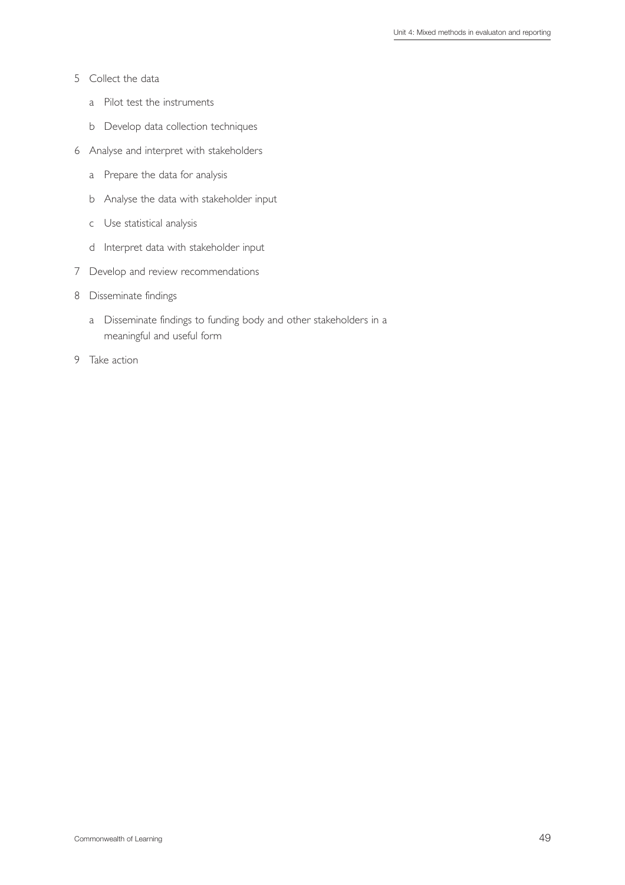5. Collect the data
   a. Pilot test the instruments
   b. Develop data collection techniques
6. Analyse and interpret with stakeholders
   a. Prepare the data for analysis
   b. Analyse the data with stakeholder input
   c. Use statistical analysis
   d. Interpret data with stakeholder input
7. Develop and review recommendations
8. Disseminate findings
   a. Disseminate findings to funding body and other stakeholders in a meaningful and useful form
9. Take action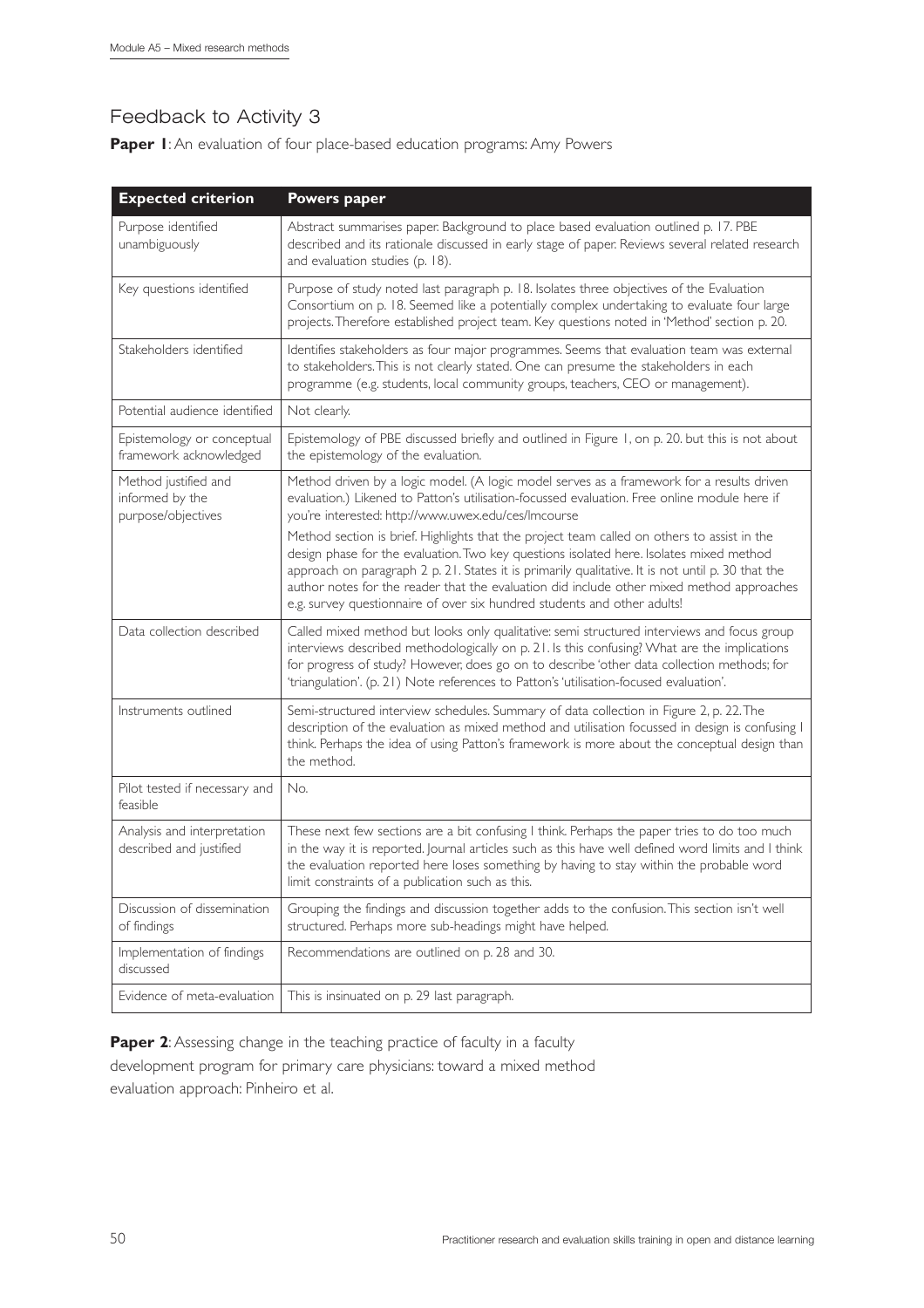## Feedback to Activity 3

**Paper 1**: An evaluation of four place-based education programs: Amy Powers

| Expected criterion | Powers paper |
|---|---|
| Purpose identified unambiguously | Abstract summarises paper. Background to place based evaluation outlined p. 17. PBE described and its rationale discussed in early stage of paper. Reviews several related research and evaluation studies (p. 18). |
| Key questions identified | Purpose of study noted last paragraph p. 18. Isolates three objectives of the Evaluation Consortium on p. 18. Seemed like a potentially complex undertaking to evaluate four large projects. Therefore established project team. Key questions noted in 'Method' section p. 20. |
| Stakeholders identified | Identifies stakeholders as four major programmes. Seems that evaluation team was external to stakeholders. This is not clearly stated. One can presume the stakeholders in each programme (e.g. students, local community groups, teachers, CEO or management). |
| Potential audience identified | Not clearly. |
| Epistemology or conceptual framework acknowledged | Epistemology of PBE discussed briefly and outlined in Figure 1, on p. 20. but this is not about the epistemology of the evaluation. |
| Method justified and informed by the purpose/objectives | Method driven by a logic model. (A logic model serves as a framework for a results driven evaluation.) Likened to Patton's utilisation-focussed evaluation. Free online module here if you're interested: http://www.uwex.edu/ces/lmcourse<br><br>Method section is brief. Highlights that the project team called on others to assist in the design phase for the evaluation. Two key questions isolated here. Isolates mixed method approach on paragraph 2 p. 21. States it is primarily qualitative. It is not until p. 30 that the author notes for the reader that the evaluation did include other mixed method approaches e.g. survey questionnaire of over six hundred students and other adults! |
| Data collection described | Called mixed method but looks only qualitative: semi structured interviews and focus group interviews described methodologically on p. 21. Is this confusing? What are the implications for progress of study? However, does go on to describe 'other data collection methods; for 'triangulation'. (p. 21) Note references to Patton's 'utilisation-focused evaluation'. |
| Instruments outlined | Semi-structured interview schedules. Summary of data collection in Figure 2, p. 22. The description of the evaluation as mixed method and utilisation focussed in design is confusing I think. Perhaps the idea of using Patton's framework is more about the conceptual design than the method. |
| Pilot tested if necessary and feasible | No. |
| Analysis and interpretation described and justified | These next few sections are a bit confusing I think. Perhaps the paper tries to do too much in the way it is reported. Journal articles such as this have well defined word limits and I think the evaluation reported here loses something by having to stay within the probable word limit constraints of a publication such as this. |
| Discussion of dissemination of findings | Grouping the findings and discussion together adds to the confusion. This section isn't well structured. Perhaps more sub-headings might have helped. |
| Implementation of findings discussed | Recommendations are outlined on p. 28 and 30. |
| Evidence of meta-evaluation | This is insinuated on p. 29 last paragraph. |

**Paper 2**: Assessing change in the teaching practice of faculty in a faculty development program for primary care physicians: toward a mixed method evaluation approach: Pinheiro et al.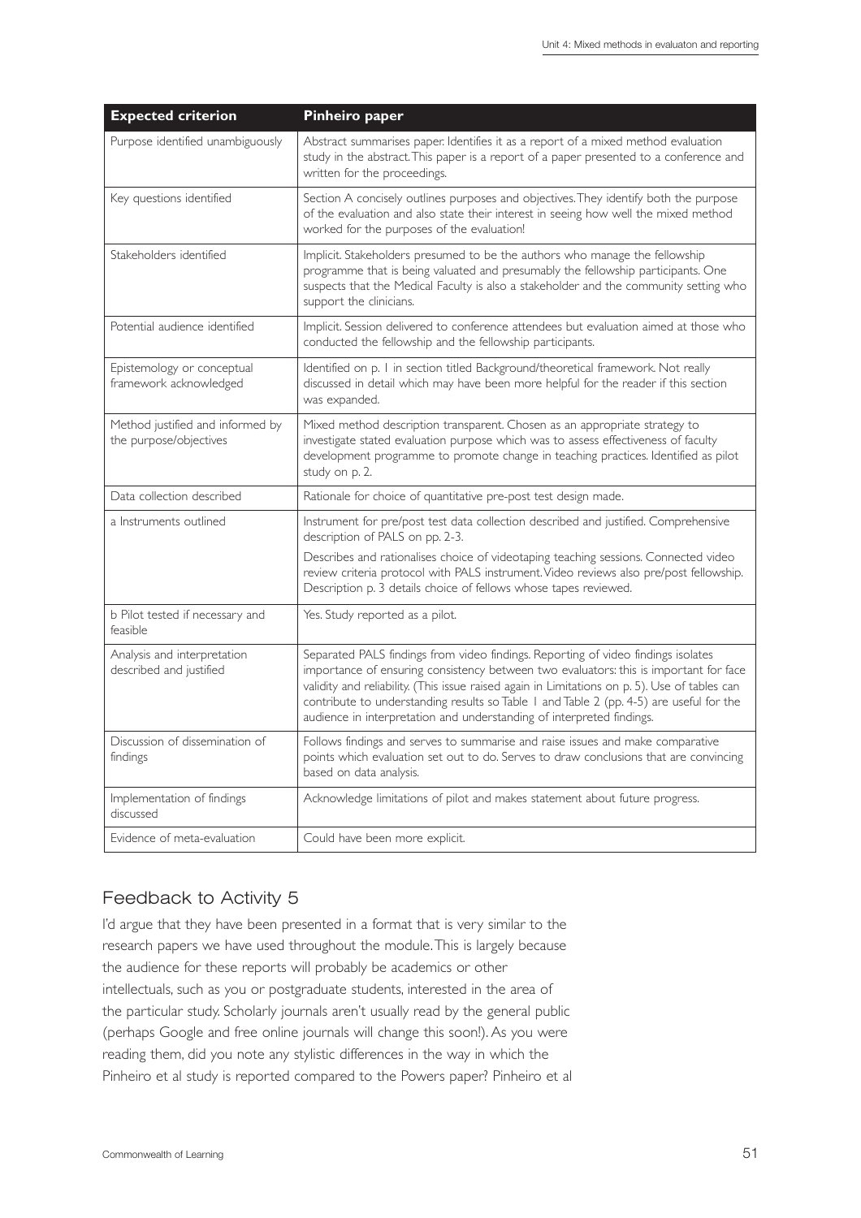| Expected criterion | Pinheiro paper |
|---|---|
| Purpose identified unambiguously | Abstract summarises paper. Identifies it as a report of a mixed method evaluation study in the abstract. This paper is a report of a paper presented to a conference and written for the proceedings. |
| Key questions identified | Section A concisely outlines purposes and objectives. They identify both the purpose of the evaluation and also state their interest in seeing how well the mixed method worked for the purposes of the evaluation! |
| Stakeholders identified | Implicit. Stakeholders presumed to be the authors who manage the fellowship programme that is being valuated and presumably the fellowship participants. One suspects that the Medical Faculty is also a stakeholder and the community setting who support the clinicians. |
| Potential audience identified | Implicit. Session delivered to conference attendees but evaluation aimed at those who conducted the fellowship and the fellowship participants. |
| Epistemology or conceptual framework acknowledged | Identified on p. 1 in section titled Background/theoretical framework. Not really discussed in detail which may have been more helpful for the reader if this section was expanded. |
| Method justified and informed by the purpose/objectives | Mixed method description transparent. Chosen as an appropriate strategy to investigate stated evaluation purpose which was to assess effectiveness of faculty development programme to promote change in teaching practices. Identified as pilot study on p. 2. |
| Data collection described | Rationale for choice of quantitative pre-post test design made. |
| a Instruments outlined | Instrument for pre/post test data collection described and justified. Comprehensive description of PALS on pp. 2-3.<br><br>Describes and rationalises choice of videotaping teaching sessions. Connected video review criteria protocol with PALS instrument. Video reviews also pre/post fellowship. Description p. 3 details choice of fellows whose tapes reviewed. |
| b Pilot tested if necessary and feasible | Yes. Study reported as a pilot. |
| Analysis and interpretation described and justified | Separated PALS findings from video findings. Reporting of video findings isolates importance of ensuring consistency between two evaluators: this is important for face validity and reliability. (This issue raised again in Limitations on p. 5). Use of tables can contribute to understanding results so Table 1 and Table 2 (pp. 4-5) are useful for the audience in interpretation and understanding of interpreted findings. |
| Discussion of dissemination of findings | Follows findings and serves to summarise and raise issues and make comparative points which evaluation set out to do. Serves to draw conclusions that are convincing based on data analysis. |
| Implementation of findings discussed | Acknowledge limitations of pilot and makes statement about future progress. |
| Evidence of meta-evaluation | Could have been more explicit. |

## Feedback to Activity 5

I'd argue that they have been presented in a format that is very similar to the research papers we have used throughout the module. This is largely because the audience for these reports will probably be academics or other intellectuals, such as you or postgraduate students, interested in the area of the particular study. Scholarly journals aren't usually read by the general public (perhaps Google and free online journals will change this soon!). As you were reading them, did you note any stylistic differences in the way in which the Pinheiro et al study is reported compared to the Powers paper? Pinheiro et al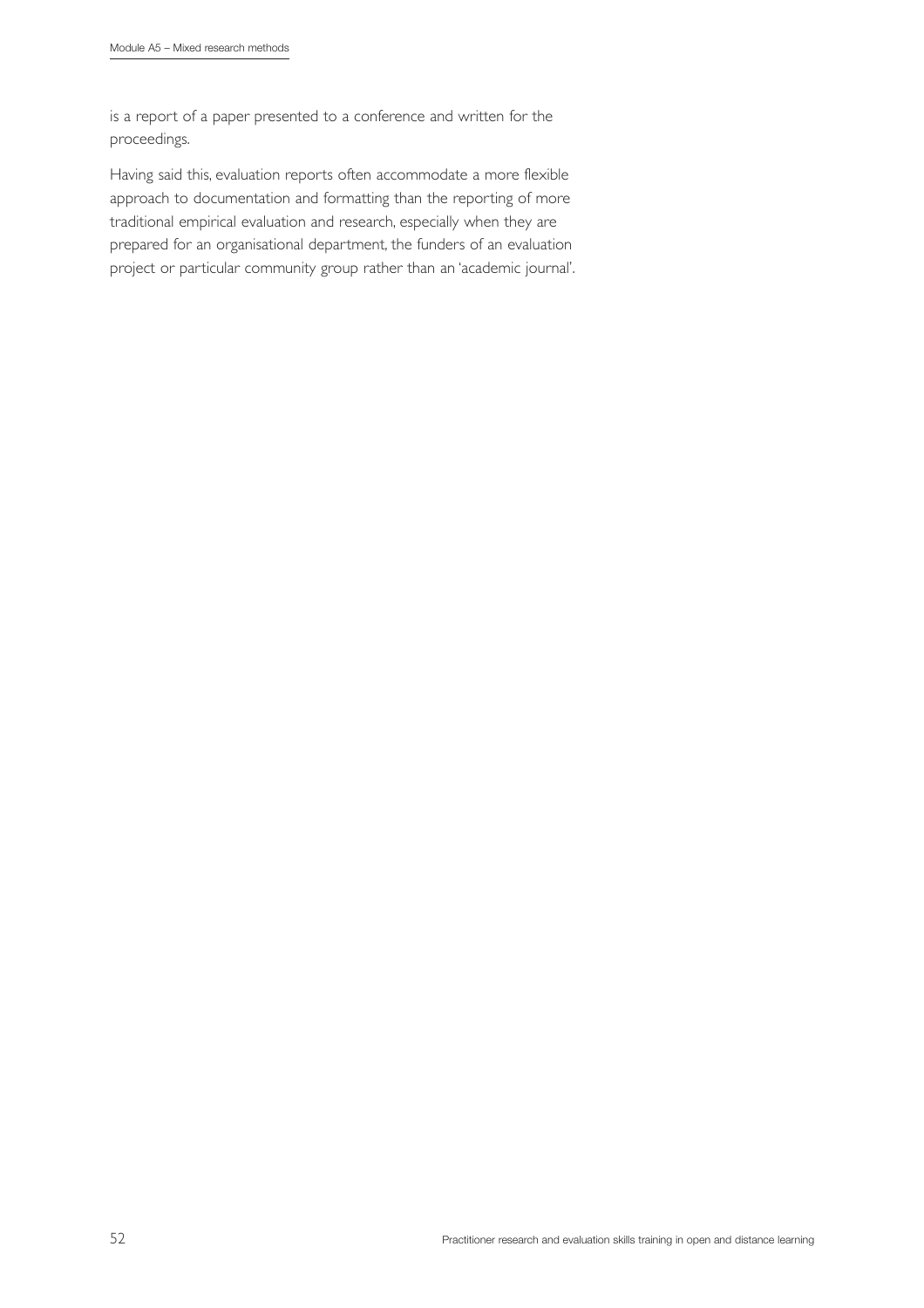is a report of a paper presented to a conference and written for the proceedings.

Having said this, evaluation reports often accommodate a more flexible approach to documentation and formatting than the reporting of more traditional empirical evaluation and research, especially when they are prepared for an organisational department, the funders of an evaluation project or particular community group rather than an 'academic journal'.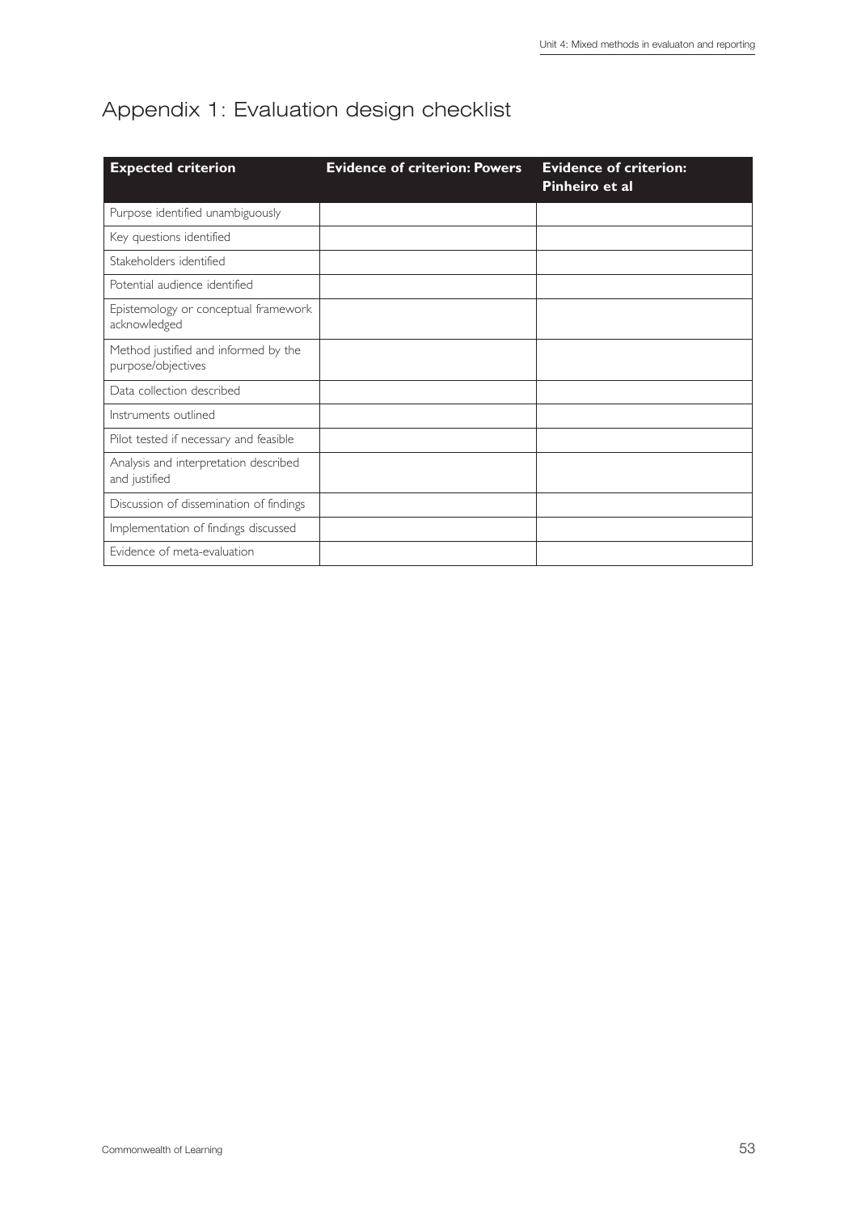# Appendix 1: Evaluation design checklist

| Expected criterion | Evidence of criterion: Powers | Evidence of criterion: Pinheiro et al |
| --- | --- | --- |
| Purpose identified unambiguously | | |
| Key questions identified | | |
| Stakeholders identified | | |
| Potential audience identified | | |
| Epistemology or conceptual framework acknowledged | | |
| Method justified and informed by the purpose/objectives | | |
| Data collection described | | |
| Instruments outlined | | |
| Pilot tested if necessary and feasible | | |
| Analysis and interpretation described and justified | | |
| Discussion of dissemination of findings | | |
| Implementation of findings discussed | | |
| Evidence of meta-evaluation | | |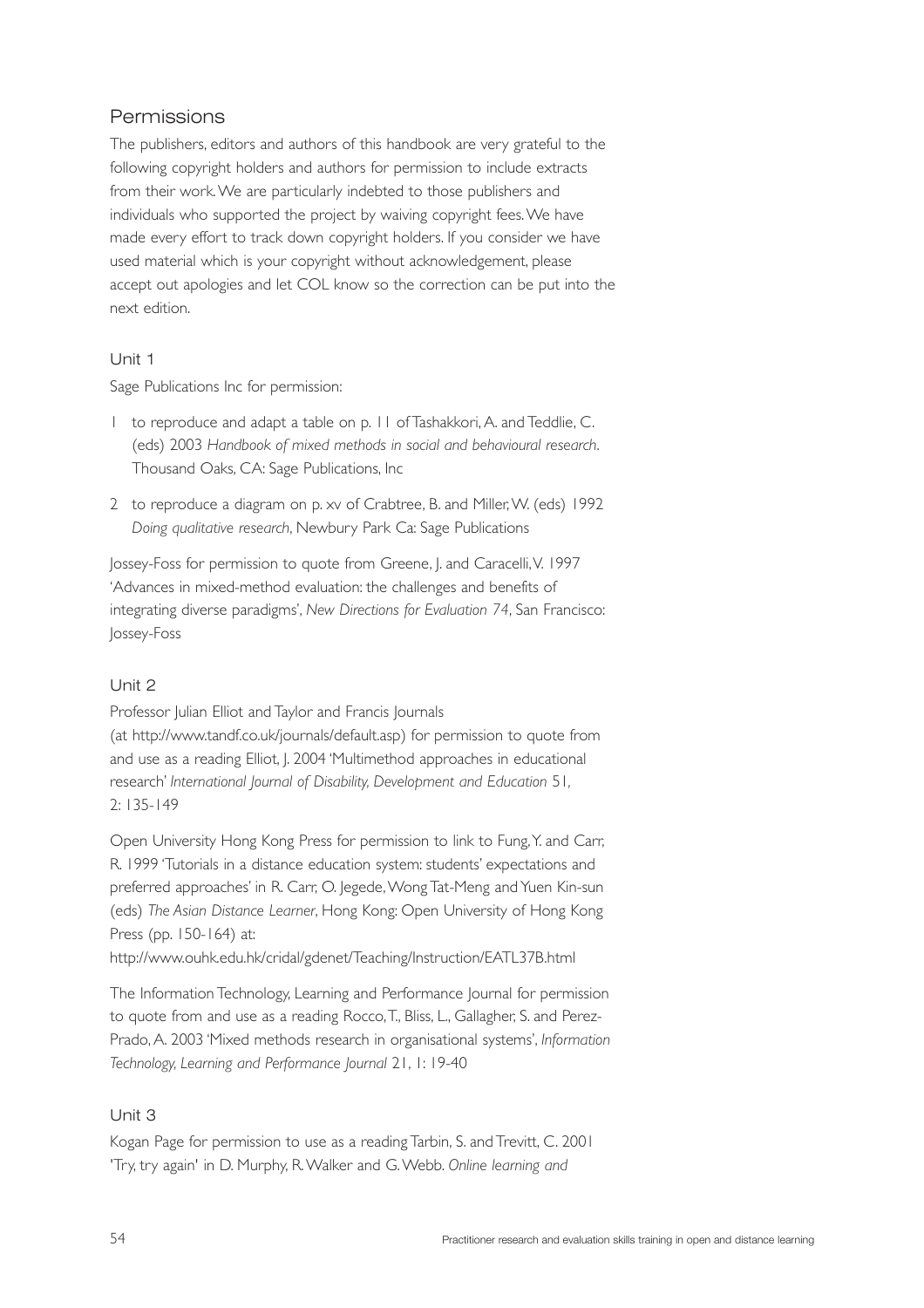## Permissions

The publishers, editors and authors of this handbook are very grateful to the following copyright holders and authors for permission to include extracts from their work. We are particularly indebted to those publishers and individuals who supported the project by waiving copyright fees. We have made every effort to track down copyright holders. If you consider we have used material which is your copyright without acknowledgement, please accept out apologies and let COL know so the correction can be put into the next edition.

### Unit 1

Sage Publications Inc for permission:

1. to reproduce and adapt a table on p. 11 of Tashakkori, A. and Teddlie, C. (eds) 2003 *Handbook of mixed methods in social and behavioural research*. Thousand Oaks, CA: Sage Publications, Inc
2. to reproduce a diagram on p. xv of Crabtree, B. and Miller, W. (eds) 1992 *Doing qualitative research*, Newbury Park Ca: Sage Publications

Jossey-Foss for permission to quote from Greene, J. and Caracelli, V. 1997 'Advances in mixed-method evaluation: the challenges and benefits of integrating diverse paradigms', *New Directions for Evaluation 74*, San Francisco: Jossey-Foss

### Unit 2

Professor Julian Elliot and Taylor and Francis Journals (at http://www.tandf.co.uk/journals/default.asp) for permission to quote from and use as a reading Elliot, J. 2004 'Multimethod approaches in educational research' *International Journal of Disability, Development and Education* 51, 2: 135-149

Open University Hong Kong Press for permission to link to Fung, Y. and Carr, R. 1999 'Tutorials in a distance education system: students' expectations and preferred approaches' in R. Carr, O. Jegede, Wong Tat-Meng and Yuen Kin-sun (eds) *The Asian Distance Learner*, Hong Kong: Open University of Hong Kong Press (pp. 150-164) at:
http://www.ouhk.edu.hk/cridal/gdenet/Teaching/Instruction/EATL37B.html

The Information Technology, Learning and Performance Journal for permission to quote from and use as a reading Rocco, T., Bliss, L., Gallagher, S. and Perez-Prado, A. 2003 'Mixed methods research in organisational systems', *Information Technology, Learning and Performance Journal* 21, 1: 19-40

### Unit 3

Kogan Page for permission to use as a reading Tarbin, S. and Trevitt, C. 2001 'Try, try again' in D. Murphy, R. Walker and G. Webb. *Online learning and*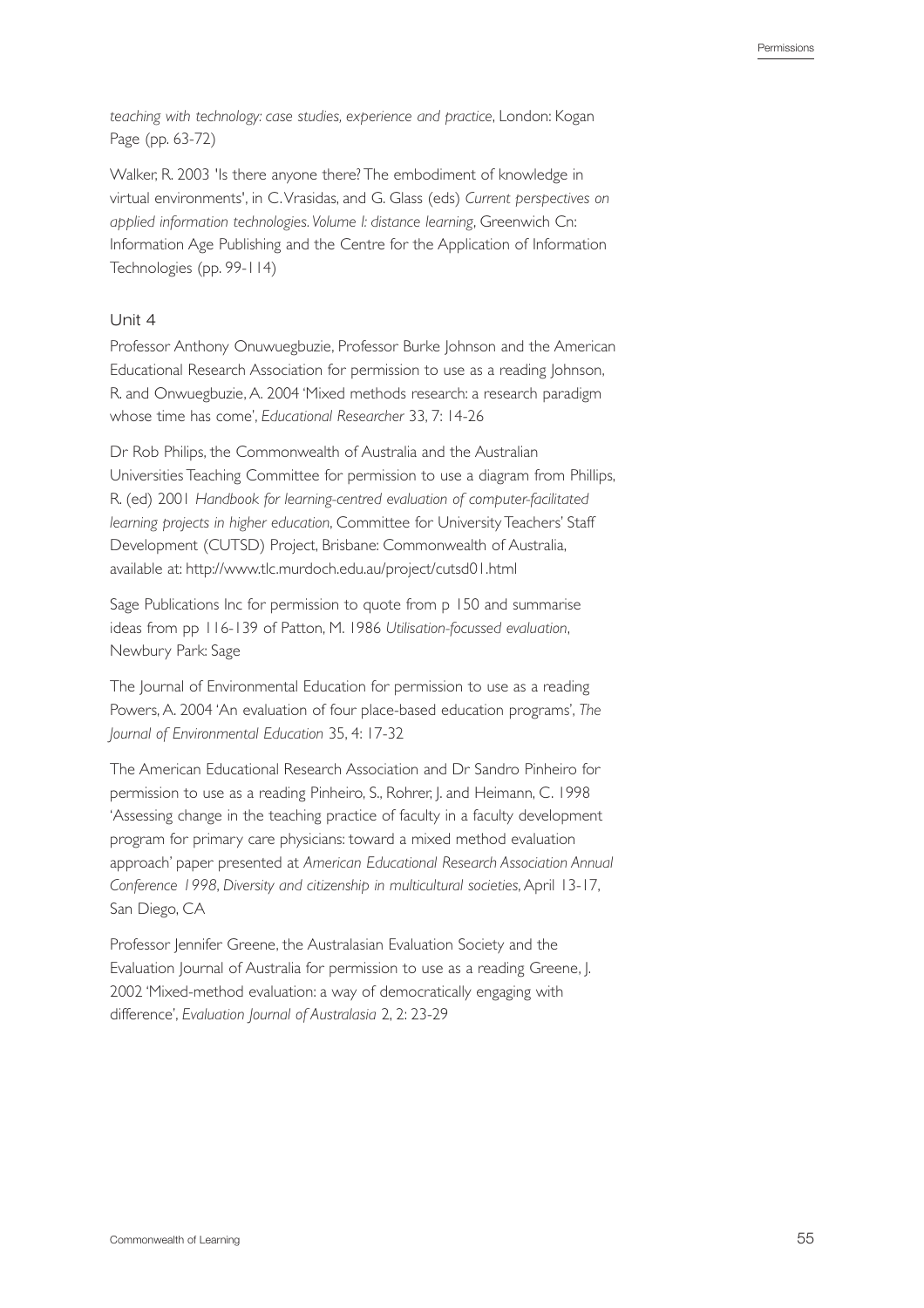*teaching with technology: case studies, experience and practice*, London: Kogan Page (pp. 63-72)

Walker, R. 2003 'Is there anyone there? The embodiment of knowledge in virtual environments', in C. Vrasidas, and G. Glass (eds) *Current perspectives on applied information technologies. Volume I: distance learning*, Greenwich Cn: Information Age Publishing and the Centre for the Application of Information Technologies (pp. 99-114)

## Unit 4

Professor Anthony Onuwuegbuzie, Professor Burke Johnson and the American Educational Research Association for permission to use as a reading Johnson, R. and Onwuegbuzie, A. 2004 'Mixed methods research: a research paradigm whose time has come', *Educational Researcher* 33, 7: 14-26

Dr Rob Philips, the Commonwealth of Australia and the Australian Universities Teaching Committee for permission to use a diagram from Phillips, R. (ed) 2001 *Handbook for learning-centred evaluation of computer-facilitated learning projects in higher education*, Committee for University Teachers' Staff Development (CUTSD) Project, Brisbane: Commonwealth of Australia, available at: http://www.tlc.murdoch.edu.au/project/cutsd01.html

Sage Publications Inc for permission to quote from p 150 and summarise ideas from pp 116-139 of Patton, M. 1986 *Utilisation-focussed evaluation*, Newbury Park: Sage

The Journal of Environmental Education for permission to use as a reading Powers, A. 2004 'An evaluation of four place-based education programs', *The Journal of Environmental Education* 35, 4: 17-32

The American Educational Research Association and Dr Sandro Pinheiro for permission to use as a reading Pinheiro, S., Rohrer, J. and Heimann, C. 1998 'Assessing change in the teaching practice of faculty in a faculty development program for primary care physicians: toward a mixed method evaluation approach' paper presented at *American Educational Research Association Annual Conference 1998, Diversity and citizenship in multicultural societies*, April 13-17, San Diego, CA

Professor Jennifer Greene, the Australasian Evaluation Society and the Evaluation Journal of Australia for permission to use as a reading Greene, J. 2002 'Mixed-method evaluation: a way of democratically engaging with difference', *Evaluation Journal of Australasia* 2, 2: 23-29